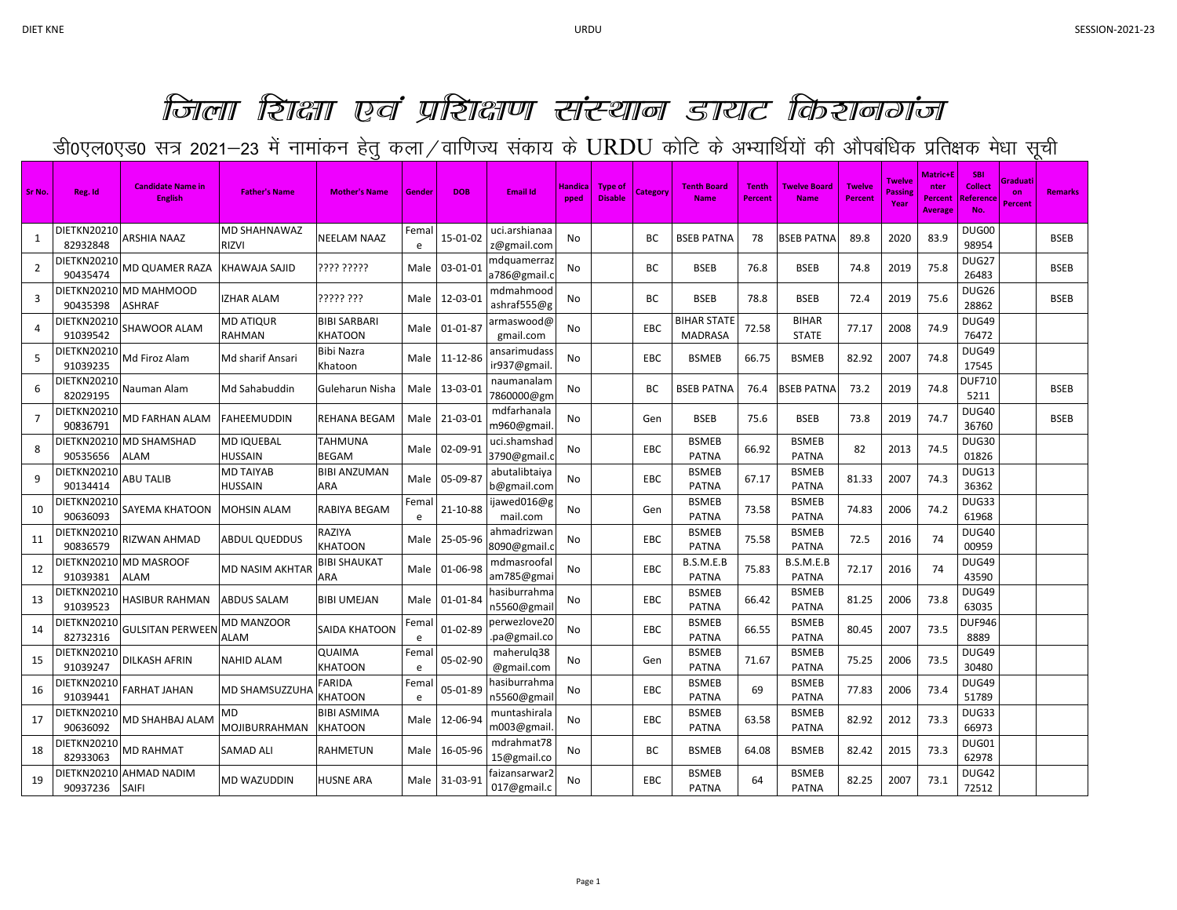# जिला शिक्षा एवं प्रशिक्षण संस्थान डायट किशनगंज

## डी0एल0एड0 सत्र 2021–23 में नामांकन हेतु कला/वाणिज्य संकाय के URDU कोटि के अभ्यार्थियों की औपबंधिक प्रतिक्षक मेधा सूची

| Sr No. | Reg. Id | Candidate Name in English | Father's Name | Mother's Name | Gender | DOB | Email Id | Handicapped | Type of Disable | Category | Tenth Board Name | Tenth Percent | Twelve Board Name | Twelve Percent | Twelve Passing Year | Matric+Enter Percent Average | SBI Collect Reference No. | Graduation Percent | Remarks |
|---|---|---|---|---|---|---|---|---|---|---|---|---|---|---|---|---|---|---|---|
| 1 | DIETKN2021082932848 | ARSHIA NAAZ | MD SHAHNAWAZ RIZVI | NEELAM NAAZ | Female | 15-01-02 | uci.arshianaaz@gmail.com | No | | BC | BSEB PATNA | 78 | BSEB PATNA | 89.8 | 2020 | 83.9 | DUG0098954 | | BSEB |
| 2 | DIETKN2021090435474 | MD QUAMER RAZA | KHAWAJA SAJID | ???? ????? | Male | 03-01-01 | mdquamerraza786@gmail.c | No | | BC | BSEB | 76.8 | BSEB | 74.8 | 2019 | 75.8 | DUG2726483 | | BSEB |
| 3 | DIETKN2021090435398 | MD MAHMOOD ASHRAF | IZHAR ALAM | ????? ??? | Male | 12-03-01 | mdmahmoodashraf555@g | No | | BC | BSEB | 78.8 | BSEB | 72.4 | 2019 | 75.6 | DUG2628862 | | BSEB |
| 4 | DIETKN2021091039542 | SHAWOOR ALAM | MD ATIQUR RAHMAN | BIBI SARBARI KHATOON | Male | 01-01-87 | armaswood@gmail.com | No | | EBC | BIHAR STATE MADRASA | 72.58 | BIHAR STATE | 77.17 | 2008 | 74.9 | DUG4976472 | | |
| 5 | DIETKN2021091039235 | Md Firoz Alam | Md sharif Ansari | Bibi Nazra Khatoon | Male | 11-12-86 | ansarimudassir937@gmail. | No | | EBC | BSMEB | 66.75 | BSMEB | 82.92 | 2007 | 74.8 | DUG4917545 | | |
| 6 | DIETKN2021082029195 | Nauman Alam | Md Sahabuddin | Guleharun Nisha | Male | 13-03-01 | naumanalam7860000@gm | No | | BC | BSEB PATNA | 76.4 | BSEB PATNA | 73.2 | 2019 | 74.8 | DUF7105211 | | BSEB |
| 7 | DIETKN2021090836791 | MD FARHAN ALAM | FAHEEMUDDIN | REHANA BEGAM | Male | 21-03-01 | mdfarhanalam960@gmail. | No | | Gen | BSEB | 75.6 | BSEB | 73.8 | 2019 | 74.7 | DUG4036760 | | BSEB |
| 8 | DIETKN2021090535656 | MD SHAMSHAD ALAM | MD IQUEBAL HUSSAIN | TAHMUNA BEGAM | Male | 02-09-91 | uci.shamshad3790@gmail.c | No | | EBC | BSMEB PATNA | 66.92 | BSMEB PATNA | 82 | 2013 | 74.5 | DUG3001826 | | |
| 9 | DIETKN2021090134414 | ABU TALIB | MD TAIYAB HUSSAIN | BIBI ANZUMAN ARA | Male | 05-09-87 | abutalibtaiyab@gmail.com | No | | EBC | BSMEB PATNA | 67.17 | BSMEB PATNA | 81.33 | 2007 | 74.3 | DUG1336362 | | |
| 10 | DIETKN2021090636093 | SAYEMA KHATOON | MOHSIN ALAM | RABIYA BEGAM | Female | 21-10-88 | ijawed016@gmail.com | No | | Gen | BSMEB PATNA | 73.58 | BSMEB PATNA | 74.83 | 2006 | 74.2 | DUG3361968 | | |
| 11 | DIETKN2021090836579 | RIZWAN AHMAD | ABDUL QUEDDUS | RAZIYA KHATOON | Male | 25-05-96 | ahmadrizwan8090@gmail.c | No | | EBC | BSMEB PATNA | 75.58 | BSMEB PATNA | 72.5 | 2016 | 74 | DUG4000959 | | |
| 12 | DIETKN2021091039381 | MD MASROOF ALAM | MD NASIM AKHTAR | BIBI SHAUKAT ARA | Male | 01-06-98 | mdmasroofalam785@gmai | No | | EBC | B.S.M.E.B PATNA | 75.83 | B.S.M.E.B PATNA | 72.17 | 2016 | 74 | DUG4943590 | | |
| 13 | DIETKN2021091039523 | HASIBUR RAHMAN | ABDUS SALAM | BIBI UMEJAN | Male | 01-01-84 | hasiburrahman5560@gmail | No | | EBC | BSMEB PATNA | 66.42 | BSMEB PATNA | 81.25 | 2006 | 73.8 | DUG4963035 | | |
| 14 | DIETKN2021082732316 | GULSITAN PERWEEN | MD MANZOOR ALAM | SAIDA KHATOON | Female | 01-02-89 | perwezlove20.pa@gmail.co | No | | EBC | BSMEB PATNA | 66.55 | BSMEB PATNA | 80.45 | 2007 | 73.5 | DUF9468889 | | |
| 15 | DIETKN2021091039247 | DILKASH AFRIN | NAHID ALAM | QUAIMA KHATOON | Female | 05-02-90 | maherulq38@gmail.com | No | | Gen | BSMEB PATNA | 71.67 | BSMEB PATNA | 75.25 | 2006 | 73.5 | DUG4930480 | | |
| 16 | DIETKN2021091039441 | FARHAT JAHAN | MD SHAMSUZZUHA | FARIDA KHATOON | Female | 05-01-89 | hasiburrahman5560@gmail | No | | EBC | BSMEB PATNA | 69 | BSMEB PATNA | 77.83 | 2006 | 73.4 | DUG4951789 | | |
| 17 | DIETKN2021090636092 | MD SHAHBAJ ALAM | MD MOJIBURRAHMAN | BIBI ASMIMA KHATOON | Male | 12-06-94 | muntashiralam003@gmail. | No | | EBC | BSMEB PATNA | 63.58 | BSMEB PATNA | 82.92 | 2012 | 73.3 | DUG3366973 | | |
| 18 | DIETKN2021082933063 | MD RAHMAT | SAMAD ALI | RAHMETUN | Male | 16-05-96 | mdrahmat7815@gmail.co | No | | BC | BSMEB | 64.08 | BSMEB | 82.42 | 2015 | 73.3 | DUG0162978 | | |
| 19 | DIETKN2021090937236 | AHMAD NADIM SAIFI | MD WAZUDDIN | HUSNE ARA | Male | 31-03-91 | faizansarwar2017@gmail.c | No | | EBC | BSMEB PATNA | 64 | BSMEB PATNA | 82.25 | 2007 | 73.1 | DUG4272512 | | |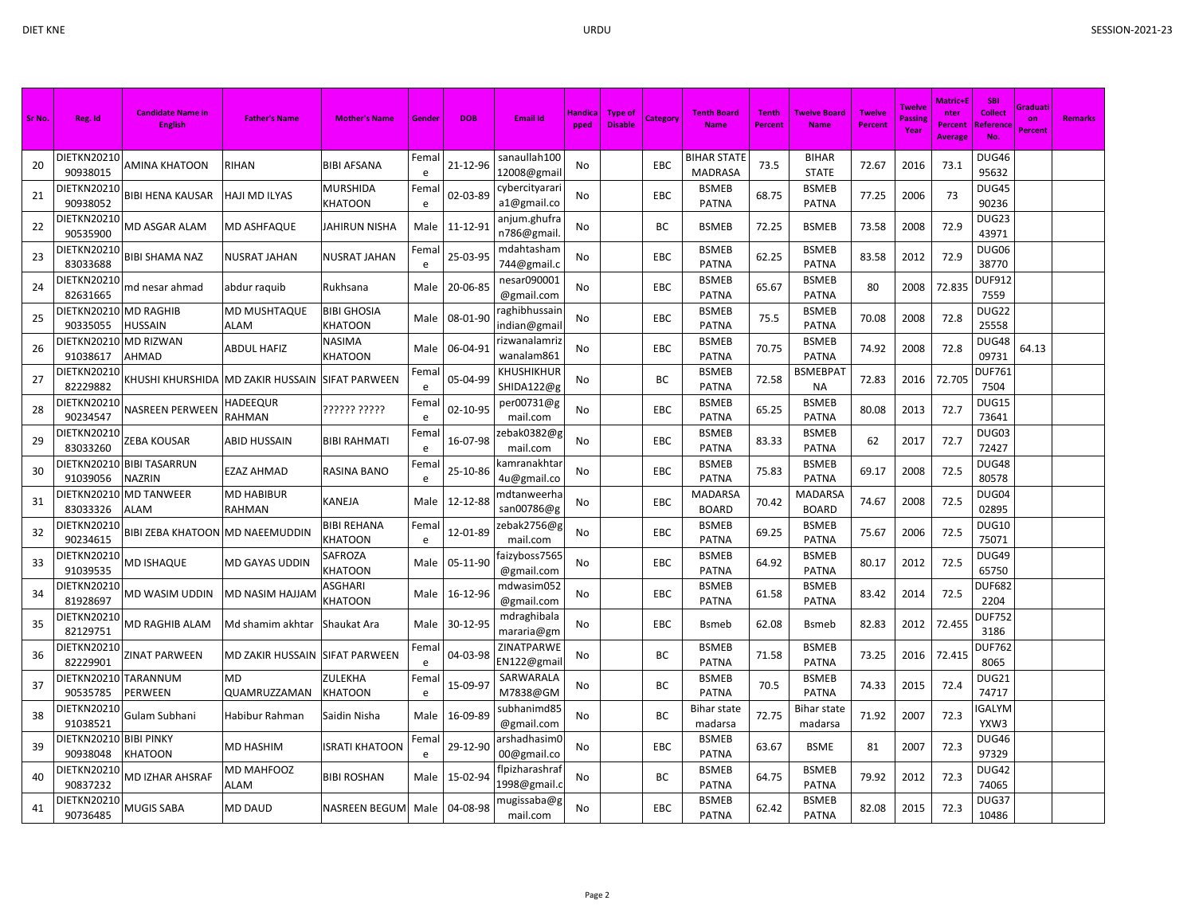| Sr No. | Reg. Id | Candidate Name in English | Father's Name | Mother's Name | Gender | DOB | Email Id | Handicapped | Type of Disable | Category | Tenth Board Name | Tenth Percent | Twelve Board Name | Twelve Percent | Twelve Passing Year | Matric+Enter Percent Average | SBI Collect Reference No. | Graduation Percent | Remarks |
|---|---|---|---|---|---|---|---|---|---|---|---|---|---|---|---|---|---|---|---|
| 20 | DIETKN2021090938015 | AMINA KHATOON | RIHAN | BIBI AFSANA | Female | 21-12-96 | sanaullah10012008@gmail | No | | EBC | BIHAR STATE MADRASA | 73.5 | BIHAR STATE | 72.67 | 2016 | 73.1 | DUG4695632 | | |
| 21 | DIETKN2021090938052 | BIBI HENA KAUSAR | HAJI MD ILYAS | MURSHIDA KHATOON | Female | 02-03-89 | cybercityarari a1@gmail.co | No | | EBC | BSMEB PATNA | 68.75 | BSMEB PATNA | 77.25 | 2006 | 73 | DUG4590236 | | |
| 22 | DIETKN2021090535900 | MD ASGAR ALAM | MD ASHFAQUE | JAHIRUN NISHA | Male | 11-12-91 | anjum.ghufra n786@gmail. | No | | BC | BSMEB | 72.25 | BSMEB | 73.58 | 2008 | 72.9 | DUG2343971 | | |
| 23 | DIETKN2021083033688 | BIBI SHAMA NAZ | NUSRAT JAHAN | NUSRAT JAHAN | Female | 25-03-95 | mdahtasham744@gmail.c | No | | EBC | BSMEB PATNA | 62.25 | BSMEB PATNA | 83.58 | 2012 | 72.9 | DUG0638770 | | |
| 24 | DIETKN2021082631665 | md nesar ahmad | abdur raquib | Rukhsana | Male | 20-06-85 | nesar090001@gmail.com | No | | EBC | BSMEB PATNA | 65.67 | BSMEB PATNA | 80 | 2008 | 72.835 | DUF9127559 | | |
| 25 | DIETKN2021090335055 | MD RAGHIB HUSSAIN | MD MUSHTAQUE ALAM | BIBI GHOSIA KHATOON | Male | 08-01-90 | raghibhussain indian@gmail | No | | EBC | BSMEB PATNA | 75.5 | BSMEB PATNA | 70.08 | 2008 | 72.8 | DUG2225558 | | |
| 26 | DIETKN2021091038617 | MD RIZWAN AHMAD | ABDUL HAFIZ | NASIMA KHATOON | Male | 06-04-91 | rizwanalamriz wanalam861 | No | | EBC | BSMEB PATNA | 70.75 | BSMEB PATNA | 74.92 | 2008 | 72.8 | DUG4809731 | 64.13 | |
| 27 | DIETKN2021082229882 | KHUSHI KHURSHIDA | MD ZAKIR HUSSAIN | SIFAT PARWEEN | Female | 05-04-99 | KHUSHIKHURSHIDA122@g | No | | BC | BSMEB PATNA | 72.58 | BSMEBPATNA | 72.83 | 2016 | 72.705 | DUF7617504 | | |
| 28 | DIETKN2021090234547 | NASREEN PERWEEN | HADEEQUR RAHMAN | ?????? ????? | Female | 02-10-95 | per00731@g mail.com | No | | EBC | BSMEB PATNA | 65.25 | BSMEB PATNA | 80.08 | 2013 | 72.7 | DUG1573641 | | |
| 29 | DIETKN2021083033260 | ZEBA KOUSAR | ABID HUSSAIN | BIBI RAHMATI | Female | 16-07-98 | zebak0382@g mail.com | No | | EBC | BSMEB PATNA | 83.33 | BSMEB PATNA | 62 | 2017 | 72.7 | DUG0372427 | | |
| 30 | DIETKN2021091039056 | BIBI TASARRUN NAZRIN | EZAZ AHMAD | RASINA BANO | Female | 25-10-86 | kamranakhtar4u@gmail.co | No | | EBC | BSMEB PATNA | 75.83 | BSMEB PATNA | 69.17 | 2008 | 72.5 | DUG4880578 | | |
| 31 | DIETKN2021083033326 | MD TANWEER ALAM | MD HABIBUR RAHMAN | KANEJA | Male | 12-12-88 | mdtanweerha san00786@g | No | | EBC | MADARSA BOARD | 70.42 | MADARSA BOARD | 74.67 | 2008 | 72.5 | DUG0402895 | | |
| 32 | DIETKN2021090234615 | BIBI ZEBA KHATOON | MD NAEEMUDDIN | BIBI REHANA KHATOON | Female | 12-01-89 | zebak2756@g mail.com | No | | EBC | BSMEB PATNA | 69.25 | BSMEB PATNA | 75.67 | 2006 | 72.5 | DUG1075071 | | |
| 33 | DIETKN2021091039535 | MD ISHAQUE | MD GAYAS UDDIN | SAFROZA KHATOON | Male | 05-11-90 | faizyboss7565@gmail.com | No | | EBC | BSMEB PATNA | 64.92 | BSMEB PATNA | 80.17 | 2012 | 72.5 | DUG4965750 | | |
| 34 | DIETKN2021081928697 | MD WASIM UDDIN | MD NASIM HAJJAM | ASGHARI KHATOON | Male | 16-12-96 | mdwasim052@gmail.com | No | | EBC | BSMEB PATNA | 61.58 | BSMEB PATNA | 83.42 | 2014 | 72.5 | DUF6822204 | | |
| 35 | DIETKN2021082129751 | MD RAGHIB ALAM | Md shamim akhtar | Shaukat Ara | Male | 30-12-95 | mdraghibala mararia@gm | No | | EBC | Bsmeb | 62.08 | Bsmeb | 82.83 | 2012 | 72.455 | DUF7523186 | | |
| 36 | DIETKN2021082229901 | ZINAT PARWEEN | MD ZAKIR HUSSAIN | SIFAT PARWEEN | Female | 04-03-98 | ZINATPARWEEN122@gmail | No | | BC | BSMEB PATNA | 71.58 | BSMEB PATNA | 73.25 | 2016 | 72.415 | DUF7628065 | | |
| 37 | DIETKN2021090535785 | TARANNUM PERWEEN | MD QUAMRUZZAMAN | ZULEKHA KHATOON | Female | 15-09-97 | SARWARALAM7838@GM | No | | BC | BSMEB PATNA | 70.5 | BSMEB PATNA | 74.33 | 2015 | 72.4 | DUG2174717 | | |
| 38 | DIETKN2021091038521 | Gulam Subhani | Habibur Rahman | Saidin Nisha | Male | 16-09-89 | subhanimd85@gmail.com | No | | BC | Bihar state madarsa | 72.75 | Bihar state madarsa | 71.92 | 2007 | 72.3 | IGALYMYXW3 | | |
| 39 | DIETKN2021090938048 | BIBI PINKY KHATOON | MD HASHIM | ISRATI KHATOON | Female | 29-12-90 | arshadhasim000@gmail.co | No | | EBC | BSMEB PATNA | 63.67 | BSME | 81 | 2007 | 72.3 | DUG4697329 | | |
| 40 | DIETKN2021090837232 | MD IZHAR AHSRAF | MD MAHFOOZ ALAM | BIBI ROSHAN | Male | 15-02-94 | flpizharashraf1998@gmail.c | No | | BC | BSMEB PATNA | 64.75 | BSMEB PATNA | 79.92 | 2012 | 72.3 | DUG4274065 | | |
| 41 | DIETKN2021090736485 | MUGIS SABA | MD DAUD | NASREEN BEGUM | Male | 04-08-98 | mugissaba@g mail.com | No | | EBC | BSMEB PATNA | 62.42 | BSMEB PATNA | 82.08 | 2015 | 72.3 | DUG3710486 | | |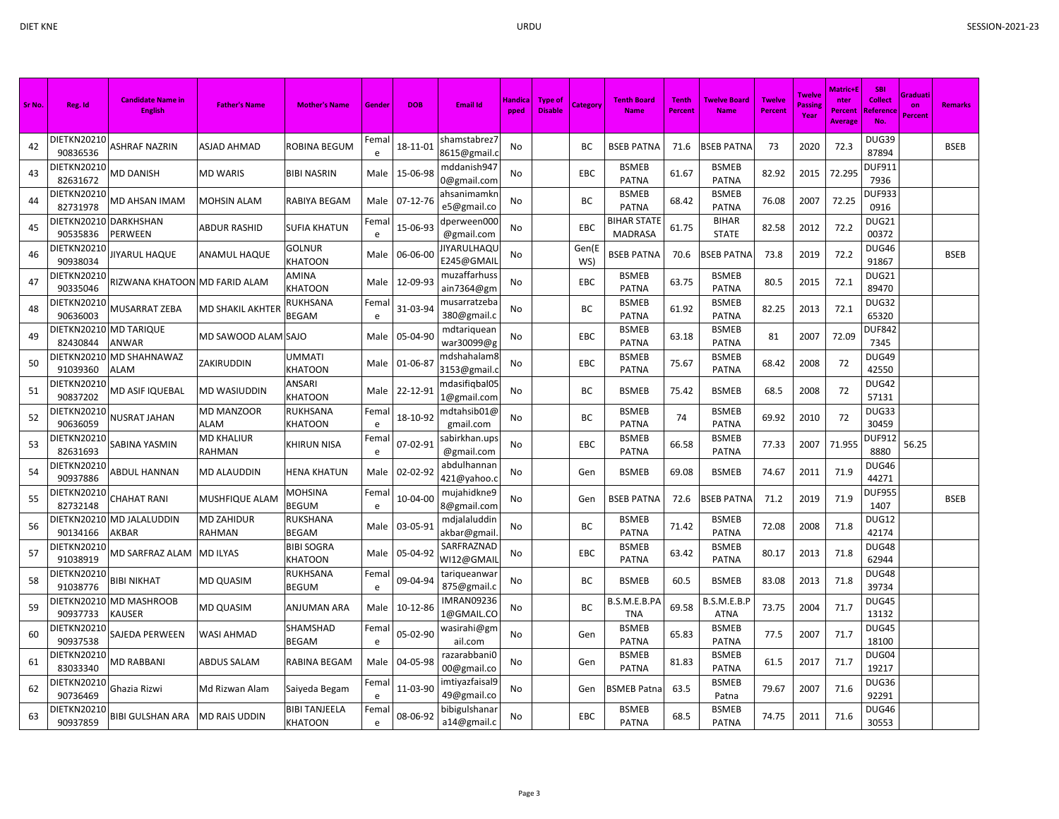| Sr No. | Reg. Id | Candidate Name in English | Father's Name | Mother's Name | Gender | DOB | Email Id | Handicapped | Type of Disable | Category | Tenth Board Name | Tenth Percent | Twelve Board Name | Twelve Percent | Twelve Passing Year | Matric+Enter Percent Average | SBI Collect Reference No. | Graduation Percent | Remarks |
|---|---|---|---|---|---|---|---|---|---|---|---|---|---|---|---|---|---|---|---|
| 42 | DIETKN2021090836536 | ASHRAF NAZRIN | ASJAD AHMAD | ROBINA BEGUM | Female | 18-11-01 | shamstabrez78615@gmail.c | No | | BC | BSEB PATNA | 71.6 | BSEB PATNA | 73 | 2020 | 72.3 | DUG3987894 | | BSEB |
| 43 | DIETKN2021082631672 | MD DANISH | MD WARIS | BIBI NASRIN | Male | 15-06-98 | mddanish9470@gmail.com | No | | EBC | BSMEB PATNA | 61.67 | BSMEB PATNA | 82.92 | 2015 | 72.295 | DUF9117936 | | |
| 44 | DIETKN2021082731978 | MD AHSAN IMAM | MOHSIN ALAM | RABIYA BEGAM | Male | 07-12-76 | ahsanimamkne5@gmail.co | No | | BC | BSMEB PATNA | 68.42 | BSMEB PATNA | 76.08 | 2007 | 72.25 | DUF9330916 | | |
| 45 | DIETKN2021090535836 | DARKHSHAN PERWEEN | ABDUR RASHID | SUFIA KHATUN | Female | 15-06-93 | dperween000@gmail.com | No | | EBC | BIHAR STATE MADRASA | 61.75 | BIHAR STATE | 82.58 | 2012 | 72.2 | DUG2100372 | | |
| 46 | DIETKN2021090938034 | JIYARUL HAQUE | ANAMUL HAQUE | GOLNUR KHATOON | Male | 06-06-00 | JIYARULHAQUE245@GMAIL | No | | Gen(EWS) | BSEB PATNA | 70.6 | BSEB PATNA | 73.8 | 2019 | 72.2 | DUG4691867 | | BSEB |
| 47 | DIETKN2021090335046 | RIZWANA KHATOON | MD FARID ALAM | AMINA KHATOON | Male | 12-09-93 | muzaffarhussain7364@gm | No | | EBC | BSMEB PATNA | 63.75 | BSMEB PATNA | 80.5 | 2015 | 72.1 | DUG2189470 | | |
| 48 | DIETKN2021090636003 | MUSARRAT ZEBA | MD SHAKIL AKHTER | RUKHSANA BEGAM | Female | 31-03-94 | musarratzeba380@gmail.c | No | | BC | BSMEB PATNA | 61.92 | BSMEB PATNA | 82.25 | 2013 | 72.1 | DUG3265320 | | |
| 49 | DIETKN2021082430844 | MD TARIQUE ANWAR | MD SAWOOD ALAM | SAJO | Male | 05-04-90 | mdtariqueanwar30099@g | No | | EBC | BSMEB PATNA | 63.18 | BSMEB PATNA | 81 | 2007 | 72.09 | DUF8427345 | | |
| 50 | DIETKN2021091039360 | MD SHAHNAWAZ ALAM | ZAKIRUDDIN | UMMATI KHATOON | Male | 01-06-87 | mdshahalam83153@gmail.c | No | | EBC | BSMEB PATNA | 75.67 | BSMEB PATNA | 68.42 | 2008 | 72 | DUG4942550 | | |
| 51 | DIETKN2021090837202 | MD ASIF IQUEBAL | MD WASIUDDIN | ANSARI KHATOON | Male | 22-12-91 | mdasifiqbal051@gmail.com | No | | BC | BSMEB | 75.42 | BSMEB | 68.5 | 2008 | 72 | DUG4257131 | | |
| 52 | DIETKN2021090636059 | NUSRAT JAHAN | MD MANZOOR ALAM | RUKHSANA KHATOON | Female | 18-10-92 | mdtahsib01@gmail.com | No | | BC | BSMEB PATNA | 74 | BSMEB PATNA | 69.92 | 2010 | 72 | DUG3330459 | | |
| 53 | DIETKN2021082631693 | SABINA YASMIN | MD KHALIUR RAHMAN | KHIRUN NISA | Female | 07-02-91 | sabirkhan.ups@gmail.com | No | | EBC | BSMEB PATNA | 66.58 | BSMEB PATNA | 77.33 | 2007 | 71.955 | DUF9128880 | 56.25 | |
| 54 | DIETKN2021090937886 | ABDUL HANNAN | MD ALAUDDIN | HENA KHATUN | Male | 02-02-92 | abdulhannan421@yahoo.c | No | | Gen | BSMEB | 69.08 | BSMEB | 74.67 | 2011 | 71.9 | DUG4644271 | | |
| 55 | DIETKN2021082732148 | CHAHAT RANI | MUSHFIQUE ALAM | MOHSINA BEGUM | Female | 10-04-00 | mujahidkne98@gmail.com | No | | Gen | BSEB PATNA | 72.6 | BSEB PATNA | 71.2 | 2019 | 71.9 | DUF9551407 | | BSEB |
| 56 | DIETKN2021090134166 | MD JALALUDDIN AKBAR | MD ZAHIDUR RAHMAN | RUKSHANA BEGAM | Male | 03-05-91 | mdjalaluddinakbar@gmail. | No | | BC | BSMEB PATNA | 71.42 | BSMEB PATNA | 72.08 | 2008 | 71.8 | DUG1242174 | | |
| 57 | DIETKN2021091038919 | MD SARFRAZ ALAM | MD ILYAS | BIBI SOGRA KHATOON | Male | 05-04-92 | SARFRAZNADWI12@GMAIL | No | | EBC | BSMEB PATNA | 63.42 | BSMEB PATNA | 80.17 | 2013 | 71.8 | DUG4862944 | | |
| 58 | DIETKN2021091038776 | BIBI NIKHAT | MD QUASIM | RUKHSANA BEGUM | Female | 09-04-94 | tariqueanwar875@gmail.c | No | | BC | BSMEB | 60.5 | BSMEB | 83.08 | 2013 | 71.8 | DUG4839734 | | |
| 59 | DIETKN2021090937733 | MD MASHROOB KAUSER | MD QUASIM | ANJUMAN ARA | Male | 10-12-86 | IMRAN092361@GMAIL.CO | No | | BC | B.S.M.E.B.PATNA | 69.58 | B.S.M.E.B.PATNA | 73.75 | 2004 | 71.7 | DUG4513132 | | |
| 60 | DIETKN2021090937538 | SAJEDA PERWEEN | WASI AHMAD | SHAMSHAD BEGAM | Female | 05-02-90 | wasirahi@gmail.com | No | | Gen | BSMEB PATNA | 65.83 | BSMEB PATNA | 77.5 | 2007 | 71.7 | DUG4518100 | | |
| 61 | DIETKN2021083033340 | MD RABBANI | ABDUS SALAM | RABINA BEGAM | Male | 04-05-98 | razarabbani000@gmail.co | No | | Gen | BSMEB PATNA | 81.83 | BSMEB PATNA | 61.5 | 2017 | 71.7 | DUG0419217 | | |
| 62 | DIETKN2021090736469 | Ghazia Rizwi | Md Rizwan Alam | Saiyeda Begam | Female | 11-03-90 | imtiyazfaisal949@gmail.co | No | | Gen | BSMEB Patna | 63.5 | BSMEB Patna | 79.67 | 2007 | 71.6 | DUG3692291 | | |
| 63 | DIETKN2021090937859 | BIBI GULSHAN ARA | MD RAIS UDDIN | BIBI TANJEELA KHATOON | Female | 08-06-92 | bibigulshanara14@gmail.c | No | | EBC | BSMEB PATNA | 68.5 | BSMEB PATNA | 74.75 | 2011 | 71.6 | DUG4630553 | | |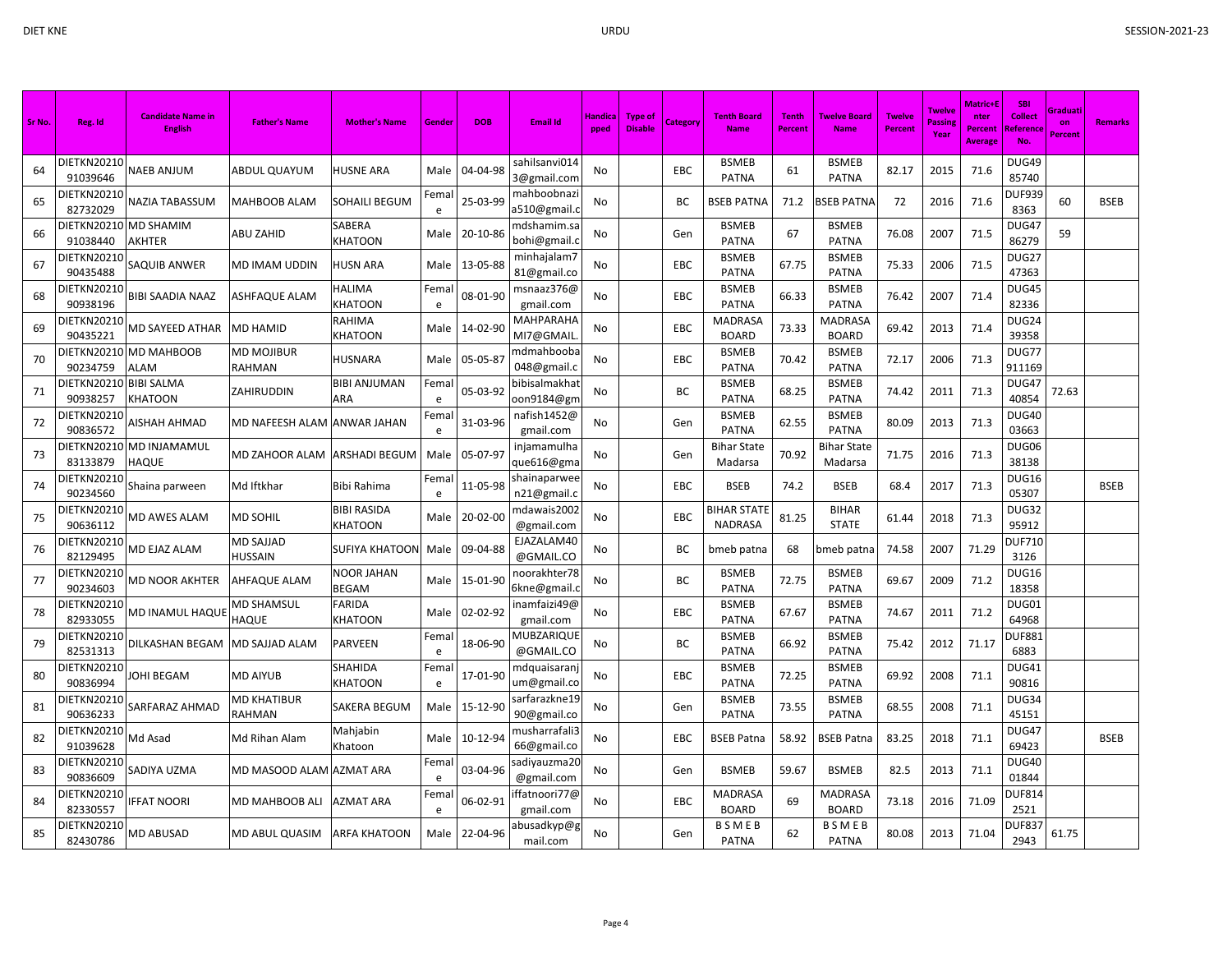| Sr No. | Reg. Id | Candidate Name in English | Father's Name | Mother's Name | Gender | DOB | Email Id | Handicapped | Type of Disable | Category | Tenth Board Name | Tenth Percent | Twelve Board Name | Twelve Percent | Twelve Passing Year | Matric+Enter Percent Average | SBI Collect Reference No. | Graduation Percent | Remarks |
|---|---|---|---|---|---|---|---|---|---|---|---|---|---|---|---|---|---|---|---|
| 64 | DIETKN2021091039646 | NAEB ANJUM | ABDUL QUAYUM | HUSNE ARA | Male | 04-04-98 | sahilsanvi0143@gmail.com | No | | EBC | BSMEB PATNA | 61 | BSMEB PATNA | 82.17 | 2015 | 71.6 | DUG4985740 | | |
| 65 | DIETKN2021082732029 | NAZIA TABASSUM | MAHBOOB ALAM | SOHAILI BEGUM | Female | 25-03-99 | mahboobnazia510@gmail.c | No | | BC | BSEB PATNA | 71.2 | BSEB PATNA | 72 | 2016 | 71.6 | DUF9398363 | 60 | BSEB |
| 66 | DIETKN2021091038440 | MD SHAMIM AKHTER | ABU ZAHID | SABERA KHATOON | Male | 20-10-86 | mdshamim.sabohi@gmail.c | No | | Gen | BSMEB PATNA | 67 | BSMEB PATNA | 76.08 | 2007 | 71.5 | DUG4786279 | 59 | |
| 67 | DIETKN2021090435488 | SAQUIB ANWER | MD IMAM UDDIN | HUSN ARA | Male | 13-05-88 | minhajalam781@gmail.co | No | | EBC | BSMEB PATNA | 67.75 | BSMEB PATNA | 75.33 | 2006 | 71.5 | DUG2747363 | | |
| 68 | DIETKN2021090938196 | BIBI SAADIA NAAZ | ASHFAQUE ALAM | HALIMA KHATOON | Female | 08-01-90 | msnaaz376@gmail.com | No | | EBC | BSMEB PATNA | 66.33 | BSMEB PATNA | 76.42 | 2007 | 71.4 | DUG4582336 | | |
| 69 | DIETKN2021090435221 | MD SAYEED ATHAR | MD HAMID | RAHIMA KHATOON | Male | 14-02-90 | MAHPARAHAMI7@GMAIL. | No | | EBC | MADRASA BOARD | 73.33 | MADRASA BOARD | 69.42 | 2013 | 71.4 | DUG2439358 | | |
| 70 | DIETKN2021090234759 | MD MAHBOOB ALAM | MD MOJIBUR RAHMAN | HUSNARA | Male | 05-05-87 | mdmahbooba048@gmail.c | No | | EBC | BSMEB PATNA | 70.42 | BSMEB PATNA | 72.17 | 2006 | 71.3 | DUG77911169 | | |
| 71 | DIETKN2021090938257 | BIBI SALMA KHATOON | ZAHIRUDDIN | BIBI ANJUMAN ARA | Female | 05-03-92 | bibisalmakhatoon9184@gm | No | | BC | BSMEB PATNA | 68.25 | BSMEB PATNA | 74.42 | 2011 | 71.3 | DUG4740854 | 72.63 | |
| 72 | DIETKN2021090836572 | AISHAH AHMAD | MD NAFEESH ALAM | ANWAR JAHAN | Female | 31-03-96 | nafish1452@gmail.com | No | | Gen | BSMEB PATNA | 62.55 | BSMEB PATNA | 80.09 | 2013 | 71.3 | DUG4003663 | | |
| 73 | DIETKN2021083133879 | MD INJAMAMUL HAQUE | MD ZAHOOR ALAM | ARSHADI BEGUM | Male | 05-07-97 | injamamulhaque616@gma | No | | Gen | Bihar State Madarsa | 70.92 | Bihar State Madarsa | 71.75 | 2016 | 71.3 | DUG0638138 | | |
| 74 | DIETKN2021090234560 | Shaina parween | Md Iftkhar | Bibi Rahima | Female | 11-05-98 | shainaparween21@gmail.c | No | | EBC | BSEB | 74.2 | BSEB | 68.4 | 2017 | 71.3 | DUG1605307 | | BSEB |
| 75 | DIETKN2021090636112 | MD AWES ALAM | MD SOHIL | BIBI RASIDA KHATOON | Male | 20-02-00 | mdawais2002@gmail.com | No | | EBC | BIHAR STATE NADRASA | 81.25 | BIHAR STATE | 61.44 | 2018 | 71.3 | DUG3295912 | | |
| 76 | DIETKN2021082129495 | MD EJAZ ALAM | MD SAJJAD HUSSAIN | SUFIYA KHATOON | Male | 09-04-88 | EJAZALAM40@GMAIL.CO | No | | BC | bmeb patna | 68 | bmeb patna | 74.58 | 2007 | 71.29 | DUF7103126 | | |
| 77 | DIETKN2021090234603 | MD NOOR AKHTER | AHFAQUE ALAM | NOOR JAHAN BEGAM | Male | 15-01-90 | noorakhter786kne@gmail.c | No | | BC | BSMEB PATNA | 72.75 | BSMEB PATNA | 69.67 | 2009 | 71.2 | DUG1618358 | | |
| 78 | DIETKN2021082933055 | MD INAMUL HAQUE | MD SHAMSUL HAQUE | FARIDA KHATOON | Male | 02-02-92 | inamfaizi49@gmail.com | No | | EBC | BSMEB PATNA | 67.67 | BSMEB PATNA | 74.67 | 2011 | 71.2 | DUG0164968 | | |
| 79 | DIETKN2021082531313 | DILKASHAN BEGAM | MD SAJJAD ALAM | PARVEEN | Female | 18-06-90 | MUBZARIQUE@GMAIL.CO | No | | BC | BSMEB PATNA | 66.92 | BSMEB PATNA | 75.42 | 2012 | 71.17 | DUF8816883 | | |
| 80 | DIETKN2021090836994 | JOHI BEGAM | MD AIYUB | SHAHIDA KHATOON | Female | 17-01-90 | mdquaisaranjum@gmail.co | No | | EBC | BSMEB PATNA | 72.25 | BSMEB PATNA | 69.92 | 2008 | 71.1 | DUG4190816 | | |
| 81 | DIETKN2021090636233 | SARFARAZ AHMAD | MD KHATIBUR RAHMAN | SAKERA BEGUM | Male | 15-12-90 | sarfarazkne1990@gmail.co | No | | Gen | BSMEB PATNA | 73.55 | BSMEB PATNA | 68.55 | 2008 | 71.1 | DUG3445151 | | |
| 82 | DIETKN2021091039628 | Md Asad | Md Rihan Alam | Mahjabin Khatoon | Male | 10-12-94 | musharrafali366@gmail.co | No | | EBC | BSEB Patna | 58.92 | BSEB Patna | 83.25 | 2018 | 71.1 | DUG4769423 | | BSEB |
| 83 | DIETKN2021090836609 | SADIYA UZMA | MD MASOOD ALAM | AZMAT ARA | Female | 03-04-96 | sadiyauzma20@gmail.com | No | | Gen | BSMEB | 59.67 | BSMEB | 82.5 | 2013 | 71.1 | DUG4001844 | | |
| 84 | DIETKN2021082330557 | IFFAT NOORI | MD MAHBOOB ALI | AZMAT ARA | Female | 06-02-91 | iffatnoori77@gmail.com | No | | EBC | MADRASA BOARD | 69 | MADRASA BOARD | 73.18 | 2016 | 71.09 | DUF8142521 | | |
| 85 | DIETKN2021082430786 | MD ABUSAD | MD ABUL QUASIM | ARFA KHATOON | Male | 22-04-96 | abusadkyp@gmail.com | No | | Gen | B S M E B PATNA | 62 | B S M E B PATNA | 80.08 | 2013 | 71.04 | DUF8372943 | 61.75 | |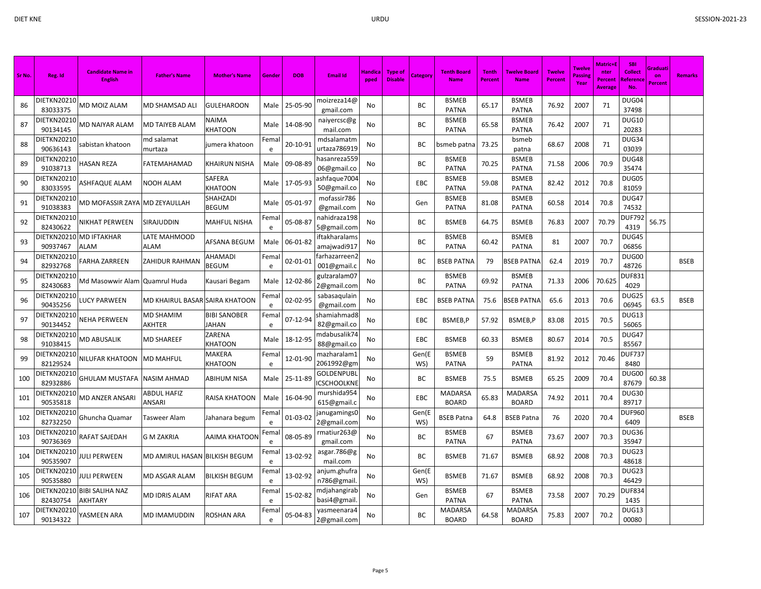| Sr No. | Reg. Id | Candidate Name in English | Father's Name | Mother's Name | Gender | DOB | Email Id | Handicapped | Type of Disable | Category | Tenth Board Name | Tenth Percent | Twelve Board Name | Twelve Percent | Twelve Passing Year | Matric+Enter Percent Average | SBI Collect Reference No. | Graduation Percent | Remarks |
|---|---|---|---|---|---|---|---|---|---|---|---|---|---|---|---|---|---|---|---|
| 86 | DIETKN2021083033375 | MD MOIZ ALAM | MD SHAMSAD ALI | GULEHAROON | Male | 25-05-90 | moizreza14@gmail.com | No | | BC | BSMEB PATNA | 65.17 | BSMEB PATNA | 76.92 | 2007 | 71 | DUG0437498 | | |
| 87 | DIETKN2021090134145 | MD NAIYAR ALAM | MD TAIYEB ALAM | NAIMA KHATOON | Male | 14-08-90 | naiyercsc@gmail.com | No | | BC | BSMEB PATNA | 65.58 | BSMEB PATNA | 76.42 | 2007 | 71 | DUG1020283 | | |
| 88 | DIETKN2021090636143 | sabistan khatoon | md salamat murtaza | jumera khatoon | Female | 20-10-91 | mdsalamatmurtaza786919 | No | | BC | bsmeb patna | 73.25 | bsmeb patna | 68.67 | 2008 | 71 | DUG3403039 | | |
| 89 | DIETKN2021091038713 | HASAN REZA | FATEMAHAMAD | KHAIRUN NISHA | Male | 09-08-89 | hasanreza55906@gmail.co | No | | BC | BSMEB PATNA | 70.25 | BSMEB PATNA | 71.58 | 2006 | 70.9 | DUG4835474 | | |
| 90 | DIETKN2021083033595 | ASHFAQUE ALAM | NOOH ALAM | SAFERA KHATOON | Male | 17-05-93 | ashfaque700450@gmail.co | No | | EBC | BSMEB PATNA | 59.08 | BSMEB PATNA | 82.42 | 2012 | 70.8 | DUG0581059 | | |
| 91 | DIETKN2021091038383 | MD MOFASSIR ZAYA | MD ZEYAULLAH | SHAHZADI BEGUM | Male | 05-01-97 | mofassir786@gmail.com | No | | Gen | BSMEB PATNA | 81.08 | BSMEB PATNA | 60.58 | 2014 | 70.8 | DUG4774532 | | |
| 92 | DIETKN2021082430622 | NIKHAT PERWEEN | SIRAJUDDIN | MAHFUL NISHA | Female | 05-08-87 | nahidraza1985@gmail.com | No | | BC | BSMEB | 64.75 | BSMEB | 76.83 | 2007 | 70.79 | DUF7924319 | 56.75 | |
| 93 | DIETKN2021090937467 | MD IFTAKHAR ALAM | LATE MAHMOOD ALAM | AFSANA BEGUM | Male | 06-01-82 | iftakharalamsamajwadi917 | No | | BC | BSMEB PATNA | 60.42 | BSMEB PATNA | 81 | 2007 | 70.7 | DUG4506856 | | |
| 94 | DIETKN2021082932768 | FARHA ZARREEN | ZAHIDUR RAHMAN | AHAMADI BEGUM | Female | 02-01-01 | farhazarreen2001@gmail.c | No | | BC | BSEB PATNA | 79 | BSEB PATNA | 62.4 | 2019 | 70.7 | DUG0048726 | | BSEB |
| 95 | DIETKN2021082430683 | Md Masowwir Alam | Quamrul Huda | Kausari Begam | Male | 12-02-86 | gulzaralam072@gmail.com | No | | BC | BSMEB PATNA | 69.92 | BSMEB PATNA | 71.33 | 2006 | 70.625 | DUF8314029 | | |
| 96 | DIETKN2021090435256 | LUCY PARWEEN | MD KHAIRUL BASAR | SAIRA KHATOON | Female | 02-02-95 | sabasaqulain@gmail.com | No | | EBC | BSEB PATNA | 75.6 | BSEB PATNA | 65.6 | 2013 | 70.6 | DUG2506945 | 63.5 | BSEB |
| 97 | DIETKN2021090134452 | NEHA PERWEEN | MD SHAMIM AKHTER | BIBI SANOBER JAHAN | Female | 07-12-94 | shamiahmad882@gmail.co | No | | EBC | BSMEB,P | 57.92 | BSMEB,P | 83.08 | 2015 | 70.5 | DUG1356065 | | |
| 98 | DIETKN2021091038415 | MD ABUSALIK | MD SHAREEF | ZARENA KHATOON | Male | 18-12-95 | mdabusalik7488@gmail.co | No | | EBC | BSMEB | 60.33 | BSMEB | 80.67 | 2014 | 70.5 | DUG4785567 | | |
| 99 | DIETKN2021082129524 | NILUFAR KHATOON | MD MAHFUL | MAKERA KHATOON | Female | 12-01-90 | mazharalam12061992@gm | No | | Gen(EWS) | BSMEB PATNA | 59 | BSMEB PATNA | 81.92 | 2012 | 70.46 | DUF7378480 | | |
| 100 | DIETKN2021082932886 | GHULAM MUSTAFA | NASIM AHMAD | ABIHUM NISA | Male | 25-11-89 | GOLDENPUBLICSCHOOLKNE | No | | BC | BSMEB | 75.5 | BSMEB | 65.25 | 2009 | 70.4 | DUG0087679 | 60.38 | |
| 101 | DIETKN2021090535818 | MD ANZER ANSARI | ABDUL HAFIZ ANSARI | RAISA KHATOON | Male | 16-04-90 | murshida954615@gmail.c | No | | EBC | MADARSA BOARD | 65.83 | MADARSA BOARD | 74.92 | 2011 | 70.4 | DUG3089717 | | |
| 102 | DIETKN2021082732250 | Ghuncha Quamar | Tasweer Alam | Jahanara begum | Female | 01-03-02 | janugamings02@gmail.com | No | | Gen(EWS) | BSEB Patna | 64.8 | BSEB Patna | 76 | 2020 | 70.4 | DUF9606409 | | BSEB |
| 103 | DIETKN2021090736369 | RAFAT SAJEDAH | G M ZAKRIA | AAIMA KHATOON | Female | 08-05-89 | rmatiur263@gmail.com | No | | BC | BSMEB PATNA | 67 | BSMEB PATNA | 73.67 | 2007 | 70.3 | DUG3635947 | | |
| 104 | DIETKN2021090535907 | JULI PERWEEN | MD AMIRUL HASAN | BILKISH BEGUM | Female | 13-02-92 | asgar.786@gmail.com | No | | BC | BSMEB | 71.67 | BSMEB | 68.92 | 2008 | 70.3 | DUG2348618 | | |
| 105 | DIETKN2021090535880 | JULI PERWEEN | MD ASGAR ALAM | BILKISH BEGUM | Female | 13-02-92 | anjum.ghufran786@gmail. | No | | Gen(EWS) | BSMEB | 71.67 | BSMEB | 68.92 | 2008 | 70.3 | DUG2346429 | | |
| 106 | DIETKN2021082430754 | BIBI SALIHA NAZ AKHTARY | MD IDRIS ALAM | RIFAT ARA | Female | 15-02-82 | mdjahangirabbasi4@gmail. | No | | Gen | BSMEB PATNA | 67 | BSMEB PATNA | 73.58 | 2007 | 70.29 | DUF8341435 | | |
| 107 | DIETKN2021090134322 | YASMEEN ARA | MD IMAMUDDIN | ROSHAN ARA | Female | 05-04-83 | yasmeenara42@gmail.com | No | | BC | MADARSA BOARD | 64.58 | MADARSA BOARD | 75.83 | 2007 | 70.2 | DUG1300080 | | |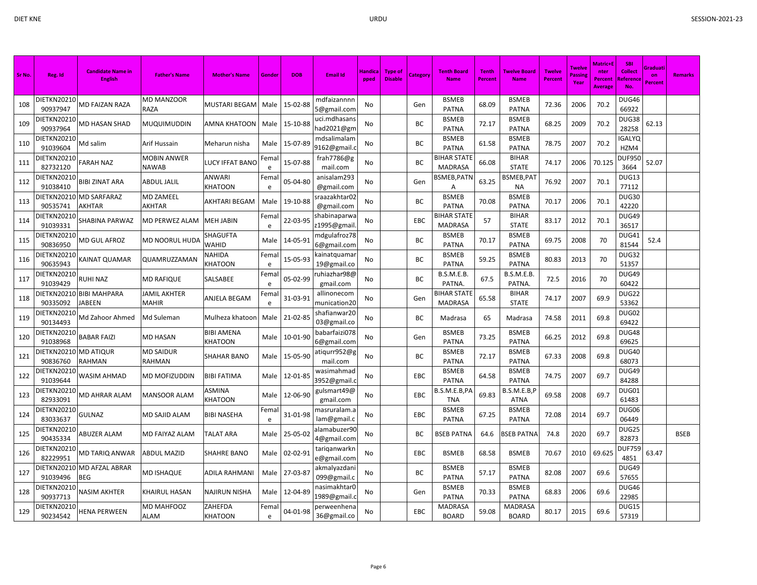| Sr No. | Reg. Id | Candidate Name in English | Father's Name | Mother's Name | Gender | DOB | Email Id | Handicapped | Type of Disable | Category | Tenth Board Name | Tenth Percent | Twelve Board Name | Twelve Percent | Twelve Passing Year | Matric+Enter Percent Average | SBI Collect Reference No. | Graduation Percent | Remarks |
|---|---|---|---|---|---|---|---|---|---|---|---|---|---|---|---|---|---|---|---|
| 108 | DIETKN2021090937947 | MD FAIZAN RAZA | MD MANZOOR RAZA | MUSTARI BEGAM | Male | 15-02-88 | mdfaizannnn5@gmail.com | No | | Gen | BSMEB PATNA | 68.09 | BSMEB PATNA | 72.36 | 2006 | 70.2 | DUG4666922 | | |
| 109 | DIETKN2021090937964 | MD HASAN SHAD | MUQUIMUDDIN | AMNA KHATOON | Male | 15-10-88 | uci.mdhasanshad2021@gm | No | | BC | BSMEB PATNA | 72.17 | BSMEB PATNA | 68.25 | 2009 | 70.2 | DUG3828258 | 62.13 | |
| 110 | DIETKN2021091039604 | Md salim | Arif Hussain | Meharun nisha | Male | 15-07-89 | mdsalimalam9162@gmail.c | No | | BC | BSMEB PATNA | 61.58 | BSMEB PATNA | 78.75 | 2007 | 70.2 | IGALYQHZM4 | | |
| 111 | DIETKN2021082732120 | FARAH NAZ | MOBIN ANWER NAWAB | LUCY IFFAT BANO | Female | 15-07-88 | frah7786@gmail.com | No | | BC | BIHAR STATE MADRASA | 66.08 | BIHAR STATE | 74.17 | 2006 | 70.125 | DUF9503664 | 52.07 | |
| 112 | DIETKN2021091038410 | BIBI ZINAT ARA | ABDUL JALIL | ANWARI KHATOON | Female | 05-04-80 | anisalam293@gmail.com | No | | Gen | BSMEB,PATNA | 63.25 | BSMEB,PATNA | 76.92 | 2007 | 70.1 | DUG1377112 | | |
| 113 | DIETKN2021090535741 | MD SARFARAZ AKHTAR | MD ZAMEEL AKHTAR | AKHTARI BEGAM | Male | 19-10-88 | sraazakhtar02@gmail.com | No | | BC | BSMEB PATNA | 70.08 | BSMEB PATNA | 70.17 | 2006 | 70.1 | DUG3042220 | | |
| 114 | DIETKN2021091039331 | SHABINA PARWAZ | MD PERWEZ ALAM | MEH JABIN | Female | 22-03-95 | shabinaparwaz1995@gmail. | No | | EBC | BIHAR STATE MADRASA | 57 | BIHAR STATE | 83.17 | 2012 | 70.1 | DUG4936517 | | |
| 115 | DIETKN2021090836950 | MD GUL AFROZ | MD NOORUL HUDA | SHAGUFTA WAHID | Male | 14-05-91 | mdgulafroz786@gmail.com | No | | BC | BSMEB PATNA | 70.17 | BSMEB PATNA | 69.75 | 2008 | 70 | DUG4181544 | 52.4 | |
| 116 | DIETKN2021090635943 | KAINAT QUAMAR | QUAMRUZZAMAN | NAHIDA KHATOON | Female | 15-05-93 | kainatquamar19@gmail.co | No | | BC | BSMEB PATNA | 59.25 | BSMEB PATNA | 80.83 | 2013 | 70 | DUG3251357 | | |
| 117 | DIETKN2021091039429 | RUHI NAZ | MD RAFIQUE | SALSABEE | Female | 05-02-99 | ruhiazhar98@gmail.com | No | | BC | B.S.M.E.B. PATNA. | 67.5 | B.S.M.E.B. PATNA. | 72.5 | 2016 | 70 | DUG4960422 | | |
| 118 | DIETKN2021090335092 | BIBI MAHPARA JABEEN | JAMIL AKHTER MAHIR | ANJELA BEGAM | Female | 31-03-91 | allinonecommunication20 | No | | Gen | BIHAR STATE MADRASA | 65.58 | BIHAR STATE | 74.17 | 2007 | 69.9 | DUG2253362 | | |
| 119 | DIETKN2021090134493 | Md Zahoor Ahmed | Md Suleman | Mulheza khatoon | Male | 21-02-85 | shafianwar2003@gmail.co | No | | BC | Madrasa | 65 | Madrasa | 74.58 | 2011 | 69.8 | DUG0269422 | | |
| 120 | DIETKN2021091038968 | BABAR FAIZI | MD HASAN | BIBI AMENA KHATOON | Male | 10-01-90 | babarfaizi0786@gmail.com | No | | Gen | BSMEB PATNA | 73.25 | BSMEB PATNA | 66.25 | 2012 | 69.8 | DUG4869625 | | |
| 121 | DIETKN2021090836760 | MD ATIQUR RAHMAN | MD SAIDUR RAHMAN | SHAHAR BANO | Male | 15-05-90 | atiqurr952@gmail.com | No | | BC | BSMEB PATNA | 72.17 | BSMEB PATNA | 67.33 | 2008 | 69.8 | DUG4068073 | | |
| 122 | DIETKN2021091039644 | WASIM AHMAD | MD MOFIZUDDIN | BIBI FATIMA | Male | 12-01-85 | wasimahmad3952@gmail.c | No | | EBC | BSMEB PATNA | 64.58 | BSMEB PATNA | 74.75 | 2007 | 69.7 | DUG4984288 | | |
| 123 | DIETKN2021082933091 | MD AHRAR ALAM | MANSOOR ALAM | ASMINA KHATOON | Male | 12-06-90 | gulsmart49@gmail.com | No | | EBC | B.S.M.E.B,PATNA | 69.83 | B.S.M.E.B,PATNA | 69.58 | 2008 | 69.7 | DUG0161483 | | |
| 124 | DIETKN2021083033637 | GULNAZ | MD SAJID ALAM | BIBI NASEHA | Female | 31-01-98 | masruralam.alam@gmail.c | No | | EBC | BSMEB PATNA | 67.25 | BSMEB PATNA | 72.08 | 2014 | 69.7 | DUG0606449 | | |
| 125 | DIETKN2021090435334 | ABUZER ALAM | MD FAIYAZ ALAM | TALAT ARA | Male | 25-05-02 | alamabuzer904@gmail.com | No | | BC | BSEB PATNA | 64.6 | BSEB PATNA | 74.8 | 2020 | 69.7 | DUG2582873 | | BSEB |
| 126 | DIETKN2021082229951 | MD TARIQ ANWAR | ABDUL MAZID | SHAHRE BANO | Male | 02-02-91 | tariqanwarkne@gmail.com | No | | EBC | BSMEB | 68.58 | BSMEB | 70.67 | 2010 | 69.625 | DUF7594851 | 63.47 | |
| 127 | DIETKN2021091039496 | MD AFZAL ABRAR BEG | MD ISHAQUE | ADILA RAHMANI | Male | 27-03-87 | akmalyazdani099@gmail.c | No | | BC | BSMEB PATNA | 57.17 | BSMEB PATNA | 82.08 | 2007 | 69.6 | DUG4957655 | | |
| 128 | DIETKN2021090937713 | NASIM AKHTER | KHAIRUL HASAN | NAJIRUN NISHA | Male | 12-04-89 | nasimakhtar01989@gmail.c | No | | Gen | BSMEB PATNA | 70.33 | BSMEB PATNA | 68.83 | 2006 | 69.6 | DUG4622985 | | |
| 129 | DIETKN2021090234542 | HENA PERWEEN | MD MAHFOOZ ALAM | ZAHEFDA KHATOON | Female | 04-01-98 | perweenhena36@gmail.co | No | | EBC | MADRASA BOARD | 59.08 | MADRASA BOARD | 80.17 | 2015 | 69.6 | DUG1557319 | | |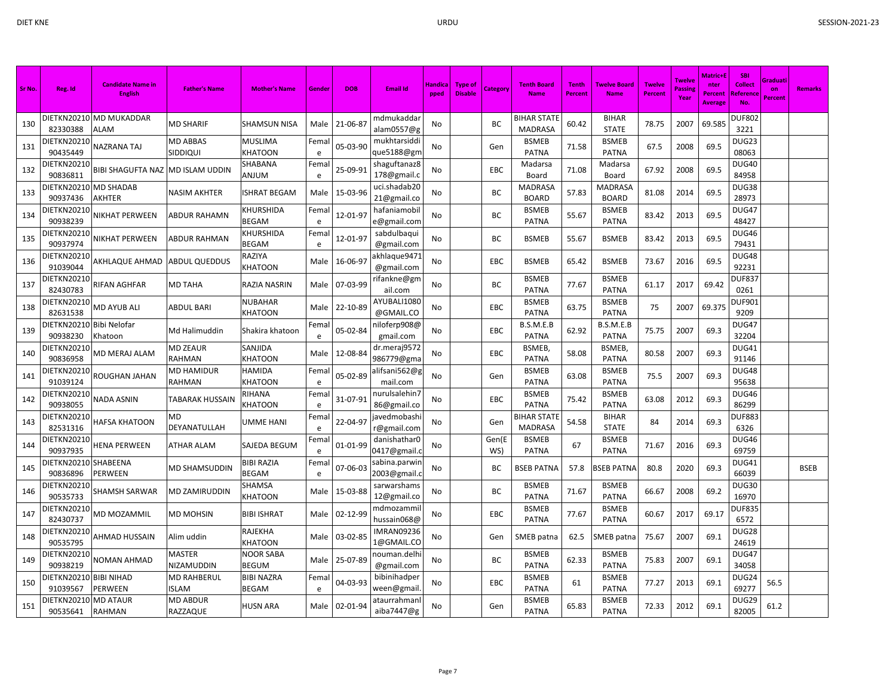| Sr No. | Reg. Id | Candidate Name in English | Father's Name | Mother's Name | Gender | DOB | Email Id | Handicapped | Type of Disable | Category | Tenth Board Name | Tenth Percent | Twelve Board Name | Twelve Percent | Twelve Passing Year | Matric+Enter Percent Average | SBI Collect Reference No. | Graduation Percent | Remarks |
|---|---|---|---|---|---|---|---|---|---|---|---|---|---|---|---|---|---|---|---|
| 130 | DIETKN2021082330388 | MD MUKADDAR ALAM | MD SHARIF | SHAMSUN NISA | Male | 21-06-87 | mdmukaddaralam0557@g | No | | BC | BIHAR STATE MADRASA | 60.42 | BIHAR STATE | 78.75 | 2007 | 69.585 | DUF8023221 | | |
| 131 | DIETKN2021090435449 | NAZRANA TAJ | MD ABBAS SIDDIQUI | MUSLIMA KHATOON | Female | 05-03-90 | mukhtarsiddique5188@gm | No | | Gen | BSMEB PATNA | 71.58 | BSMEB PATNA | 67.5 | 2008 | 69.5 | DUG2308063 | | |
| 132 | DIETKN2021090836811 | BIBI SHAGUFTA NAZ | MD ISLAM UDDIN | SHABANA ANJUM | Female | 25-09-91 | shaguftanaz8178@gmail.c | No | | EBC | Madarsa Board | 71.08 | Madarsa Board | 67.92 | 2008 | 69.5 | DUG4084958 | | |
| 133 | DIETKN2021090937436 | MD SHADAB AKHTER | NASIM AKHTER | ISHRAT BEGAM | Male | 15-03-96 | uci.shadab2021@gmail.co | No | | BC | MADRASA BOARD | 57.83 | MADRASA BOARD | 81.08 | 2014 | 69.5 | DUG3828973 | | |
| 134 | DIETKN2021090938239 | NIKHAT PERWEEN | ABDUR RAHAMN | KHURSHIDA BEGAM | Female | 12-01-97 | hafaniamobile@gmail.com | No | | BC | BSMEB PATNA | 55.67 | BSMEB PATNA | 83.42 | 2013 | 69.5 | DUG4748427 | | |
| 135 | DIETKN2021090937974 | NIKHAT PERWEEN | ABDUR RAHMAN | KHURSHIDA BEGAM | Female | 12-01-97 | sabdulbaqui@gmail.com | No | | BC | BSMEB | 55.67 | BSMEB | 83.42 | 2013 | 69.5 | DUG4679431 | | |
| 136 | DIETKN2021091039044 | AKHLAQUE AHMAD | ABDUL QUEDDUS | RAZIYA KHATOON | Male | 16-06-97 | akhlaque9471@gmail.com | No | | EBC | BSMEB | 65.42 | BSMEB | 73.67 | 2016 | 69.5 | DUG4892231 | | |
| 137 | DIETKN2021082430783 | RIFAN AGHFAR | MD TAHA | RAZIA NASRIN | Male | 07-03-99 | rifankne@gmail.com | No | | BC | BSMEB PATNA | 77.67 | BSMEB PATNA | 61.17 | 2017 | 69.42 | DUF8370261 | | |
| 138 | DIETKN2021082631538 | MD AYUB ALI | ABDUL BARI | NUBAHAR KHATOON | Male | 22-10-89 | AYUBALI1080@GMAIL.CO | No | | EBC | BSMEB PATNA | 63.75 | BSMEB PATNA | 75 | 2007 | 69.375 | DUF9019209 | | |
| 139 | DIETKN2021090938230 | Bibi Nelofar Khatoon | Md Halimuddin | Shakira khatoon | Female | 05-02-84 | niloferp908@gmail.com | No | | EBC | B.S.M.E.B PATNA | 62.92 | B.S.M.E.B PATNA | 75.75 | 2007 | 69.3 | DUG4732204 | | |
| 140 | DIETKN2021090836958 | MD MERAJ ALAM | MD ZEAUR RAHMAN | SANJIDA KHATOON | Male | 12-08-84 | dr.meraj9572986779@gma | No | | EBC | BSMEB, PATNA | 58.08 | BSMEB, PATNA | 80.58 | 2007 | 69.3 | DUG4191146 | | |
| 141 | DIETKN2021091039124 | ROUGHAN JAHAN | MD HAMIDUR RAHMAN | HAMIDA KHATOON | Female | 05-02-89 | alifsani562@gmail.com | No | | Gen | BSMEB PATNA | 63.08 | BSMEB PATNA | 75.5 | 2007 | 69.3 | DUG4895638 | | |
| 142 | DIETKN2021090938055 | NADA ASNIN | TABARAK HUSSAIN | RIHANA KHATOON | Female | 31-07-91 | nurulsalehin786@gmail.co | No | | EBC | BSMEB PATNA | 75.42 | BSMEB PATNA | 63.08 | 2012 | 69.3 | DUG4686299 | | |
| 143 | DIETKN2021082531316 | HAFSA KHATOON | MD DEYANATULLAH | UMME HANI | Female | 22-04-97 | javedmobashir@gmail.com | No | | Gen | BIHAR STATE MADRASA | 54.58 | BIHAR STATE | 84 | 2014 | 69.3 | DUF8836326 | | |
| 144 | DIETKN2021090937935 | HENA PERWEEN | ATHAR ALAM | SAJEDA BEGUM | Female | 01-01-99 | danishathar0417@gmail.c | No | | Gen(EWS) | BSMEB PATNA | 67 | BSMEB PATNA | 71.67 | 2016 | 69.3 | DUG4669759 | | |
| 145 | DIETKN2021090836896 | SHABEENA PERWEEN | MD SHAMSUDDIN | BIBI RAZIA BEGAM | Female | 07-06-03 | sabina.parwin2003@gmail.c | No | | BC | BSEB PATNA | 57.8 | BSEB PATNA | 80.8 | 2020 | 69.3 | DUG4166039 | | BSEB |
| 146 | DIETKN2021090535733 | SHAMSH SARWAR | MD ZAMIRUDDIN | SHAMSA KHATOON | Male | 15-03-88 | sarwarshams12@gmail.co | No | | BC | BSMEB PATNA | 71.67 | BSMEB PATNA | 66.67 | 2008 | 69.2 | DUG3016970 | | |
| 147 | DIETKN2021082430737 | MD MOZAMMIL | MD MOHSIN | BIBI ISHRAT | Male | 02-12-99 | mdmozammilhussain068@ | No | | EBC | BSMEB PATNA | 77.67 | BSMEB PATNA | 60.67 | 2017 | 69.17 | DUF8356572 | | |
| 148 | DIETKN2021090535795 | AHMAD HUSSAIN | Alim uddin | RAJEKHA KHATOON | Male | 03-02-85 | IMRAN092361@GMAIL.CO | No | | Gen | SMEB patna | 62.5 | SMEB patna | 75.67 | 2007 | 69.1 | DUG2824619 | | |
| 149 | DIETKN2021090938219 | NOMAN AHMAD | MASTER NIZAMUDDIN | NOOR SABA BEGUM | Male | 25-07-89 | nouman.delhi@gmail.com | No | | BC | BSMEB PATNA | 62.33 | BSMEB PATNA | 75.83 | 2007 | 69.1 | DUG4734058 | | |
| 150 | DIETKN2021091039567 | BIBI NIHAD PERWEEN | MD RAHBERUL ISLAM | BIBI NAZRA BEGAM | Female | 04-03-93 | bibinihadperween@gmail. | No | | EBC | BSMEB PATNA | 61 | BSMEB PATNA | 77.27 | 2013 | 69.1 | DUG2469277 | 56.5 | |
| 151 | DIETKN2021090535641 | MD ATAUR RAHMAN | MD ABDUR RAZZAQUE | HUSN ARA | Male | 02-01-94 | ataurrahmanlaiba7447@g | No | | Gen | BSMEB PATNA | 65.83 | BSMEB PATNA | 72.33 | 2012 | 69.1 | DUG2982005 | 61.2 | |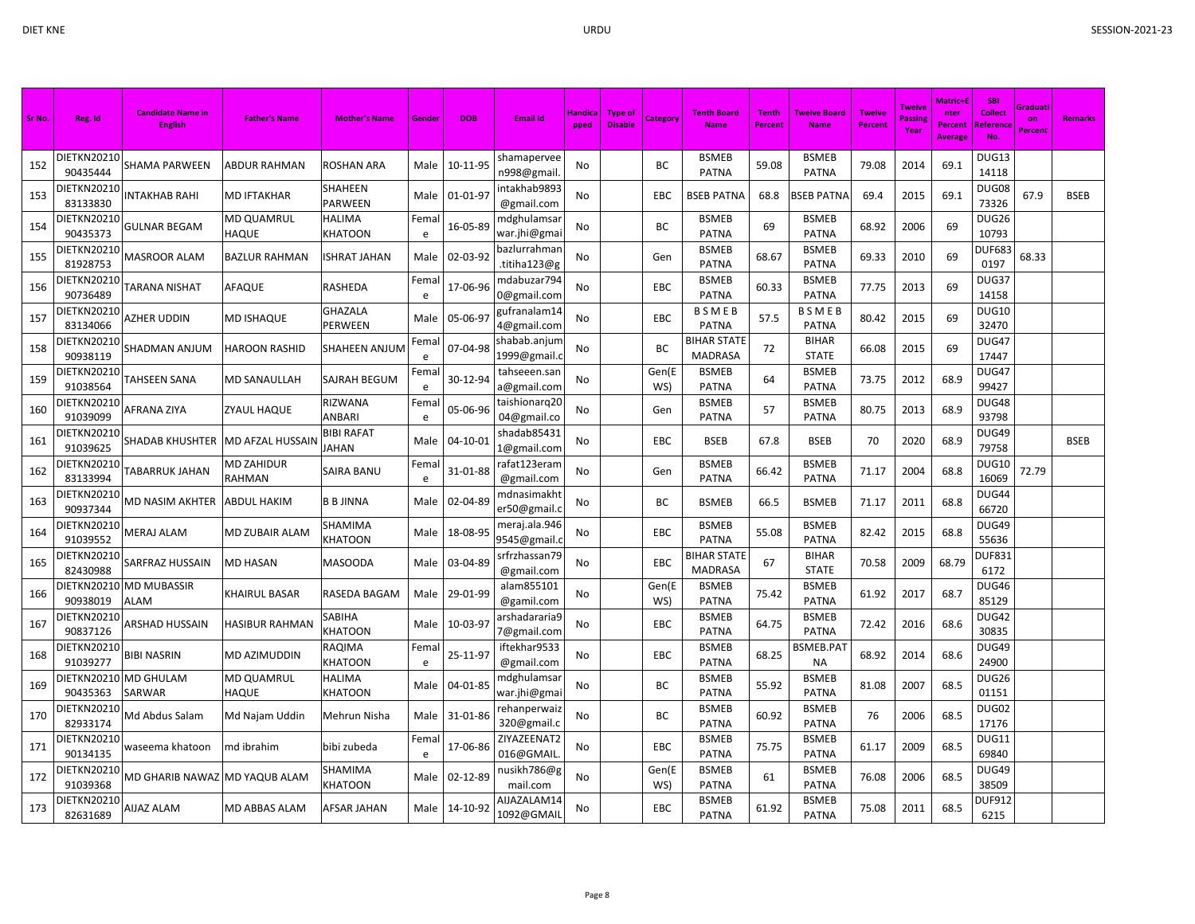| Sr No. | Reg. Id | Candidate Name in English | Father's Name | Mother's Name | Gender | DOB | Email Id | Handicapped | Type of Disable | Category | Tenth Board Name | Tenth Percent | Twelve Board Name | Twelve Percent | Twelve Passing Year | Matric+Enter Percent Average | SBI Collect Reference No. | Graduation Percent | Remarks |
|---|---|---|---|---|---|---|---|---|---|---|---|---|---|---|---|---|---|---|---|
| 152 | DIETKN2021090435444 | SHAMA PARWEEN | ABDUR RAHMAN | ROSHAN ARA | Male | 10-11-95 | shamapervee n998@gmail. | No | | BC | BSMEB PATNA | 59.08 | BSMEB PATNA | 79.08 | 2014 | 69.1 | DUG1314118 | | |
| 153 | DIETKN2021083133830 | INTAKHAB RAHI | MD IFTAKHAR | SHAHEEN PARWEEN | Male | 01-01-97 | intakhab9893@gmail.com | No | | EBC | BSEB PATNA | 68.8 | BSEB PATNA | 69.4 | 2015 | 69.1 | DUG0873326 | 67.9 | BSEB |
| 154 | DIETKN2021090435373 | GULNAR BEGAM | MD QUAMRUL HAQUE | HALIMA KHATOON | Female | 16-05-89 | mdghulamsar war.jhi@gmai | No | | BC | BSMEB PATNA | 69 | BSMEB PATNA | 68.92 | 2006 | 69 | DUG2610793 | | |
| 155 | DIETKN2021081928753 | MASROOR ALAM | BAZLUR RAHMAN | ISHRAT JAHAN | Male | 02-03-92 | bazlurrahman .titiha123@g | No | | Gen | BSMEB PATNA | 68.67 | BSMEB PATNA | 69.33 | 2010 | 69 | DUF6830197 | 68.33 | |
| 156 | DIETKN2021090736489 | TARANA NISHAT | AFAQUE | RASHEDA | Female | 17-06-96 | mdabuzar7940@gmail.com | No | | EBC | BSMEB PATNA | 60.33 | BSMEB PATNA | 77.75 | 2013 | 69 | DUG3714158 | | |
| 157 | DIETKN2021083134066 | AZHER UDDIN | MD ISHAQUE | GHAZALA PERWEEN | Male | 05-06-97 | gufranalam14 4@gmail.com | No | | EBC | B S M E B PATNA | 57.5 | B S M E B PATNA | 80.42 | 2015 | 69 | DUG1032470 | | |
| 158 | DIETKN2021090938119 | SHADMAN ANJUM | HAROON RASHID | SHAHEEN ANJUM | Female | 07-04-98 | shabab.anjum 1999@gmail.c | No | | BC | BIHAR STATE MADRASA | 72 | BIHAR STATE | 66.08 | 2015 | 69 | DUG4717447 | | |
| 159 | DIETKN2021091038564 | TAHSEEN SANA | MD SANAULLAH | SAJRAH BEGUM | Female | 30-12-94 | tahseeen.san a@gmail.com | No | | Gen(EWS) | BSMEB PATNA | 64 | BSMEB PATNA | 73.75 | 2012 | 68.9 | DUG4799427 | | |
| 160 | DIETKN2021091039099 | AFRANA ZIYA | ZYAUL HAQUE | RIZWANA ANBARI | Female | 05-06-96 | taishionarq20 04@gmail.co | No | | Gen | BSMEB PATNA | 57 | BSMEB PATNA | 80.75 | 2013 | 68.9 | DUG4893798 | | |
| 161 | DIETKN2021091039625 | SHADAB KHUSHTER | MD AFZAL HUSSAIN | BIBI RAFAT JAHAN | Male | 04-10-01 | shadab85431 1@gmail.com | No | | EBC | BSEB | 67.8 | BSEB | 70 | 2020 | 68.9 | DUG4979758 | | BSEB |
| 162 | DIETKN2021083133994 | TABARRUK JAHAN | MD ZAHIDUR RAHMAN | SAIRA BANU | Female | 31-01-88 | rafat123eram @gmail.com | No | | Gen | BSMEB PATNA | 66.42 | BSMEB PATNA | 71.17 | 2004 | 68.8 | DUG1016069 | 72.79 | |
| 163 | DIETKN2021090937344 | MD NASIM AKHTER | ABDUL HAKIM | B B JINNA | Male | 02-04-89 | mdnasimakht er50@gmail.c | No | | BC | BSMEB | 66.5 | BSMEB | 71.17 | 2011 | 68.8 | DUG4466720 | | |
| 164 | DIETKN2021091039552 | MERAJ ALAM | MD ZUBAIR ALAM | SHAMIMA KHATOON | Male | 18-08-95 | meraj.ala.946 9545@gmail.c | No | | EBC | BSMEB PATNA | 55.08 | BSMEB PATNA | 82.42 | 2015 | 68.8 | DUG4955636 | | |
| 165 | DIETKN2021082430988 | SARFRAZ HUSSAIN | MD HASAN | MASOODA | Male | 03-04-89 | srfrzhassan79 @gmail.com | No | | EBC | BIHAR STATE MADRASA | 67 | BIHAR STATE | 70.58 | 2009 | 68.79 | DUF8316172 | | |
| 166 | DIETKN2021090938019 | MD MUBASSIR ALAM | KHAIRUL BASAR | RASEDA BAGAM | Male | 29-01-99 | alam855101 @gamil.com | No | | Gen(EWS) | BSMEB PATNA | 75.42 | BSMEB PATNA | 61.92 | 2017 | 68.7 | DUG4685129 | | |
| 167 | DIETKN2021090837126 | ARSHAD HUSSAIN | HASIBUR RAHMAN | SABIHA KHATOON | Male | 10-03-97 | arshadararia9 7@gmail.com | No | | EBC | BSMEB PATNA | 64.75 | BSMEB PATNA | 72.42 | 2016 | 68.6 | DUG4230835 | | |
| 168 | DIETKN2021091039277 | BIBI NASRIN | MD AZIMUDDIN | RAQIMA KHATOON | Female | 25-11-97 | iftekhar9533 @gmail.com | No | | EBC | BSMEB PATNA | 68.25 | BSMEB.PATNA | 68.92 | 2014 | 68.6 | DUG4924900 | | |
| 169 | DIETKN2021090435363 | MD GHULAM SARWAR | MD QUAMRUL HAQUE | HALIMA KHATOON | Male | 04-01-85 | mdghulamsar war.jhi@gmai | No | | BC | BSMEB PATNA | 55.92 | BSMEB PATNA | 81.08 | 2007 | 68.5 | DUG2601151 | | |
| 170 | DIETKN2021082933174 | Md Abdus Salam | Md Najam Uddin | Mehrun Nisha | Male | 31-01-86 | rehanperwaiz 320@gmail.c | No | | BC | BSMEB PATNA | 60.92 | BSMEB PATNA | 76 | 2006 | 68.5 | DUG0217176 | | |
| 171 | DIETKN2021090134135 | waseema khatoon | md ibrahim | bibi zubeda | Female | 17-06-86 | ZIYAZEENAT2 016@GMAIL. | No | | EBC | BSMEB PATNA | 75.75 | BSMEB PATNA | 61.17 | 2009 | 68.5 | DUG1169840 | | |
| 172 | DIETKN2021091039368 | MD GHARIB NAWAZ | MD YAQUB ALAM | SHAMIMA KHATOON | Male | 02-12-89 | nusikh786@g mail.com | No | | Gen(EWS) | BSMEB PATNA | 61 | BSMEB PATNA | 76.08 | 2006 | 68.5 | DUG4938509 | | |
| 173 | DIETKN2021082631689 | AIJAZ ALAM | MD ABBAS ALAM | AFSAR JAHAN | Male | 14-10-92 | AIJAZALAM14 1092@GMAIL | No | | EBC | BSMEB PATNA | 61.92 | BSMEB PATNA | 75.08 | 2011 | 68.5 | DUF9126215 | | |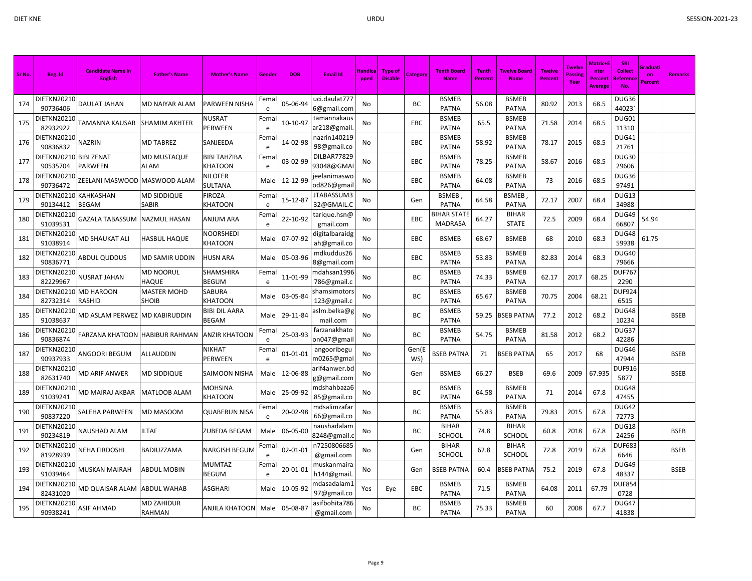| Sr No. | Reg. Id | Candidate Name in English | Father's Name | Mother's Name | Gender | DOB | Email Id | Handicapped | Type of Disable | Category | Tenth Board Name | Tenth Percent | Twelve Board Name | Twelve Percent | Twelve Passing Year | Matric+Enter Percent Average | SBI Collect Reference No. | Graduation Percent | Remarks |
|---|---|---|---|---|---|---|---|---|---|---|---|---|---|---|---|---|---|---|---|
| 174 | DIETKN2021090736406 | DAULAT JAHAN | MD NAIYAR ALAM | PARWEEN NISHA | Female | 05-06-94 | uci.daulat7776@gmail.com | No | | BC | BSMEB PATNA | 56.08 | BSMEB PATNA | 80.92 | 2013 | 68.5 | DUG3644023` | | |
| 175 | DIETKN2021082932922 | TAMANNA KAUSAR | SHAMIM AKHTER | NUSRAT PERWEEN | Female | 10-10-97 | tamannakausar218@gmail. | No | | EBC | BSMEB PATNA | 65.5 | BSMEB PATNA | 71.58 | 2014 | 68.5 | DUG0111310 | | |
| 176 | DIETKN2021090836832 | NAZRIN | MD TABREZ | SANJEEDA | Female | 14-02-98 | nazrin14021998@gmail.co | No | | EBC | BSMEB PATNA | 58.92 | BSMEB PATNA | 78.17 | 2015 | 68.5 | DUG4121761 | | |
| 177 | DIETKN2021090535704 | BIBI ZENAT PARWEEN | MD MUSTAQUE ALAM | BIBI TAHZIBA KHATOON | Female | 03-02-99 | DILBAR7782993048@GMAI | No | | EBC | BSMEB PATNA | 78.25 | BSMEB PATNA | 58.67 | 2016 | 68.5 | DUG3029606 | | |
| 178 | DIETKN2021090736472 | ZEELANI MASWOOD | MASWOOD ALAM | NILOFER SULTANA | Male | 12-12-99 | jeelanimaswood826@gmail | No | | EBC | BSMEB PATNA | 64.08 | BSMEB PATNA | 73 | 2016 | 68.5 | DUG3697491 | | |
| 179 | DIETKN2021090134412 | KAHKASHAN BEGAM | MD SIDDIQUE SABIR | FIROZA KHATOON | Female | 15-12-87 | JTABASSUM332@GMAIL.C | No | | Gen | BSMEB , PATNA | 64.58 | BSMEB , PATNA | 72.17 | 2007 | 68.4 | DUG1334988 | | |
| 180 | DIETKN2021091039531 | GAZALA TABASSUM | NAZMUL HASAN | ANJUM ARA | Female | 22-10-92 | tarique.hsn@gmail.com | No | | EBC | BIHAR STATE MADRASA | 64.27 | BIHAR STATE | 72.5 | 2009 | 68.4 | DUG4966807 | 54.94 | |
| 181 | DIETKN2021091038914 | MD SHAUKAT ALI | HASBUL HAQUE | NOORSHEDI KHATOON | Male | 07-07-92 | digitalbaraidgah@gmail.co | No | | EBC | BSMEB | 68.67 | BSMEB | 68 | 2010 | 68.3 | DUG4859938 | 61.75 | |
| 182 | DIETKN2021090836771 | ABDUL QUDDUS | MD SAMIR UDDIN | HUSN ARA | Male | 05-03-96 | mdkuddus268@gmail.com | No | | EBC | BSMEB PATNA | 53.83 | BSMEB PATNA | 82.83 | 2014 | 68.3 | DUG4079666 | | |
| 183 | DIETKN2021082229967 | NUSRAT JAHAN | MD NOORUL HAQUE | SHAMSHIRA BEGUM | Female | 11-01-99 | mdahsan1996786@gmail.c | No | | BC | BSMEB PATNA | 74.33 | BSMEB PATNA | 62.17 | 2017 | 68.25 | DUF7672290 | | |
| 184 | DIETKN2021082732314 | MD HAROON RASHID | MASTER MOHD SHOIB | SABURA KHATOON | Male | 03-05-84 | shamsimotors123@gmail.c | No | | BC | BSMEB PATNA | 65.67 | BSMEB PATNA | 70.75 | 2004 | 68.21 | DUF9246515 | | |
| 185 | DIETKN2021091038637 | MD ASLAM PERWEZ | MD KABIRUDDIN | BIBI DIL AARA BEGAM | Male | 29-11-84 | aslm.belka@gmail.com | No | | BC | BSMEB PATNA | 59.25 | BSEB PATNA | 77.2 | 2012 | 68.2 | DUG4810234 | | BSEB |
| 186 | DIETKN2021090836874 | FARZANA KHATOON | HABIBUR RAHMAN | ANZIR KHATOON | Female | 25-03-93 | farzanakhatoon047@gmail | No | | BC | BSMEB PATNA | 54.75 | BSMEB PATNA | 81.58 | 2012 | 68.2 | DUG3742286 | | |
| 187 | DIETKN2021090937933 | ANGOORI BEGUM | ALLAUDDIN | NIKHAT PERWEEN | Female | 01-01-01 | angooribegum0265@gmai | No | | Gen(EWS) | BSEB PATNA | 71 | BSEB PATNA | 65 | 2017 | 68 | DUG4647944 | | BSEB |
| 188 | DIETKN2021082631740 | MD ARIF ANWER | MD SIDDIQUE | SAIMOON NISHA | Male | 12-06-88 | arif4anwer.bdg@gmail.com | No | | Gen | BSMEB | 66.27 | BSEB | 69.6 | 2009 | 67.935 | DUF9165877 | | BSEB |
| 189 | DIETKN2021091039241 | MD MAIRAJ AKBAR | MATLOOB ALAM | MOHSINA KHATOON | Male | 25-09-92 | mdshahbaza685@gmail.co | No | | BC | BSMEB PATNA | 64.58 | BSMEB PATNA | 71 | 2014 | 67.8 | DUG4847455 | | |
| 190 | DIETKN2021090837220 | SALEHA PARWEEN | MD MASOOM | QUABERUN NISA | Female | 20-02-98 | mdsalimzafar66@gmail.co | No | | BC | BSMEB PATNA | 55.83 | BSMEB PATNA | 79.83 | 2015 | 67.8 | DUG4272773 | | |
| 191 | DIETKN2021090234819 | NAUSHAD ALAM | ILTAF | ZUBEDA BEGAM | Male | 06-05-00 | naushadalam8248@gmail.c | No | | BC | BIHAR SCHOOL | 74.8 | BIHAR SCHOOL | 60.8 | 2018 | 67.8 | DUG1824256 | | BSEB |
| 192 | DIETKN2021081928939 | NEHA FIRDOSHI | BADIUZZAMA | NARGISH BEGUM | Female | 02-01-01 | n7250806685@gmail.com | No | | Gen | BIHAR SCHOOL | 62.8 | BIHAR SCHOOL | 72.8 | 2019 | 67.8 | DUF6836646 | | BSEB |
| 193 | DIETKN2021091039464 | MUSKAN MAIRAH | ABDUL MOBIN | MUMTAZ BEGUM | Female | 20-01-01 | muskanmairah144@gmail. | No | | Gen | BSEB PATNA | 60.4 | BSEB PATNA | 75.2 | 2019 | 67.8 | DUG4948337 | | BSEB |
| 194 | DIETKN2021082431020 | MD QUAISAR ALAM | ABDUL WAHAB | ASGHARI | Male | 10-05-92 | mdasadalam197@gmail.co | Yes | Eye | EBC | BSMEB PATNA | 71.5 | BSMEB PATNA | 64.08 | 2011 | 67.79 | DUF8540728 | | |
| 195 | DIETKN2021090938241 | ASIF AHMAD | MD ZAHIDUR RAHMAN | ANJILA KHATOON | Male | 05-08-87 | asifbohita786@gmail.com | No | | BC | BSMEB PATNA | 75.33 | BSMEB PATNA | 60 | 2008 | 67.7 | DUG4741838 | | |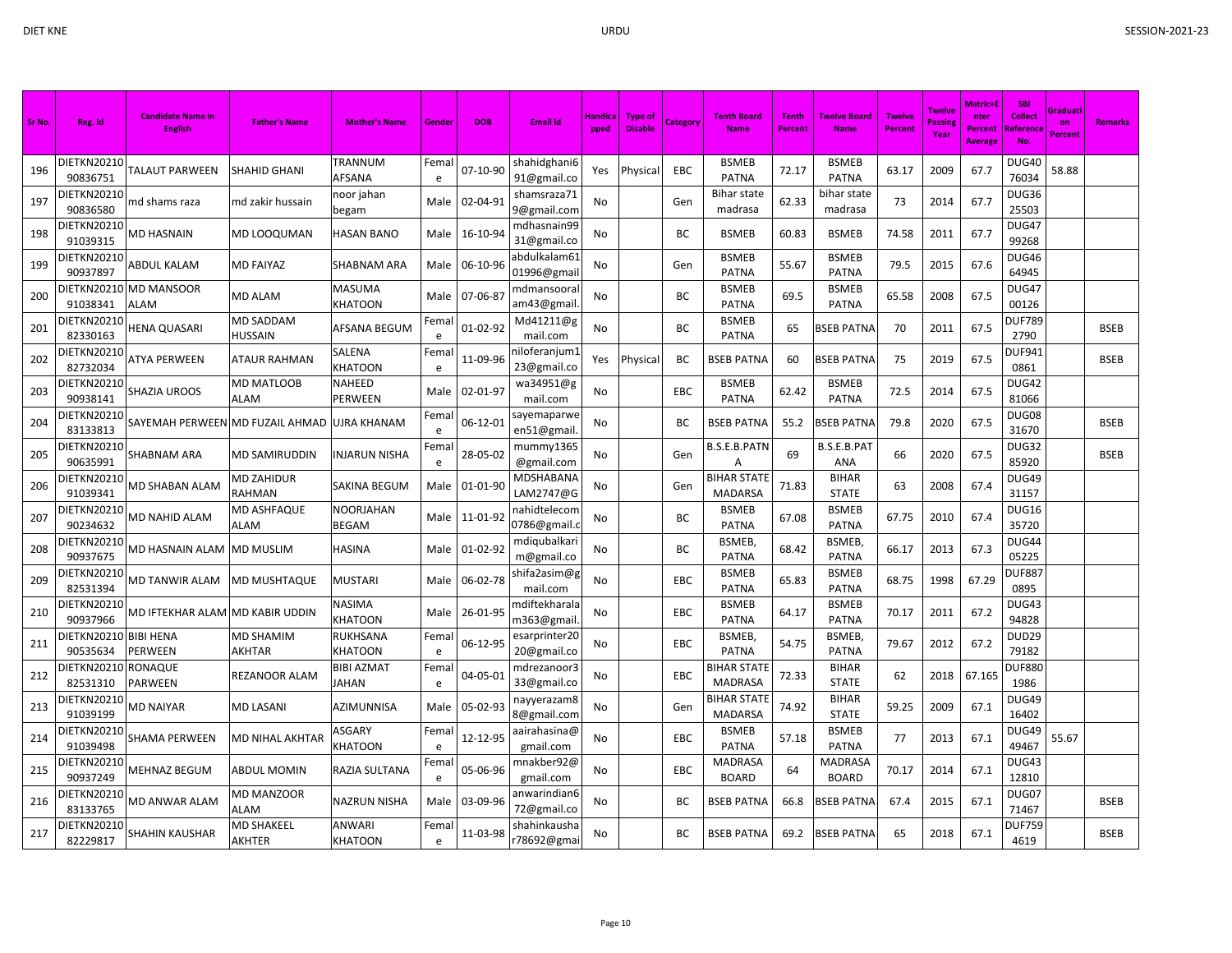| Sr No. | Reg. Id | Candidate Name in English | Father's Name | Mother's Name | Gender | DOB | Email Id | Handicapped | Type of Disable | Category | Tenth Board Name | Tenth Percent | Twelve Board Name | Twelve Percent | Twelve Passing Year | Matric+Enter Percent Average | SBI Collect Reference No. | Graduation Percent | Remarks |
|---|---|---|---|---|---|---|---|---|---|---|---|---|---|---|---|---|---|---|---|
| 196 | DIETKN2021090836751 | TALAUT PARWEEN | SHAHID GHANI | TRANNUM AFSANA | Female | 07-10-90 | shahidghani691@gmail.co | Yes | Physical | EBC | BSMEB PATNA | 72.17 | BSMEB PATNA | 63.17 | 2009 | 67.7 | DUG4076034 | 58.88 | |
| 197 | DIETKN2021090836580 | md shams raza | md zakir hussain | noor jahan begam | Male | 02-04-91 | shamsraza719@gmail.com | No | | Gen | Bihar state madrasa | 62.33 | bihar state madrasa | 73 | 2014 | 67.7 | DUG3625503 | | |
| 198 | DIETKN2021091039315 | MD HASNAIN | MD LOOQUMAN | HASAN BANO | Male | 16-10-94 | mdhasnain9931@gmail.co | No | | BC | BSMEB | 60.83 | BSMEB | 74.58 | 2011 | 67.7 | DUG4799268 | | |
| 199 | DIETKN2021090937897 | ABDUL KALAM | MD FAIYAZ | SHABNAM ARA | Male | 06-10-96 | abdulkalam6101996@gmail | No | | Gen | BSMEB PATNA | 55.67 | BSMEB PATNA | 79.5 | 2015 | 67.6 | DUG4664945 | | |
| 200 | DIETKN2021091038341 | MD MANSOOR ALAM | MD ALAM | MASUMA KHATOON | Male | 07-06-87 | mdmansooralam43@gmail. | No | | BC | BSMEB PATNA | 69.5 | BSMEB PATNA | 65.58 | 2008 | 67.5 | DUG4700126 | | |
| 201 | DIETKN2021082330163 | HENA QUASARI | MD SADDAM HUSSAIN | AFSANA BEGUM | Female | 01-02-92 | Md41211@gmail.com | No | | BC | BSMEB PATNA | 65 | BSEB PATNA | 70 | 2011 | 67.5 | DUF7892790 | | BSEB |
| 202 | DIETKN2021082732034 | ATYA PERWEEN | ATAUR RAHMAN | SALENA KHATOON | Female | 11-09-96 | niloferanjum123@gmail.co | Yes | Physical | BC | BSEB PATNA | 60 | BSEB PATNA | 75 | 2019 | 67.5 | DUF9410861 | | BSEB |
| 203 | DIETKN2021090938141 | SHAZIA UROOS | MD MATLOOB ALAM | NAHEED PERWEEN | Male | 02-01-97 | wa34951@gmail.com | No | | EBC | BSMEB PATNA | 62.42 | BSMEB PATNA | 72.5 | 2014 | 67.5 | DUG4281066 | | |
| 204 | DIETKN2021083133813 | SAYEMAH PERWEEN | MD FUZAIL AHMAD | UJRA KHANAM | Female | 06-12-01 | sayemaparween51@gmail. | No | | BC | BSEB PATNA | 55.2 | BSEB PATNA | 79.8 | 2020 | 67.5 | DUG0831670 | | BSEB |
| 205 | DIETKN2021090635991 | SHABNAM ARA | MD SAMIRUDDIN | INJARUN NISHA | Female | 28-05-02 | mummy1365@gmail.com | No | | Gen | B.S.E.B.PATNA | 69 | B.S.E.B.PATANA | 66 | 2020 | 67.5 | DUG3285920 | | BSEB |
| 206 | DIETKN2021091039341 | MD SHABAN ALAM | MD ZAHIDUR RAHMAN | SAKINA BEGUM | Male | 01-01-90 | MDSHABANALAM2747@G | No | | Gen | BIHAR STATE MADARSA | 71.83 | BIHAR STATE | 63 | 2008 | 67.4 | DUG4931157 | | |
| 207 | DIETKN2021090234632 | MD NAHID ALAM | MD ASHFAQUE ALAM | NOORJAHAN BEGAM | Male | 11-01-92 | nahidtelecom0786@gmail.c | No | | BC | BSMEB PATNA | 67.08 | BSMEB PATNA | 67.75 | 2010 | 67.4 | DUG1635720 | | |
| 208 | DIETKN2021090937675 | MD HASNAIN ALAM | MD MUSLIM | HASINA | Male | 01-02-92 | mdiqubalkarim@gmail.co | No | | BC | BSMEB, PATNA | 68.42 | BSMEB, PATNA | 66.17 | 2013 | 67.3 | DUG4405225 | | |
| 209 | DIETKN2021082531394 | MD TANWIR ALAM | MD MUSHTAQUE | MUSTARI | Male | 06-02-78 | shifa2asim@gmail.com | No | | EBC | BSMEB PATNA | 65.83 | BSMEB PATNA | 68.75 | 1998 | 67.29 | DUF8870895 | | |
| 210 | DIETKN2021090937966 | MD IFTEKHAR ALAM | MD KABIR UDDIN | NASIMA KHATOON | Male | 26-01-95 | mdiftekharalam363@gmail. | No | | EBC | BSMEB PATNA | 64.17 | BSMEB PATNA | 70.17 | 2011 | 67.2 | DUG4394828 | | |
| 211 | DIETKN2021090535634 | BIBI HENA PERWEEN | MD SHAMIM AKHTAR | RUKHSANA KHATOON | Female | 06-12-95 | esarprinter2020@gmail.co | No | | EBC | BSMEB, PATNA | 54.75 | BSMEB, PATNA | 79.67 | 2012 | 67.2 | DUD2979182 | | |
| 212 | DIETKN2021082531310 | RONAQUE PARWEEN | REZANOOR ALAM | BIBI AZMAT JAHAN | Female | 04-05-01 | mdrezanoor333@gmail.co | No | | EBC | BIHAR STATE MADRASA | 72.33 | BIHAR STATE | 62 | 2018 | 67.165 | DUF8801986 | | |
| 213 | DIETKN2021091039199 | MD NAIYAR | MD LASANI | AZIMUNNISA | Male | 05-02-93 | nayyerazam88@gmail.com | No | | Gen | BIHAR STATE MADARSA | 74.92 | BIHAR STATE | 59.25 | 2009 | 67.1 | DUG4916402 | | |
| 214 | DIETKN2021091039498 | SHAMA PERWEEN | MD NIHAL AKHTAR | ASGARY KHATOON | Female | 12-12-95 | aairahasina@gmail.com | No | | EBC | BSMEB PATNA | 57.18 | BSMEB PATNA | 77 | 2013 | 67.1 | DUG4949467 | 55.67 | |
| 215 | DIETKN2021090937249 | MEHNAZ BEGUM | ABDUL MOMIN | RAZIA SULTANA | Female | 05-06-96 | mnakber92@gmail.com | No | | EBC | MADRASA BOARD | 64 | MADRASA BOARD | 70.17 | 2014 | 67.1 | DUG4312810 | | |
| 216 | DIETKN2021083133765 | MD ANWAR ALAM | MD MANZOOR ALAM | NAZRUN NISHA | Male | 03-09-96 | anwarindian672@gmail.co | No | | BC | BSEB PATNA | 66.8 | BSEB PATNA | 67.4 | 2015 | 67.1 | DUG0771467 | | BSEB |
| 217 | DIETKN2021082229817 | SHAHIN KAUSHAR | MD SHAKEEL AKHTER | ANWARI KHATOON | Female | 11-03-98 | shahinkaushar78692@gmai | No | | BC | BSEB PATNA | 69.2 | BSEB PATNA | 65 | 2018 | 67.1 | DUF7594619 | | BSEB |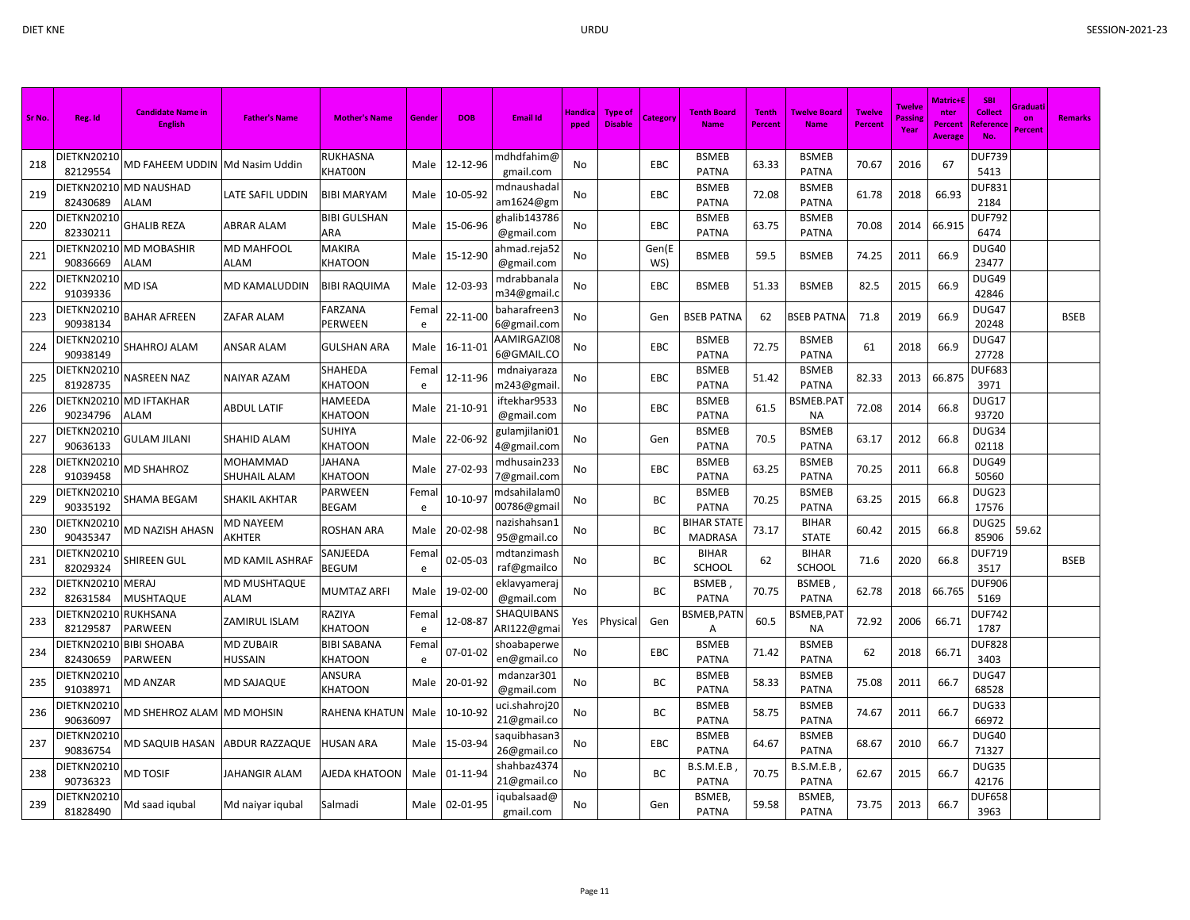| Sr No. | Reg. Id | Candidate Name in English | Father's Name | Mother's Name | Gender | DOB | Email Id | Handicapped | Type of Disable | Category | Tenth Board Name | Tenth Percent | Twelve Board Name | Twelve Percent | Twelve Passing Year | Matric+Enter Percent Average | SBI Collect Reference No. | Graduation Percent | Remarks |
|---|---|---|---|---|---|---|---|---|---|---|---|---|---|---|---|---|---|---|---|
| 218 | DIETKN2021082129554 | MD FAHEEM UDDIN | Md Nasim Uddin | RUKHASNA KHAT00N | Male | 12-12-96 | mdhdfahim@gmail.com | No | | EBC | BSMEB PATNA | 63.33 | BSMEB PATNA | 70.67 | 2016 | 67 | DUF7395413 | | |
| 219 | DIETKN2021082430689 | MD NAUSHAD ALAM | LATE SAFIL UDDIN | BIBI MARYAM | Male | 10-05-92 | mdnaushadalam1624@gm | No | | EBC | BSMEB PATNA | 72.08 | BSMEB PATNA | 61.78 | 2018 | 66.93 | DUF8312184 | | |
| 220 | DIETKN2021082330211 | GHALIB REZA | ABRAR ALAM | BIBI GULSHAN ARA | Male | 15-06-96 | ghalib143786@gmail.com | No | | EBC | BSMEB PATNA | 63.75 | BSMEB PATNA | 70.08 | 2014 | 66.915 | DUF7926474 | | |
| 221 | DIETKN2021090836669 | MD MOBASHIR ALAM | MD MAHFOOL ALAM | MAKIRA KHATOON | Male | 15-12-90 | ahmad.reja52@gmail.com | No | | Gen(EWS) | BSMEB | 59.5 | BSMEB | 74.25 | 2011 | 66.9 | DUG4023477 | | |
| 222 | DIETKN2021091039336 | MD ISA | MD KAMALUDDIN | BIBI RAQUIMA | Male | 12-03-93 | mdrabbanalam34@gmail.c | No | | EBC | BSMEB | 51.33 | BSMEB | 82.5 | 2015 | 66.9 | DUG4942846 | | |
| 223 | DIETKN2021090938134 | BAHAR AFREEN | ZAFAR ALAM | FARZANA PERWEEN | Female | 22-11-00 | baharafreen36@gmail.com | No | | Gen | BSEB PATNA | 62 | BSEB PATNA | 71.8 | 2019 | 66.9 | DUG4720248 | | BSEB |
| 224 | DIETKN2021090938149 | SHAHROJ ALAM | ANSAR ALAM | GULSHAN ARA | Male | 16-11-01 | AAMIRGAZI086@GMAIL.CO | No | | EBC | BSMEB PATNA | 72.75 | BSMEB PATNA | 61 | 2018 | 66.9 | DUG4727728 | | |
| 225 | DIETKN2021081928735 | NASREEN NAZ | NAIYAR AZAM | SHAHEDA KHATOON | Female | 12-11-96 | mdnaiyarazam243@gmail. | No | | EBC | BSMEB PATNA | 51.42 | BSMEB PATNA | 82.33 | 2013 | 66.875 | DUF6833971 | | |
| 226 | DIETKN2021090234796 | MD IFTAKHAR ALAM | ABDUL LATIF | HAMEEDA KHATOON | Male | 21-10-91 | iftekhar9533@gmail.com | No | | EBC | BSMEB PATNA | 61.5 | BSMEB.PATNA | 72.08 | 2014 | 66.8 | DUG1793720 | | |
| 227 | DIETKN2021090636133 | GULAM JILANI | SHAHID ALAM | SUHIYA KHATOON | Male | 22-06-92 | gulamjilani014@gmail.com | No | | Gen | BSMEB PATNA | 70.5 | BSMEB PATNA | 63.17 | 2012 | 66.8 | DUG3402118 | | |
| 228 | DIETKN2021091039458 | MD SHAHROZ | MOHAMMAD SHUHAIL ALAM | JAHANA KHATOON | Male | 27-02-93 | mdhusain2337@gmail.com | No | | EBC | BSMEB PATNA | 63.25 | BSMEB PATNA | 70.25 | 2011 | 66.8 | DUG4950560 | | |
| 229 | DIETKN2021090335192 | SHAMA BEGAM | SHAKIL AKHTAR | PARWEEN BEGAM | Female | 10-10-97 | mdsahilalam000786@gmail | No | | BC | BSMEB PATNA | 70.25 | BSMEB PATNA | 63.25 | 2015 | 66.8 | DUG2317576 | | |
| 230 | DIETKN2021090435347 | MD NAZISH AHASN | MD NAYEEM AKHTER | ROSHAN ARA | Male | 20-02-98 | nazishahsan195@gmail.co | No | | BC | BIHAR STATE MADRASA | 73.17 | BIHAR STATE | 60.42 | 2015 | 66.8 | DUG2585906 | 59.62 | |
| 231 | DIETKN2021082029324 | SHIREEN GUL | MD KAMIL ASHRAF | SANJEEDA BEGUM | Female | 02-05-03 | mdtanzimashraf@gmailco | No | | BC | BIHAR SCHOOL | 62 | BIHAR SCHOOL | 71.6 | 2020 | 66.8 | DUF7193517 | | BSEB |
| 232 | DIETKN2021082631584 | MERAJ MUSHTAQUE | MD MUSHTAQUE ALAM | MUMTAZ ARFI | Male | 19-02-00 | eklavyameraj@gmail.com | No | | BC | BSMEB , PATNA | 70.75 | BSMEB , PATNA | 62.78 | 2018 | 66.765 | DUF9065169 | | |
| 233 | DIETKN2021082129587 | RUKHSANA PARWEEN | ZAMIRUL ISLAM | RAZIYA KHATOON | Female | 12-08-87 | SHAQUIBANSARI122@gmai | Yes | Physical | Gen | BSMEB,PATNA | 60.5 | BSMEB,PATNA | 72.92 | 2006 | 66.71 | DUF7421787 | | |
| 234 | DIETKN2021082430659 | BIBI SHOABA PARWEEN | MD ZUBAIR HUSSAIN | BIBI SABANA KHATOON | Female | 07-01-02 | shoabaperween@gmail.co | No | | EBC | BSMEB PATNA | 71.42 | BSMEB PATNA | 62 | 2018 | 66.71 | DUF8283403 | | |
| 235 | DIETKN2021091038971 | MD ANZAR | MD SAJAQUE | ANSURA KHATOON | Male | 20-01-92 | mdanzar301@gmail.com | No | | BC | BSMEB PATNA | 58.33 | BSMEB PATNA | 75.08 | 2011 | 66.7 | DUG4768528 | | |
| 236 | DIETKN2021090636097 | MD SHEHROZ ALAM | MD MOHSIN | RAHENA KHATUN | Male | 10-10-92 | uci.shahroj2021@gmail.co | No | | BC | BSMEB PATNA | 58.75 | BSMEB PATNA | 74.67 | 2011 | 66.7 | DUG3366972 | | |
| 237 | DIETKN2021090836754 | MD SAQUIB HASAN | ABDUR RAZZAQUE | HUSAN ARA | Male | 15-03-94 | saquibhasan326@gmail.co | No | | EBC | BSMEB PATNA | 64.67 | BSMEB PATNA | 68.67 | 2010 | 66.7 | DUG4071327 | | |
| 238 | DIETKN2021090736323 | MD TOSIF | JAHANGIR ALAM | AJEDA KHATOON | Male | 01-11-94 | shahbaz437421@gmail.co | No | | BC | B.S.M.E.B , PATNA | 70.75 | B.S.M.E.B , PATNA | 62.67 | 2015 | 66.7 | DUG3542176 | | |
| 239 | DIETKN2021081828490 | Md saad iqubal | Md naiyar iqubal | Salmadi | Male | 02-01-95 | iqubalsaad@gmail.com | No | | Gen | BSMEB, PATNA | 59.58 | BSMEB, PATNA | 73.75 | 2013 | 66.7 | DUF6583963 | | |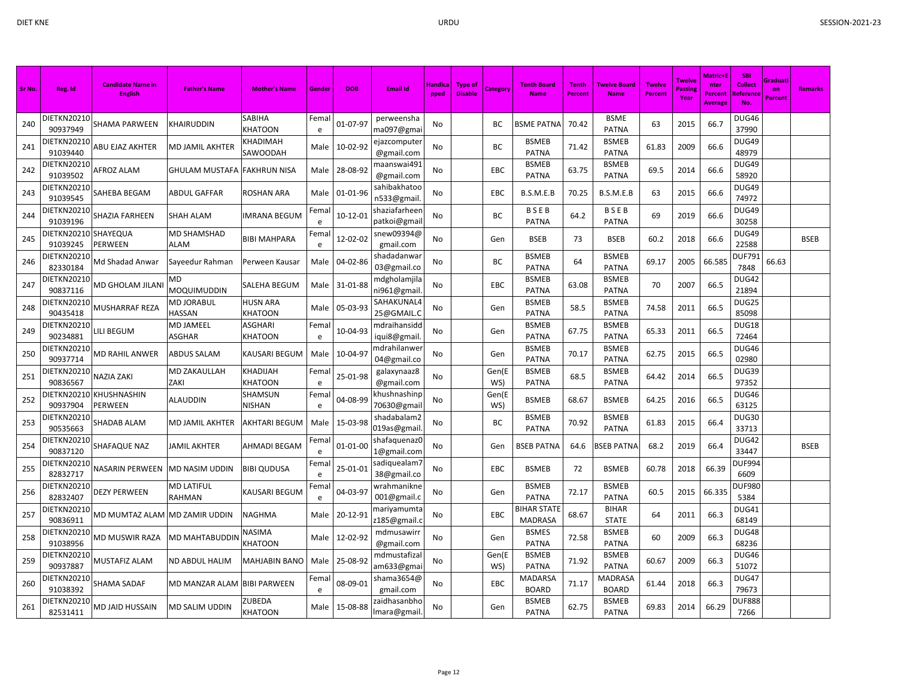| Sr No. | Reg. Id | Candidate Name in English | Father's Name | Mother's Name | Gender | DOB | Email Id | Handicapped | Type of Disable | Category | Tenth Board Name | Tenth Percent | Twelve Board Name | Twelve Percent | Twelve Passing Year | Matric+Enter Percent Average | SBI Collect Reference No. | Graduation Percent | Remarks |
|---|---|---|---|---|---|---|---|---|---|---|---|---|---|---|---|---|---|---|---|
| 240 | DIETKN2021090937949 | SHAMA PARWEEN | KHAIRUDDIN | SABIHA KHATOON | Female | 01-07-97 | perweensha ma097@gmai | No | | BC | BSME PATNA | 70.42 | BSME PATNA | 63 | 2015 | 66.7 | DUG4637990 | | |
| 241 | DIETKN2021091039440 | ABU EJAZ AKHTER | MD JAMIL AKHTER | KHADIMAH SAWOODAH | Male | 10-02-92 | ejazcomputer @gmail.com | No | | BC | BSMEB PATNA | 71.42 | BSMEB PATNA | 61.83 | 2009 | 66.6 | DUG4948979 | | |
| 242 | DIETKN2021091039502 | AFROZ ALAM | GHULAM MUSTAFA | FAKHRUN NISA | Male | 28-08-92 | maanswai491 @gmail.com | No | | EBC | BSMEB PATNA | 63.75 | BSMEB PATNA | 69.5 | 2014 | 66.6 | DUG4958920 | | |
| 243 | DIETKN2021091039545 | SAHEBA BEGAM | ABDUL GAFFAR | ROSHAN ARA | Male | 01-01-96 | sahibakhatoo n533@gmail. | No | | EBC | B.S.M.E.B | 70.25 | B.S.M.E.B | 63 | 2015 | 66.6 | DUG4974972 | | |
| 244 | DIETKN2021091039196 | SHAZIA FARHEEN | SHAH ALAM | IMRANA BEGUM | Female | 10-12-01 | shaziafarheen patkoi@gmail | No | | BC | B S E B PATNA | 64.2 | B S E B PATNA | 69 | 2019 | 66.6 | DUG4930258 | | |
| 245 | DIETKN2021091039245 | SHAYEQUA PERWEEN | MD SHAMSHAD ALAM | BIBI MAHPARA | Female | 12-02-02 | snew09394@ gmail.com | No | | Gen | BSEB | 73 | BSEB | 60.2 | 2018 | 66.6 | DUG4922588 | | BSEB |
| 246 | DIETKN2021082330184 | Md Shadad Anwar | Sayeedur Rahman | Perween Kausar | Male | 04-02-86 | shadadanwar 03@gmail.co | No | | BC | BSMEB PATNA | 64 | BSMEB PATNA | 69.17 | 2005 | 66.585 | DUF7917848 | 66.63 | |
| 247 | DIETKN2021090837116 | MD GHOLAM JILANI | MD MOQUIMUDDIN | SALEHA BEGUM | Male | 31-01-88 | mdgholamjila ni961@gmail. | No | | EBC | BSMEB PATNA | 63.08 | BSMEB PATNA | 70 | 2007 | 66.5 | DUG4221894 | | |
| 248 | DIETKN2021090435418 | MUSHARRAF REZA | MD JORABUL HASSAN | HUSN ARA KHATOON | Male | 05-03-93 | SAHAKUNAL4 25@GMAIL.C | No | | Gen | BSMEB PATNA | 58.5 | BSMEB PATNA | 74.58 | 2011 | 66.5 | DUG2585098 | | |
| 249 | DIETKN2021090234881 | LILI BEGUM | MD JAMEEL ASGHAR | ASGHARI KHATOON | Female | 10-04-93 | mdraihansidd iqui8@gmail. | No | | Gen | BSMEB PATNA | 67.75 | BSMEB PATNA | 65.33 | 2011 | 66.5 | DUG1872464 | | |
| 250 | DIETKN2021090937714 | MD RAHIL ANWER | ABDUS SALAM | KAUSARI BEGUM | Male | 10-04-97 | mdrahilanwer 04@gmail.co | No | | Gen | BSMEB PATNA | 70.17 | BSMEB PATNA | 62.75 | 2015 | 66.5 | DUG4602980 | | |
| 251 | DIETKN2021090836567 | NAZIA ZAKI | MD ZAKAULLAH ZAKI | KHADIJAH KHATOON | Female | 25-01-98 | galaxynaaz8 @gmail.com | No | | Gen(EWS) | BSMEB PATNA | 68.5 | BSMEB PATNA | 64.42 | 2014 | 66.5 | DUG3997352 | | |
| 252 | DIETKN2021090937904 | KHUSHNASHIN PERWEEN | ALAUDDIN | SHAMSUN NISHAN | Female | 04-08-99 | khushnashinp 70630@gmail | No | | Gen(EWS) | BSMEB | 68.67 | BSMEB | 64.25 | 2016 | 66.5 | DUG4663125 | | |
| 253 | DIETKN2021090535663 | SHADAB ALAM | MD JAMIL AKHTER | AKHTARI BEGUM | Male | 15-03-98 | shadabalam2 019as@gmail. | No | | BC | BSMEB PATNA | 70.92 | BSMEB PATNA | 61.83 | 2015 | 66.4 | DUG3033713 | | |
| 254 | DIETKN2021090837120 | SHAFAQUE NAZ | JAMIL AKHTER | AHMADI BEGAM | Female | 01-01-00 | shafaquenaz0 1@gmail.com | No | | Gen | BSEB PATNA | 64.6 | BSEB PATNA | 68.2 | 2019 | 66.4 | DUG4233447 | | BSEB |
| 255 | DIETKN2021082832717 | NASARIN PERWEEN | MD NASIM UDDIN | BIBI QUDUSA | Female | 25-01-01 | sadiquealam7 38@gmail.co | No | | EBC | BSMEB | 72 | BSMEB | 60.78 | 2018 | 66.39 | DUF9946609 | | |
| 256 | DIETKN2021082832407 | DEZY PERWEEN | MD LATIFUL RAHMAN | KAUSARI BEGUM | Female | 04-03-97 | wrahmanikne 001@gmail.c | No | | Gen | BSMEB PATNA | 72.17 | BSMEB PATNA | 60.5 | 2015 | 66.335 | DUF9805384 | | |
| 257 | DIETKN2021090836911 | MD MUMTAZ ALAM | MD ZAMIR UDDIN | NAGHMA | Male | 20-12-91 | mariyamumta z185@gmail.c | No | | EBC | BIHAR STATE MADRASA | 68.67 | BIHAR STATE | 64 | 2011 | 66.3 | DUG4168149 | | |
| 258 | DIETKN2021091038956 | MD MUSWIR RAZA | MD MAHTABUDDIN | NASIMA KHATOON | Male | 12-02-92 | mdmusawirr @gmail.com | No | | Gen | BSMES PATNA | 72.58 | BSMEB PATNA | 60 | 2009 | 66.3 | DUG4868236 | | |
| 259 | DIETKN2021090937887 | MUSTAFIZ ALAM | ND ABDUL HALIM | MAHJABIN BANO | Male | 25-08-92 | mdmustafizal am633@gmai | No | | Gen(EWS) | BSMEB PATNA | 71.92 | BSMEB PATNA | 60.67 | 2009 | 66.3 | DUG4651072 | | |
| 260 | DIETKN2021091038392 | SHAMA SADAF | MD MANZAR ALAM | BIBI PARWEEN | Female | 08-09-01 | shama3654@ gmail.com | No | | EBC | MADARSA BOARD | 71.17 | MADRASA BOARD | 61.44 | 2018 | 66.3 | DUG4779673 | | |
| 261 | DIETKN2021082531411 | MD JAID HUSSAIN | MD SALIM UDDIN | ZUBEDA KHATOON | Male | 15-08-88 | zaidhasanbho lmara@gmail. | No | | Gen | BSMEB PATNA | 62.75 | BSMEB PATNA | 69.83 | 2014 | 66.29 | DUF8887266 | | |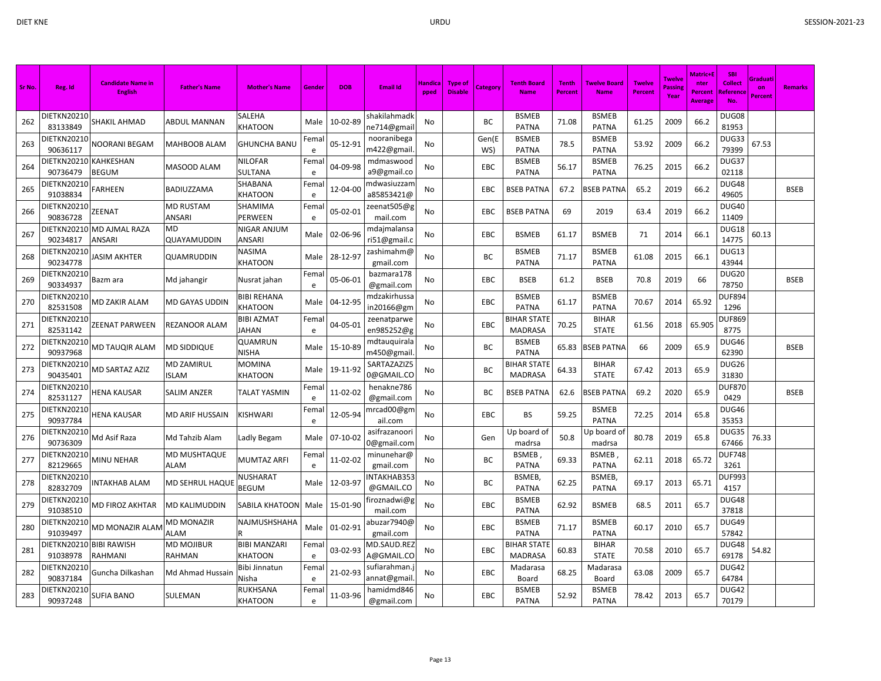| Sr No. | Reg. Id | Candidate Name in English | Father's Name | Mother's Name | Gender | DOB | Email Id | Handicapped | Type of Disable | Category | Tenth Board Name | Tenth Percent | Twelve Board Name | Twelve Percent | Twelve Passing Year | Matric+Enter Percent Average | SBI Collect Reference No. | Graduation Percent | Remarks |
|---|---|---|---|---|---|---|---|---|---|---|---|---|---|---|---|---|---|---|---|
| 262 | DIETKN2021083133849 | SHAKIL AHMAD | ABDUL MANNAN | SALEHA KHATOON | Male | 10-02-89 | shakilahmadkne714@gmail | No | | BC | BSMEB PATNA | 71.08 | BSMEB PATNA | 61.25 | 2009 | 66.2 | DUG0881953 | | |
| 263 | DIETKN2021090636117 | NOORANI BEGAM | MAHBOOB ALAM | GHUNCHA BANU | Female | 05-12-91 | nooranibegam422@gmail. | No | | Gen(EWS) | BSMEB PATNA | 78.5 | BSMEB PATNA | 53.92 | 2009 | 66.2 | DUG3379399 | 67.53 | |
| 264 | DIETKN2021090736479 | KAHKESHAN BEGUM | MASOOD ALAM | NILOFAR SULTANA | Female | 04-09-98 | mdmaswooda9@gmail.co | No | | EBC | BSMEB PATNA | 56.17 | BSMEB PATNA | 76.25 | 2015 | 66.2 | DUG3702118 | | |
| 265 | DIETKN2021091038834 | FARHEEN | BADIUZZAMA | SHABANA KHATOON | Female | 12-04-00 | mdwasiuzzama85853421@ | No | | EBC | BSEB PATNA | 67.2 | BSEB PATNA | 65.2 | 2019 | 66.2 | DUG4849605 | | BSEB |
| 266 | DIETKN2021090836728 | ZEENAT | MD RUSTAM ANSARI | SHAMIMA PERWEEN | Female | 05-02-01 | zeenat505@gmail.com | No | | EBC | BSEB PATNA | 69 | 2019 | 63.4 | 2019 | 66.2 | DUG4011409 | | |
| 267 | DIETKN2021090234817 | MD AJMAL RAZA ANSARI | MD QUAYAMUDDIN | NIGAR ANJUM ANSARI | Male | 02-06-96 | mdajmalansari51@gmail.c | No | | EBC | BSMEB | 61.17 | BSMEB | 71 | 2014 | 66.1 | DUG1814775 | 60.13 | |
| 268 | DIETKN2021090234778 | JASIM AKHTER | QUAMRUDDIN | NASIMA KHATOON | Male | 28-12-97 | zashimahm@gmail.com | No | | BC | BSMEB PATNA | 71.17 | BSMEB PATNA | 61.08 | 2015 | 66.1 | DUG1343944 | | |
| 269 | DIETKN2021090334937 | Bazm ara | Md jahangir | Nusrat jahan | Female | 05-06-01 | bazmara178@gmail.com | No | | EBC | BSEB | 61.2 | BSEB | 70.8 | 2019 | 66 | DUG2078750 | | BSEB |
| 270 | DIETKN2021082531508 | MD ZAKIR ALAM | MD GAYAS UDDIN | BIBI REHANA KHATOON | Male | 04-12-95 | mdzakirhussain20166@gm | No | | EBC | BSMEB PATNA | 61.17 | BSMEB PATNA | 70.67 | 2014 | 65.92 | DUF8941296 | | |
| 271 | DIETKN2021082531142 | ZEENAT PARWEEN | REZANOOR ALAM | BIBI AZMAT JAHAN | Female | 04-05-01 | zeenatparween985252@g | No | | EBC | BIHAR STATE MADRASA | 70.25 | BIHAR STATE | 61.56 | 2018 | 65.905 | DUF8698775 | | |
| 272 | DIETKN2021090937968 | MD TAUQIR ALAM | MD SIDDIQUE | QUAMRUN NISHA | Male | 15-10-89 | mdtauquiralam450@gmail. | No | | BC | BSMEB PATNA | 65.83 | BSEB PATNA | 66 | 2009 | 65.9 | DUG4662390 | | BSEB |
| 273 | DIETKN2021090435401 | MD SARTAZ AZIZ | MD ZAMIRUL ISLAM | MOMINA KHATOON | Male | 19-11-92 | SARTAZAZIZ50@GMAIL.CO | No | | BC | BIHAR STATE MADRASA | 64.33 | BIHAR STATE | 67.42 | 2013 | 65.9 | DUG2631830 | | |
| 274 | DIETKN2021082531127 | HENA KAUSAR | SALIM ANZER | TALAT YASMIN | Female | 11-02-02 | henakne786@gmail.com | No | | BC | BSEB PATNA | 62.6 | BSEB PATNA | 69.2 | 2020 | 65.9 | DUF8700429 | | BSEB |
| 275 | DIETKN2021090937784 | HENA KAUSAR | MD ARIF HUSSAIN | KISHWARI | Female | 12-05-94 | mrcad00@gmail.com | No | | EBC | BS | 59.25 | BSMEB PATNA | 72.25 | 2014 | 65.8 | DUG4635353 | | |
| 276 | DIETKN2021090736309 | Md Asif Raza | Md Tahzib Alam | Ladly Begam | Male | 07-10-02 | asifrazanoori0@gmail.com | No | | Gen | Up board of madrsa | 50.8 | Up board of madrsa | 80.78 | 2019 | 65.8 | DUG3567466 | 76.33 | |
| 277 | DIETKN2021082129665 | MINU NEHAR | MD MUSHTAQUE ALAM | MUMTAZ ARFI | Female | 11-02-02 | minunehar@gmail.com | No | | BC | BSMEB , PATNA | 69.33 | BSMEB , PATNA | 62.11 | 2018 | 65.72 | DUF7483261 | | |
| 278 | DIETKN2021082832709 | INTAKHAB ALAM | MD SEHRUL HAQUE | NUSHARAT BEGUM | Male | 12-03-97 | INTAKHAB353@GMAIL.CO | No | | BC | BSMEB, PATNA | 62.25 | BSMEB, PATNA | 69.17 | 2013 | 65.71 | DUF9934157 | | |
| 279 | DIETKN2021091038510 | MD FIROZ AKHTAR | MD KALIMUDDIN | SABILA KHATOON | Male | 15-01-90 | firoznadwi@gmail.com | No | | EBC | BSMEB PATNA | 62.92 | BSMEB | 68.5 | 2011 | 65.7 | DUG4837818 | | |
| 280 | DIETKN2021091039497 | MD MONAZIR ALAM | MD MONAZIR ALAM | NAJMUSHSHAHAR | Male | 01-02-91 | abuzar7940@gmail.com | No | | EBC | BSMEB PATNA | 71.17 | BSMEB PATNA | 60.17 | 2010 | 65.7 | DUG4957842 | | |
| 281 | DIETKN2021091038978 | BIBI RAWISH RAHMANI | MD MOJIBUR RAHMAN | BIBI MANZARI KHATOON | Female | 03-02-93 | MD.SAUD.REZA@GMAIL.CO | No | | EBC | BIHAR STATE MADRASA | 60.83 | BIHAR STATE | 70.58 | 2010 | 65.7 | DUG4869178 | 54.82 | |
| 282 | DIETKN2021090837184 | Guncha Dilkashan | Md Ahmad Hussain | Bibi Jinnatun Nisha | Female | 21-02-93 | sufiarahman.jannat@gmail. | No | | EBC | Madarasa Board | 68.25 | Madarasa Board | 63.08 | 2009 | 65.7 | DUG4264784 | | |
| 283 | DIETKN2021090937248 | SUFIA BANO | SULEMAN | RUKHSANA KHATOON | Female | 11-03-96 | hamidmd846@gmail.com | No | | EBC | BSMEB PATNA | 52.92 | BSMEB PATNA | 78.42 | 2013 | 65.7 | DUG4270179 | | |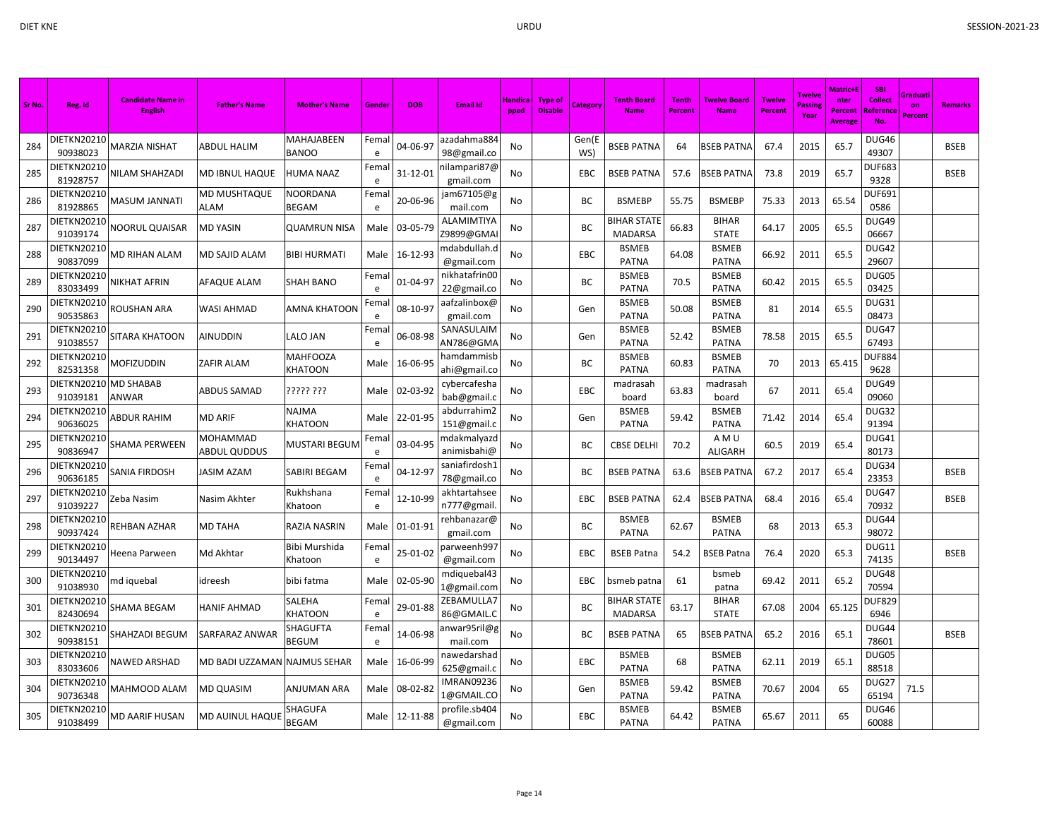| Sr No. | Reg. Id | Candidate Name in English | Father's Name | Mother's Name | Gender | DOB | Email Id | Handicapped | Type of Disable | Category | Tenth Board Name | Tenth Percent | Twelve Board Name | Twelve Percent | Twelve Passing Year | Matric+Enter Percent Average | SBI Collect Reference No. | Graduation Percent | Remarks |
|---|---|---|---|---|---|---|---|---|---|---|---|---|---|---|---|---|---|---|---|
| 284 | DIETKN2021090938023 | MARZIA NISHAT | ABDUL HALIM | MAHAJABEEN BANOO | Female | 04-06-97 | azadahma88498@gmail.co | No | | Gen(EWS) | BSEB PATNA | 64 | BSEB PATNA | 67.4 | 2015 | 65.7 | DUG4649307 | | BSEB |
| 285 | DIETKN2021081928757 | NILAM SHAHZADI | MD IBNUL HAQUE | HUMA NAAZ | Female | 31-12-01 | nilampari87@gmail.com | No | | EBC | BSEB PATNA | 57.6 | BSEB PATNA | 73.8 | 2019 | 65.7 | DUF6839328 | | BSEB |
| 286 | DIETKN2021081928865 | MASUM JANNATI | MD MUSHTAQUE ALAM | NOORDANA BEGAM | Female | 20-06-96 | jam67105@gmail.com | No | | BC | BSMEBP | 55.75 | BSMEBP | 75.33 | 2013 | 65.54 | DUF6910586 | | |
| 287 | DIETKN2021091039174 | NOORUL QUAISAR | MD YASIN | QUAMRUN NISA | Male | 03-05-79 | ALAMIMTIYAZ9899@GMAI | No | | BC | BIHAR STATE MADARSA | 66.83 | BIHAR STATE | 64.17 | 2005 | 65.5 | DUG4906667 | | |
| 288 | DIETKN2021090837099 | MD RIHAN ALAM | MD SAJID ALAM | BIBI HURMATI | Male | 16-12-93 | mdabdullah.d@gmail.com | No | | EBC | BSMEB PATNA | 64.08 | BSMEB PATNA | 66.92 | 2011 | 65.5 | DUG4229607 | | |
| 289 | DIETKN2021083033499 | NIKHAT AFRIN | AFAQUE ALAM | SHAH BANO | Female | 01-04-97 | nikhatafrin0022@gmail.co | No | | BC | BSMEB PATNA | 70.5 | BSMEB PATNA | 60.42 | 2015 | 65.5 | DUG0503425 | | |
| 290 | DIETKN2021090535863 | ROUSHAN ARA | WASI AHMAD | AMNA KHATOON | Female | 08-10-97 | aafzalinbox@gmail.com | No | | Gen | BSMEB PATNA | 50.08 | BSMEB PATNA | 81 | 2014 | 65.5 | DUG3108473 | | |
| 291 | DIETKN2021091038557 | SITARA KHATOON | AINUDDIN | LALO JAN | Female | 06-08-98 | SANASULAIMAN786@GMA | No | | Gen | BSMEB PATNA | 52.42 | BSMEB PATNA | 78.58 | 2015 | 65.5 | DUG4767493 | | |
| 292 | DIETKN2021082531358 | MOFIZUDDIN | ZAFIR ALAM | MAHFOOZA KHATOON | Male | 16-06-95 | hamdammisbahi@gmail.co | No | | BC | BSMEB PATNA | 60.83 | BSMEB PATNA | 70 | 2013 | 65.415 | DUF8849628 | | |
| 293 | DIETKN2021091039181 | MD SHABAB ANWAR | ABDUS SAMAD | ????? ??? | Male | 02-03-92 | cybercafeshabab@gmail.c | No | | EBC | madrasah board | 63.83 | madrasah board | 67 | 2011 | 65.4 | DUG4909060 | | |
| 294 | DIETKN2021090636025 | ABDUR RAHIM | MD ARIF | NAJMA KHATOON | Male | 22-01-95 | abdurrahim2151@gmail.c | No | | Gen | BSMEB PATNA | 59.42 | BSMEB PATNA | 71.42 | 2014 | 65.4 | DUG3291394 | | |
| 295 | DIETKN2021090836947 | SHAMA PERWEEN | MOHAMMAD ABDUL QUDDUS | MUSTARI BEGUM | Female | 03-04-95 | mdakmalyazdanimisbahi@ | No | | BC | CBSE DELHI | 70.2 | A M U ALIGARH | 60.5 | 2019 | 65.4 | DUG4180173 | | |
| 296 | DIETKN2021090636185 | SANIA FIRDOSH | JASIM AZAM | SABIRI BEGAM | Female | 04-12-97 | saniafirdosh178@gmail.co | No | | BC | BSEB PATNA | 63.6 | BSEB PATNA | 67.2 | 2017 | 65.4 | DUG3423353 | | BSEB |
| 297 | DIETKN2021091039227 | Zeba Nasim | Nasim Akhter | Rukhshana Khatoon | Female | 12-10-99 | akhtartahseen777@gmail. | No | | EBC | BSEB PATNA | 62.4 | BSEB PATNA | 68.4 | 2016 | 65.4 | DUG4770932 | | BSEB |
| 298 | DIETKN2021090937424 | REHBAN AZHAR | MD TAHA | RAZIA NASRIN | Male | 01-01-91 | rehbanazar@gmail.com | No | | BC | BSMEB PATNA | 62.67 | BSMEB PATNA | 68 | 2013 | 65.3 | DUG4498072 | | |
| 299 | DIETKN2021090134497 | Heena Parween | Md Akhtar | Bibi Murshida Khatoon | Female | 25-01-02 | parweenh997@gmail.com | No | | EBC | BSEB Patna | 54.2 | BSEB Patna | 76.4 | 2020 | 65.3 | DUG1174135 | | BSEB |
| 300 | DIETKN2021091038930 | md iquebal | idreesh | bibi fatma | Male | 02-05-90 | mdiquebal431@gmail.com | No | | EBC | bsmeb patna | 61 | bsmeb patna | 69.42 | 2011 | 65.2 | DUG4870594 | | |
| 301 | DIETKN2021082430694 | SHAMA BEGAM | HANIF AHMAD | SALEHA KHATOON | Female | 29-01-88 | ZEBAMULLA786@GMAIL.C | No | | BC | BIHAR STATE MADARSA | 63.17 | BIHAR STATE | 67.08 | 2004 | 65.125 | DUF8296946 | | |
| 302 | DIETKN2021090938151 | SHAHZADI BEGUM | SARFARAZ ANWAR | SHAGUFTA BEGUM | Female | 14-06-98 | anwar95ril@gmail.com | No | | BC | BSEB PATNA | 65 | BSEB PATNA | 65.2 | 2016 | 65.1 | DUG4478601 | | BSEB |
| 303 | DIETKN2021083033606 | NAWED ARSHAD | MD BADI UZZAMAN | NAJMUS SEHAR | Male | 16-06-99 | nawedarshad625@gmail.c | No | | EBC | BSMEB PATNA | 68 | BSMEB PATNA | 62.11 | 2019 | 65.1 | DUG0588518 | | |
| 304 | DIETKN2021090736348 | MAHMOOD ALAM | MD QUASIM | ANJUMAN ARA | Male | 08-02-82 | IMRAN092361@GMAIL.CO | No | | Gen | BSMEB PATNA | 59.42 | BSMEB PATNA | 70.67 | 2004 | 65 | DUG2765194 | 71.5 | |
| 305 | DIETKN2021091038499 | MD AARIF HUSAN | MD AUINUL HAQUE | SHAGUFA BEGAM | Male | 12-11-88 | profile.sb404@gmail.com | No | | EBC | BSMEB PATNA | 64.42 | BSMEB PATNA | 65.67 | 2011 | 65 | DUG4660088 | | |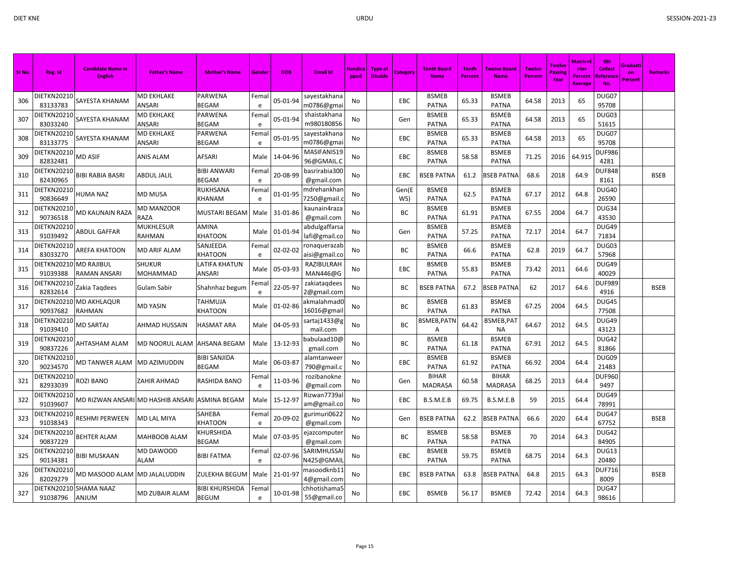| Sr No. | Reg. Id | Candidate Name in English | Father's Name | Mother's Name | Gender | DOB | Email Id | Handicapped | Type of Disable | Category | Tenth Board Name | Tenth Percent | Twelve Board Name | Twelve Percent | Twelve Passing Year | Matric+Enter Percent Average | SBI Collect Reference No. | Graduation Percent | Remarks |
|---|---|---|---|---|---|---|---|---|---|---|---|---|---|---|---|---|---|---|---|
| 306 | DIETKN2021083133783 | SAYESTA KHANAM | MD EKHLAKE ANSARI | PARWENA BEGAM | Female | 05-01-94 | sayestakhanam0786@gmai | No | | EBC | BSMEB PATNA | 65.33 | BSMEB PATNA | 64.58 | 2013 | 65 | DUG0795708 | | |
| 307 | DIETKN2021083033240 | SAYESTA KHANAM | MD EKHLAKE ANSARI | PARWENA BEGAM | Female | 05-01-94 | shaistakhanam980180856 | No | | Gen | BSMEB PATNA | 65.33 | BSMEB PATNA | 64.58 | 2013 | 65 | DUG0351615 | | |
| 308 | DIETKN2021083133775 | SAYESTA KHANAM | MD EKHLAKE ANSARI | PARWENA BEGAM | Female | 05-01-95 | sayestakhanam0786@gmai | No | | EBC | BSMEB PATNA | 65.33 | BSMEB PATNA | 64.58 | 2013 | 65 | DUG0795708 | | |
| 309 | DIETKN2021082832481 | MD ASIF | ANIS ALAM | AFSARI | Male | 14-04-96 | MASIFANIS1996@GMAIL.C | No | | EBC | BSMEB PATNA | 58.58 | BSMEB PATNA | 71.25 | 2016 | 64.915 | DUF9864281 | | |
| 310 | DIETKN2021082430965 | BIBI RABIA BASRI | ABDUL JALIL | BIBI ANWARI BEGAM | Female | 20-08-99 | basrirabia300@gmail.com | No | | EBC | BSEB PATNA | 61.2 | BSEB PATNA | 68.6 | 2018 | 64.9 | DUF8488161 | | BSEB |
| 311 | DIETKN2021090836649 | HUMA NAZ | MD MUSA | RUKHSANA KHANAM | Female | 01-01-95 | mdrehankhan7250@gmail.c | No | | Gen(EWS) | BSMEB PATNA | 62.5 | BSMEB PATNA | 67.17 | 2012 | 64.8 | DUG4026590 | | |
| 312 | DIETKN2021090736518 | MD KAUNAIN RAZA | MD MANZOOR RAZA | MUSTARI BEGAM | Male | 31-01-86 | kaunain4raza@gmail.com | No | | BC | BSMEB PATNA | 61.91 | BSMEB PATNA | 67.55 | 2004 | 64.7 | DUG3443530 | | |
| 313 | DIETKN2021091039492 | ABDUL GAFFAR | MUKHLESUR RAHMAN | AMINA KHATOON | Male | 01-01-94 | abdulgaffarsalafi@gmail.co | No | | Gen | BSMEB PATNA | 57.25 | BSMEB PATNA | 72.17 | 2014 | 64.7 | DUG4971834 | | |
| 314 | DIETKN2021083033270 | AREFA KHATOON | MD ARIF ALAM | SANJEEDA KHATOON | Female | 02-02-02 | ronaquerazabaisi@gmail.co | No | | BC | BSMEB PATNA | 66.6 | BSMEB PATNA | 62.8 | 2019 | 64.7 | DUG0357968 | | |
| 315 | DIETKN2021091039388 | MD RAJIBUL RAMAN ANSARI | SHUKUR MOHAMMAD | LATIFA KHATUN ANSARI | Male | 05-03-93 | RAZIBULRAHMAN446@G | No | | EBC | BSMEB PATNA | 55.83 | BSMEB PATNA | 73.42 | 2011 | 64.6 | DUG4940029 | | |
| 316 | DIETKN2021082832614 | Zakia Taqdees | Gulam Sabir | Shahnhaz begum | Female | 22-05-97 | zakiataqdees2@gmail.com | No | | BC | BSEB PATNA | 67.2 | BSEB PATNA | 62 | 2017 | 64.6 | DUF9894916 | | BSEB |
| 317 | DIETKN2021090937682 | MD AKHLAQUR RAHMAN | MD YASIN | TAHMUJA KHATOON | Male | 01-02-86 | akmalahmad016016@gmail | No | | BC | BSMEB PATNA | 61.83 | BSMEB PATNA | 67.25 | 2004 | 64.5 | DUG4577508 | | |
| 318 | DIETKN2021091039410 | MD SARTAJ | AHMAD HUSSAIN | HASMAT ARA | Male | 04-05-93 | sartaj1433@gmail.com | No | | BC | BSMEB,PATNA | 64.42 | BSMEB,PATNA | 64.67 | 2012 | 64.5 | DUG4943123 | | |
| 319 | DIETKN2021090837226 | AHTASHAM ALAM | MD NOORUL ALAM | AHSANA BEGAM | Male | 13-12-93 | babulaad10@gmail.com | No | | BC | BSMEB PATNA | 61.18 | BSMEB PATNA | 67.91 | 2012 | 64.5 | DUG4281866 | | |
| 320 | DIETKN2021090234570 | MD TANWER ALAM | MD AZIMUDDIN | BIBI SANJIDA BEGAM | Male | 06-03-87 | alamtanweer790@gmail.c | No | | EBC | BSMEB PATNA | 61.92 | BSMEB PATNA | 66.92 | 2004 | 64.4 | DUG0921483 | | |
| 321 | DIETKN2021082933039 | ROZI BANO | ZAHIR AHMAD | RASHIDA BANO | Female | 11-03-96 | rozibanokne@gmail.com | No | | Gen | BIHAR MADRASA | 60.58 | BIHAR MADRASA | 68.25 | 2013 | 64.4 | DUF9609497 | | |
| 322 | DIETKN2021091039607 | MD RIZWAN ANSARI | MD HASHIB ANSARI | ASMINA BEGAM | Male | 15-12-97 | Rizwan7739alam@gmail.co | No | | EBC | B.S.M.E.B | 69.75 | B.S.M.E.B | 59 | 2015 | 64.4 | DUG4978991 | | |
| 323 | DIETKN2021091038343 | RESHMI PERWEEN | MD LAL MIYA | SAHEBA KHATOON | Female | 20-09-02 | gurimuri0622@gmail.com | No | | Gen | BSEB PATNA | 62.2 | BSEB PATNA | 66.6 | 2020 | 64.4 | DUG4767752 | | BSEB |
| 324 | DIETKN2021090837229 | BEHTER ALAM | MAHBOOB ALAM | KHURSHIDA BEGAM | Male | 07-03-95 | ejazcomputer@gmail.com | No | | BC | BSMEB PATNA | 58.58 | BSMEB PATNA | 70 | 2014 | 64.3 | DUG4284905 | | |
| 325 | DIETKN2021090134381 | BIBI MUSKAAN | MD DAWOOD ALAM | BIBI FATMA | Female | 02-07-96 | SARIMHUSSAIN425@GMAIL | No | | EBC | BSMEB PATNA | 59.75 | BSMEB PATNA | 68.75 | 2014 | 64.3 | DUG1320480 | | |
| 326 | DIETKN2021082029279 | MD MASOOD ALAM | MD JALALUDDIN | ZULEKHA BEGUM | Male | 21-01-97 | masoodknb114@gmail.com | No | | EBC | BSEB PATNA | 63.8 | BSEB PATNA | 64.8 | 2015 | 64.3 | DUF7168009 | | BSEB |
| 327 | DIETKN2021091038796 | SHAMA NAAZ ANJUM | MD ZUBAIR ALAM | BIBI KHURSHIDA BEGUM | Female | 10-01-98 | chhotishama555@gmail.co | No | | EBC | BSMEB | 56.17 | BSMEB | 72.42 | 2014 | 64.3 | DUG4798616 | | |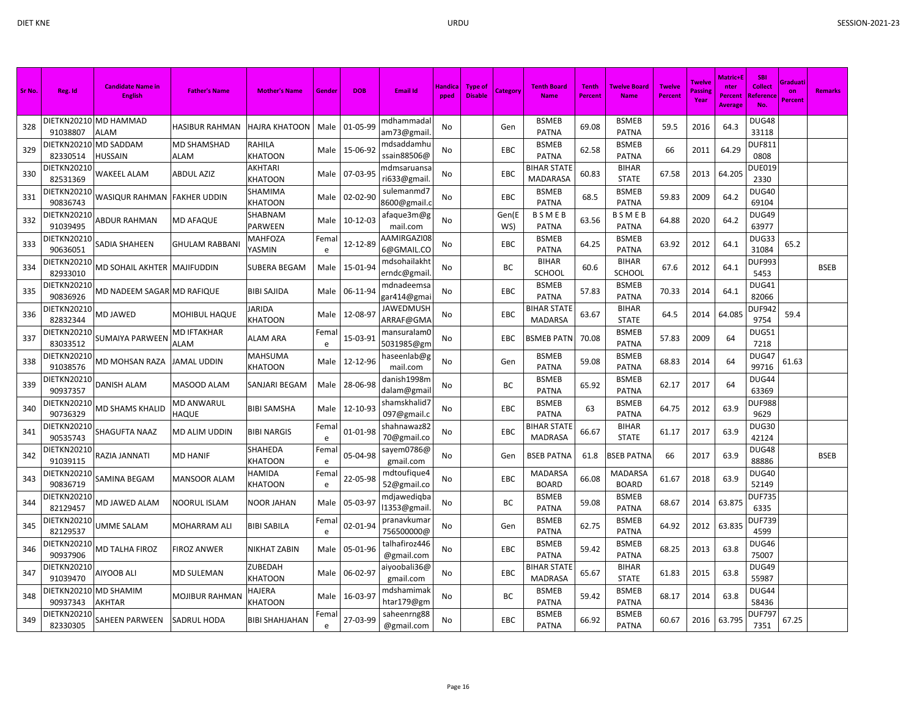| Sr No. | Reg. Id | Candidate Name in English | Father's Name | Mother's Name | Gender | DOB | Email Id | Handicapped | Type of Disable | Category | Tenth Board Name | Tenth Percent | Twelve Board Name | Twelve Percent | Twelve Passing Year | Matric+Enter Percent Average | SBI Collect Reference No. | Graduation Percent | Remarks |
|---|---|---|---|---|---|---|---|---|---|---|---|---|---|---|---|---|---|---|---|
| 328 | DIETKN2021091038807 | MD HAMMAD ALAM | HASIBUR RAHMAN | HAJRA KHATOON | Male | 01-05-99 | mdhammadalam73@gmail. | No | | Gen | BSMEB PATNA | 69.08 | BSMEB PATNA | 59.5 | 2016 | 64.3 | DUG4833118 | | |
| 329 | DIETKN2021082330514 | MD SADDAM HUSSAIN | MD SHAMSHAD ALAM | RAHILA KHATOON | Male | 15-06-92 | mdsaddamhussain88506@ | No | | EBC | BSMEB PATNA | 62.58 | BSMEB PATNA | 66 | 2011 | 64.29 | DUF8110808 | | |
| 330 | DIETKN2021082531369 | WAKEEL ALAM | ABDUL AZIZ | AKHTARI KHATOON | Male | 07-03-95 | mdmsaruansari633@gmail. | No | | EBC | BIHAR STATE MADARASA | 60.83 | BIHAR STATE | 67.58 | 2013 | 64.205 | DUE0192330 | | |
| 331 | DIETKN2021090836743 | WASIQUR RAHMAN | FAKHER UDDIN | SHAMIMA KHATOON | Male | 02-02-90 | sulemanmd78600@gmail.c | No | | EBC | BSMEB PATNA | 68.5 | BSMEB PATNA | 59.83 | 2009 | 64.2 | DUG4069104 | | |
| 332 | DIETKN2021091039495 | ABDUR RAHMAN | MD AFAQUE | SHABNAM PARWEEN | Male | 10-12-03 | afaque3m@gmail.com | No | | Gen(EWS) | B S M E B PATNA | 63.56 | B S M E B PATNA | 64.88 | 2020 | 64.2 | DUG4963977 | | |
| 333 | DIETKN2021090636051 | SADIA SHAHEEN | GHULAM RABBANI | MAHFOZA YASMIN | Female | 12-12-89 | AAMIRGAZI086@GMAIL.CO | No | | EBC | BSMEB PATNA | 64.25 | BSMEB PATNA | 63.92 | 2012 | 64.1 | DUG3331084 | 65.2 | |
| 334 | DIETKN2021082933010 | MD SOHAIL AKHTER | MAJIFUDDIN | SUBERA BEGAM | Male | 15-01-94 | mdsohailakhterndc@gmail. | No | | BC | BIHAR SCHOOL | 60.6 | BIHAR SCHOOL | 67.6 | 2012 | 64.1 | DUF9935453 | | BSEB |
| 335 | DIETKN2021090836926 | MD NADEEM SAGAR | MD RAFIQUE | BIBI SAJIDA | Male | 06-11-94 | mdnadeemsagar414@gmai | No | | EBC | BSMEB PATNA | 57.83 | BSMEB PATNA | 70.33 | 2014 | 64.1 | DUG4182066 | | |
| 336 | DIETKN2021082832344 | MD JAWED | MOHIBUL HAQUE | JARIDA KHATOON | Male | 12-08-97 | JAWEDMUSHARRAF@GMA | No | | EBC | BIHAR STATE MADARSA | 63.67 | BIHAR STATE | 64.5 | 2014 | 64.085 | DUF9429754 | 59.4 | |
| 337 | DIETKN2021083033512 | SUMAIYA PARWEEN | MD IFTAKHAR ALAM | ALAM ARA | Female | 15-03-91 | mansuralam05031985@gm | No | | EBC | BSMEB PATN | 70.08 | BSMEB PATNA | 57.83 | 2009 | 64 | DUG517218 | | |
| 338 | DIETKN2021091038576 | MD MOHSAN RAZA | JAMAL UDDIN | MAHSUMA KHATOON | Male | 12-12-96 | haseenlab@gmail.com | No | | Gen | BSMEB PATNA | 59.08 | BSMEB PATNA | 68.83 | 2014 | 64 | DUG4799716 | 61.63 | |
| 339 | DIETKN2021090937357 | DANISH ALAM | MASOOD ALAM | SANJARI BEGAM | Male | 28-06-98 | danish1998mdalam@gmail | No | | BC | BSMEB PATNA | 65.92 | BSMEB PATNA | 62.17 | 2017 | 64 | DUG4463369 | | |
| 340 | DIETKN2021090736329 | MD SHAMS KHALID | MD ANWARUL HAQUE | BIBI SAMSHA | Male | 12-10-93 | shamskhalid7097@gmail.c | No | | EBC | BSMEB PATNA | 63 | BSMEB PATNA | 64.75 | 2012 | 63.9 | DUF9889629 | | |
| 341 | DIETKN2021090535743 | SHAGUFTA NAAZ | MD ALIM UDDIN | BIBI NARGIS | Female | 01-01-98 | shahnawaz8270@gmail.co | No | | EBC | BIHAR STATE MADRASA | 66.67 | BIHAR STATE | 61.17 | 2017 | 63.9 | DUG3042124 | | |
| 342 | DIETKN2021091039115 | RAZIA JANNATI | MD HANIF | SHAHEDA KHATOON | Female | 05-04-98 | sayem0786@gmail.com | No | | Gen | BSEB PATNA | 61.8 | BSEB PATNA | 66 | 2017 | 63.9 | DUG4888886 | | BSEB |
| 343 | DIETKN2021090836719 | SAMINA BEGAM | MANSOOR ALAM | HAMIDA KHATOON | Female | 22-05-98 | mdtoufique452@gmail.co | No | | EBC | MADARSA BOARD | 66.08 | MADARSA BOARD | 61.67 | 2018 | 63.9 | DUG4052149 | | |
| 344 | DIETKN2021082129457 | MD JAWED ALAM | NOORUL ISLAM | NOOR JAHAN | Male | 05-03-97 | mdjawediqbal1353@gmail. | No | | BC | BSMEB PATNA | 59.08 | BSMEB PATNA | 68.67 | 2014 | 63.875 | DUF7356335 | | |
| 345 | DIETKN2021082129537 | UMME SALAM | MOHARRAM ALI | BIBI SABILA | Female | 02-01-94 | pranavkumar756500000@ | No | | Gen | BSMEB PATNA | 62.75 | BSMEB PATNA | 64.92 | 2012 | 63.835 | DUF7394599 | | |
| 346 | DIETKN2021090937906 | MD TALHA FIROZ | FIROZ ANWER | NIKHAT ZABIN | Male | 05-01-96 | talhafiroz446@gmail.com | No | | EBC | BSMEB PATNA | 59.42 | BSMEB PATNA | 68.25 | 2013 | 63.8 | DUG4675007 | | |
| 347 | DIETKN2021091039470 | AIYOOB ALI | MD SULEMAN | ZUBEDAH KHATOON | Male | 06-02-97 | aiyoobali36@gmail.com | No | | EBC | BIHAR STATE MADRASA | 65.67 | BIHAR STATE | 61.83 | 2015 | 63.8 | DUG4955987 | | |
| 348 | DIETKN2021090937343 | MD SHAMIM AKHTAR | MOJIBUR RAHMAN | HAJERA KHATOON | Male | 16-03-97 | mdshamimakhtar179@gm | No | | BC | BSMEB PATNA | 59.42 | BSMEB PATNA | 68.17 | 2014 | 63.8 | DUG4458436 | | |
| 349 | DIETKN2021082330305 | SAHEEN PARWEEN | SADRUL HODA | BIBI SHAHJAHAN | Female | 27-03-99 | saheenrng88@gmail.com | No | | EBC | BSMEB PATNA | 66.92 | BSMEB PATNA | 60.67 | 2016 | 63.795 | DUF7977351 | 67.25 | |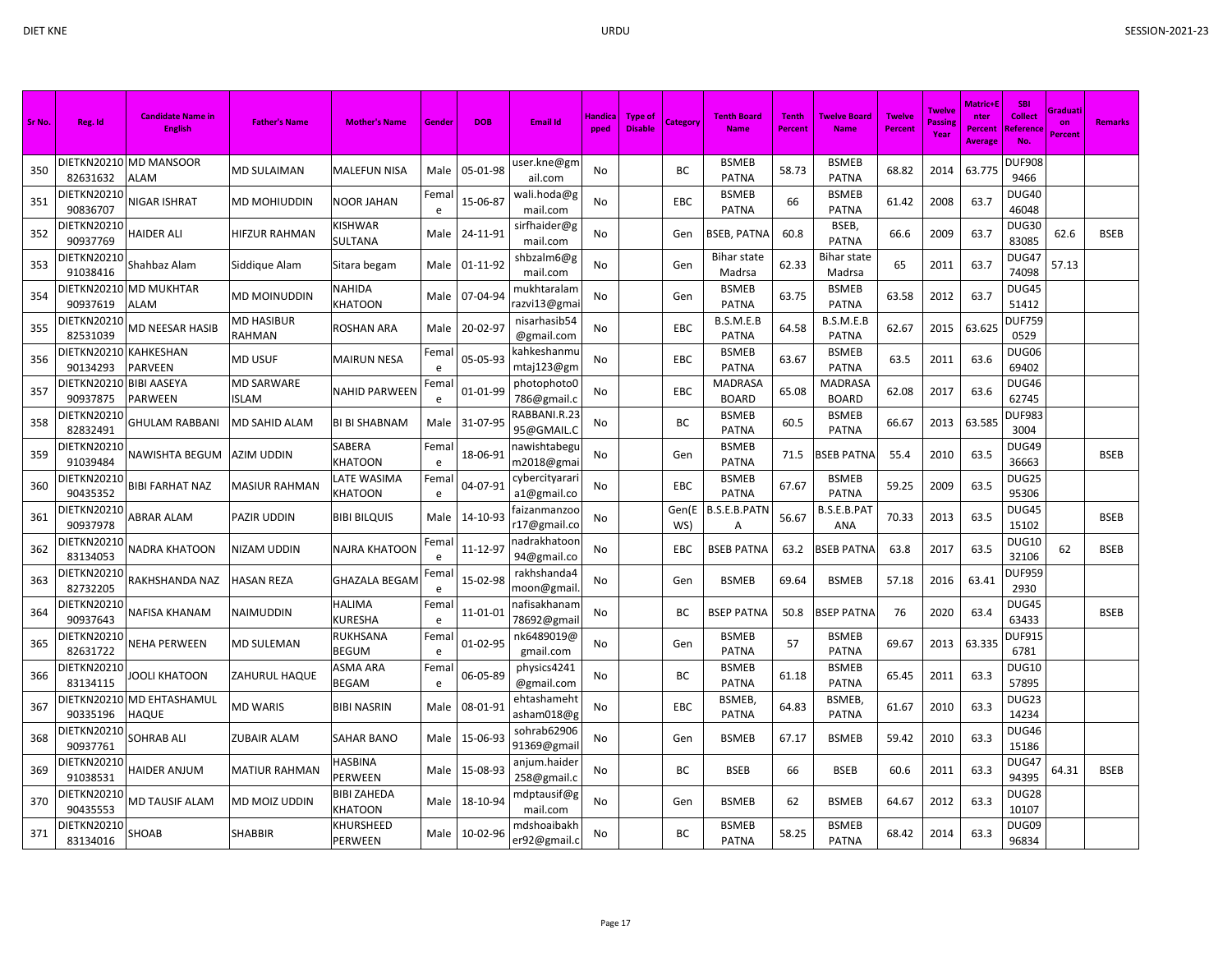| Sr No. | Reg. Id | Candidate Name in English | Father's Name | Mother's Name | Gender | DOB | Email Id | Handicapped | Type of Disable | Category | Tenth Board Name | Tenth Percent | Twelve Board Name | Twelve Percent | Twelve Passing Year | Matric+Enter Percent Average | SBI Collect Reference No. | Graduation Percent | Remarks |
|---|---|---|---|---|---|---|---|---|---|---|---|---|---|---|---|---|---|---|---|
| 350 | DIETKN2021082631632 | MD MANSOOR ALAM | MD SULAIMAN | MALEFUN NISA | Male | 05-01-98 | user.kne@gmail.com | No | | BC | BSMEB PATNA | 58.73 | BSMEB PATNA | 68.82 | 2014 | 63.775 | DUF9089466 | | |
| 351 | DIETKN2021090836707 | NIGAR ISHRAT | MD MOHIUDDIN | NOOR JAHAN | Female | 15-06-87 | wali.hoda@gmail.com | No | | EBC | BSMEB PATNA | 66 | BSMEB PATNA | 61.42 | 2008 | 63.7 | DUG4046048 | | |
| 352 | DIETKN2021090937769 | HAIDER ALI | HIFZUR RAHMAN | KISHWAR SULTANA | Male | 24-11-91 | sirfhaider@gmail.com | No | | Gen | BSEB, PATNA | 60.8 | BSEB, PATNA | 66.6 | 2009 | 63.7 | DUG3083085 | 62.6 | BSEB |
| 353 | DIETKN2021091038416 | Shahbaz Alam | Siddique Alam | Sitara begam | Male | 01-11-92 | shbzalm6@gmail.com | No | | Gen | Bihar state Madrsa | 62.33 | Bihar state Madrsa | 65 | 2011 | 63.7 | DUG4774098 | 57.13 | |
| 354 | DIETKN2021090937619 | MD MUKHTAR ALAM | MD MOINUDDIN | NAHIDA KHATOON | Male | 07-04-94 | mukhtaralamrazvi13@gmai | No | | Gen | BSMEB PATNA | 63.75 | BSMEB PATNA | 63.58 | 2012 | 63.7 | DUG4551412 | | |
| 355 | DIETKN2021082531039 | MD NEESAR HASIB | MD HASIBUR RAHMAN | ROSHAN ARA | Male | 20-02-97 | nisarhasib54@gmail.com | No | | EBC | B.S.M.E.B PATNA | 64.58 | B.S.M.E.B PATNA | 62.67 | 2015 | 63.625 | DUF7590529 | | |
| 356 | DIETKN2021090134293 | KAHKESHAN PARVEEN | MD USUF | MAIRUN NESA | Female | 05-05-93 | kahkeshanmumtaj123@gm | No | | EBC | BSMEB PATNA | 63.67 | BSMEB PATNA | 63.5 | 2011 | 63.6 | DUG0669402 | | |
| 357 | DIETKN2021090937875 | BIBI AASEYA PARWEEN | MD SARWARE ISLAM | NAHID PARWEEN | Female | 01-01-99 | photophoto0786@gmail.c | No | | EBC | MADRASA BOARD | 65.08 | MADRASA BOARD | 62.08 | 2017 | 63.6 | DUG4662745 | | |
| 358 | DIETKN2021082832491 | GHULAM RABBANI | MD SAHID ALAM | BI BI SHABNAM | Male | 31-07-95 | RABBANI.R.2395@GMAIL.C | No | | BC | BSMEB PATNA | 60.5 | BSMEB PATNA | 66.67 | 2013 | 63.585 | DUF9833004 | | |
| 359 | DIETKN2021091039484 | NAWISHTA BEGUM | AZIM UDDIN | SABERA KHATOON | Female | 18-06-91 | nawishtabegum2018@gmai | No | | Gen | BSMEB PATNA | 71.5 | BSEB PATNA | 55.4 | 2010 | 63.5 | DUG4936663 | | BSEB |
| 360 | DIETKN2021090435352 | BIBI FARHAT NAZ | MASIUR RAHMAN | LATE WASIMA KHATOON | Female | 04-07-91 | cybercityarari a1@gmail.co | No | | EBC | BSMEB PATNA | 67.67 | BSMEB PATNA | 59.25 | 2009 | 63.5 | DUG2595306 | | |
| 361 | DIETKN2021090937978 | ABRAR ALAM | PAZIR UDDIN | BIBI BILQUIS | Male | 14-10-93 | faizanmanzoor17@gmail.co | No | | Gen(EWS) | B.S.E.B.PATNA | 56.67 | B.S.E.B.PATANA | 70.33 | 2013 | 63.5 | DUG4515102 | | BSEB |
| 362 | DIETKN2021083134053 | NADRA KHATOON | NIZAM UDDIN | NAJRA KHATOON | Female | 11-12-97 | nadrakhatoon94@gmail.co | No | | EBC | BSEB PATNA | 63.2 | BSEB PATNA | 63.8 | 2017 | 63.5 | DUG1032106 | 62 | BSEB |
| 363 | DIETKN2021082732205 | RAKHSHANDA NAZ | HASAN REZA | GHAZALA BEGAM | Female | 15-02-98 | rakhshanda4moon@gmail. | No | | Gen | BSMEB | 69.64 | BSMEB | 57.18 | 2016 | 63.41 | DUF9592930 | | |
| 364 | DIETKN2021090937643 | NAFISA KHANAM | NAIMUDDIN | HALIMA KURESHA | Female | 11-01-01 | nafisakhanam78692@gmail | No | | BC | BSEP PATNA | 50.8 | BSEP PATNA | 76 | 2020 | 63.4 | DUG4563433 | | BSEB |
| 365 | DIETKN2021082631722 | NEHA PERWEEN | MD SULEMAN | RUKHSANA BEGUM | Female | 01-02-95 | nk6489019@gmail.com | No | | Gen | BSMEB PATNA | 57 | BSMEB PATNA | 69.67 | 2013 | 63.335 | DUF9156781 | | |
| 366 | DIETKN2021083134115 | JOOLI KHATOON | ZAHURUL HAQUE | ASMA ARA BEGAM | Female | 06-05-89 | physics4241@gmail.com | No | | BC | BSMEB PATNA | 61.18 | BSMEB PATNA | 65.45 | 2011 | 63.3 | DUG1057895 | | |
| 367 | DIETKN2021090335196 | MD EHTASHAMUL HAQUE | MD WARIS | BIBI NASRIN | Male | 08-01-91 | ehtashamehtasham018@g | No | | EBC | BSMEB, PATNA | 64.83 | BSMEB, PATNA | 61.67 | 2010 | 63.3 | DUG2314234 | | |
| 368 | DIETKN2021090937761 | SOHRAB ALI | ZUBAIR ALAM | SAHAR BANO | Male | 15-06-93 | sohrab6290691369@gmail | No | | Gen | BSMEB | 67.17 | BSMEB | 59.42 | 2010 | 63.3 | DUG4615186 | | |
| 369 | DIETKN2021091038531 | HAIDER ANJUM | MATIUR RAHMAN | HASBINA PERWEEN | Male | 15-08-93 | anjum.haider258@gmail.c | No | | BC | BSEB | 66 | BSEB | 60.6 | 2011 | 63.3 | DUG4794395 | 64.31 | BSEB |
| 370 | DIETKN2021090435553 | MD TAUSIF ALAM | MD MOIZ UDDIN | BIBI ZAHEDA KHATOON | Male | 18-10-94 | mdptausif@gmail.com | No | | Gen | BSMEB | 62 | BSMEB | 64.67 | 2012 | 63.3 | DUG2810107 | | |
| 371 | DIETKN2021083134016 | SHOAB | SHABBIR | KHURSHEED PERWEEN | Male | 10-02-96 | mdshoaibakher92@gmail.c | No | | BC | BSMEB PATNA | 58.25 | BSMEB PATNA | 68.42 | 2014 | 63.3 | DUG0996834 | | |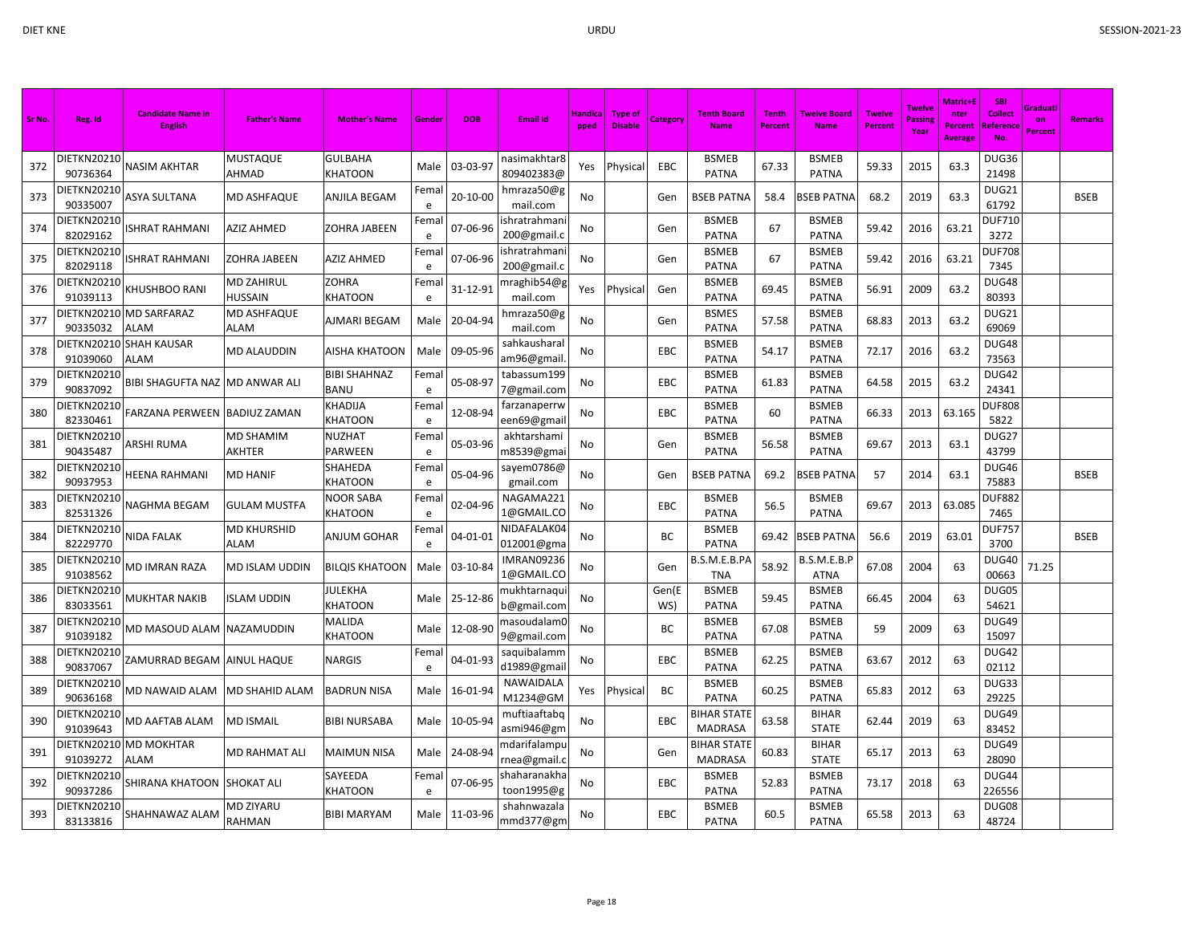| Sr No. | Reg. Id | Candidate Name in English | Father's Name | Mother's Name | Gender | DOB | Email Id | Handicapped | Type of Disable | Category | Tenth Board Name | Tenth Percent | Twelve Board Name | Twelve Percent | Twelve Passing Year | Matric+Enter Percent Average | SBI Collect Reference No. | Graduation Percent | Remarks |
|---|---|---|---|---|---|---|---|---|---|---|---|---|---|---|---|---|---|---|---|
| 372 | DIETKN2021090736364 | NASIM AKHTAR | MUSTAQUE AHMAD | GULBAHA KHATOON | Male | 03-03-97 | nasimakhtar8809402383@ | Yes | Physical | EBC | BSMEB PATNA | 67.33 | BSMEB PATNA | 59.33 | 2015 | 63.3 | DUG3621498 | | |
| 373 | DIETKN2021090335007 | ASYA SULTANA | MD ASHFAQUE | ANJILA BEGAM | Female | 20-10-00 | hmraza50@gmail.com | No | | Gen | BSEB PATNA | 58.4 | BSEB PATNA | 68.2 | 2019 | 63.3 | DUG2161792 | | BSEB |
| 374 | DIETKN2021082029162 | ISHRAT RAHMANI | AZIZ AHMED | ZOHRA JABEEN | Female | 07-06-96 | ishratrahmani200@gmail.c | No | | Gen | BSMEB PATNA | 67 | BSMEB PATNA | 59.42 | 2016 | 63.21 | DUF7103272 | | |
| 375 | DIETKN2021082029118 | ISHRAT RAHMANI | ZOHRA JABEEN | AZIZ AHMED | Female | 07-06-96 | ishratrahmani200@gmail.c | No | | Gen | BSMEB PATNA | 67 | BSMEB PATNA | 59.42 | 2016 | 63.21 | DUF7087345 | | |
| 376 | DIETKN2021091039113 | KHUSHBOO RANI | MD ZAHIRUL HUSSAIN | ZOHRA KHATOON | Female | 31-12-91 | mraghib54@gmail.com | Yes | Physical | Gen | BSMEB PATNA | 69.45 | BSMEB PATNA | 56.91 | 2009 | 63.2 | DUG4880393 | | |
| 377 | DIETKN2021090335032 | MD SARFARAZ ALAM | MD ASHFAQUE ALAM | AJMARI BEGAM | Male | 20-04-94 | hmraza50@gmail.com | No | | Gen | BSMES PATNA | 57.58 | BSMEB PATNA | 68.83 | 2013 | 63.2 | DUG2169069 | | |
| 378 | DIETKN2021091039060 | SHAH KAUSAR ALAM | MD ALAUDDIN | AISHA KHATOON | Male | 09-05-96 | sahkausharalam96@gmail. | No | | EBC | BSMEB PATNA | 54.17 | BSMEB PATNA | 72.17 | 2016 | 63.2 | DUG4873563 | | |
| 379 | DIETKN2021090837092 | BIBI SHAGUFTA NAZ | MD ANWAR ALI | BIBI SHAHNAZ BANU | Female | 05-08-97 | tabassum1997@gmail.com | No | | EBC | BSMEB PATNA | 61.83 | BSMEB PATNA | 64.58 | 2015 | 63.2 | DUG4224341 | | |
| 380 | DIETKN2021082330461 | FARZANA PERWEEN | BADIUZ ZAMAN | KHADIJA KHATOON | Female | 12-08-94 | farzanaperween69@gmail | No | | EBC | BSMEB PATNA | 60 | BSMEB PATNA | 66.33 | 2013 | 63.165 | DUF8085822 | | |
| 381 | DIETKN2021090435487 | ARSHI RUMA | MD SHAMIM AKHTER | NUZHAT PARWEEN | Female | 05-03-96 | akhtarshamim8539@gmai | No | | Gen | BSMEB PATNA | 56.58 | BSMEB PATNA | 69.67 | 2013 | 63.1 | DUG2743799 | | |
| 382 | DIETKN2021090937953 | HEENA RAHMANI | MD HANIF | SHAHEDA KHATOON | Female | 05-04-96 | sayem0786@gmail.com | No | | Gen | BSEB PATNA | 69.2 | BSEB PATNA | 57 | 2014 | 63.1 | DUG4675883 | | BSEB |
| 383 | DIETKN2021082531326 | NAGHMA BEGAM | GULAM MUSTFA | NOOR SABA KHATOON | Female | 02-04-96 | NAGAMA2211@GMAIL.CO | No | | EBC | BSMEB PATNA | 56.5 | BSMEB PATNA | 69.67 | 2013 | 63.085 | DUF8827465 | | |
| 384 | DIETKN2021082229770 | NIDA FALAK | MD KHURSHID ALAM | ANJUM GOHAR | Female | 04-01-01 | NIDAFALAK04012001@gma | No | | BC | BSMEB PATNA | 69.42 | BSEB PATNA | 56.6 | 2019 | 63.01 | DUF7573700 | | BSEB |
| 385 | DIETKN2021091038562 | MD IMRAN RAZA | MD ISLAM UDDIN | BILQIS KHATOON | Male | 03-10-84 | IMRAN092361@GMAIL.CO | No | | Gen | B.S.M.E.B.PATNA | 58.92 | B.S.M.E.B.PATNA | 67.08 | 2004 | 63 | DUG4000663 | 71.25 | |
| 386 | DIETKN2021083033561 | MUKHTAR NAKIB | ISLAM UDDIN | JULEKHA KHATOON | Male | 25-12-86 | mukhtarnaquib@gmail.com | No | | Gen(EWS) | BSMEB PATNA | 59.45 | BSMEB PATNA | 66.45 | 2004 | 63 | DUG0554621 | | |
| 387 | DIETKN2021091039182 | MD MASOUD ALAM | NAZAMUDDIN | MALIDA KHATOON | Male | 12-08-90 | masoudalam09@gmail.com | No | | BC | BSMEB PATNA | 67.08 | BSMEB PATNA | 59 | 2009 | 63 | DUG4915097 | | |
| 388 | DIETKN2021090837067 | ZAMURRAD BEGAM | AINUL HAQUE | NARGIS | Female | 04-01-93 | saquibalammd1989@gmail | No | | EBC | BSMEB PATNA | 62.25 | BSMEB PATNA | 63.67 | 2012 | 63 | DUG4202112 | | |
| 389 | DIETKN2021090636168 | MD NAWAID ALAM | MD SHAHID ALAM | BADRUN NISA | Male | 16-01-94 | NAWAIDALAM1234@GM | Yes | Physical | BC | BSMEB PATNA | 60.25 | BSMEB PATNA | 65.83 | 2012 | 63 | DUG3329225 | | |
| 390 | DIETKN2021091039643 | MD AAFTAB ALAM | MD ISMAIL | BIBI NURSABA | Male | 10-05-94 | muftiaaftabqasmi946@gm | No | | EBC | BIHAR STATE MADRASA | 63.58 | BIHAR STATE | 62.44 | 2019 | 63 | DUG4983452 | | |
| 391 | DIETKN2021091039272 | MD MOKHTAR ALAM | MD RAHMAT ALI | MAIMUN NISA | Male | 24-08-94 | mdarifalampurnea@gmail.c | No | | Gen | BIHAR STATE MADRASA | 60.83 | BIHAR STATE | 65.17 | 2013 | 63 | DUG4928090 | | |
| 392 | DIETKN2021090937286 | SHIRANA KHATOON | SHOKAT ALI | SAYEEDA KHATOON | Female | 07-06-95 | shaharanakhatoon1995@g | No | | EBC | BSMEB PATNA | 52.83 | BSMEB PATNA | 73.17 | 2018 | 63 | DUG44226556 | | |
| 393 | DIETKN2021083133816 | SHAHNAWAZ ALAM | MD ZIYARU RAHMAN | BIBI MARYAM | Male | 11-03-96 | shahnwazalammd377@gm | No | | EBC | BSMEB PATNA | 60.5 | BSMEB PATNA | 65.58 | 2013 | 63 | DUG0848724 | | |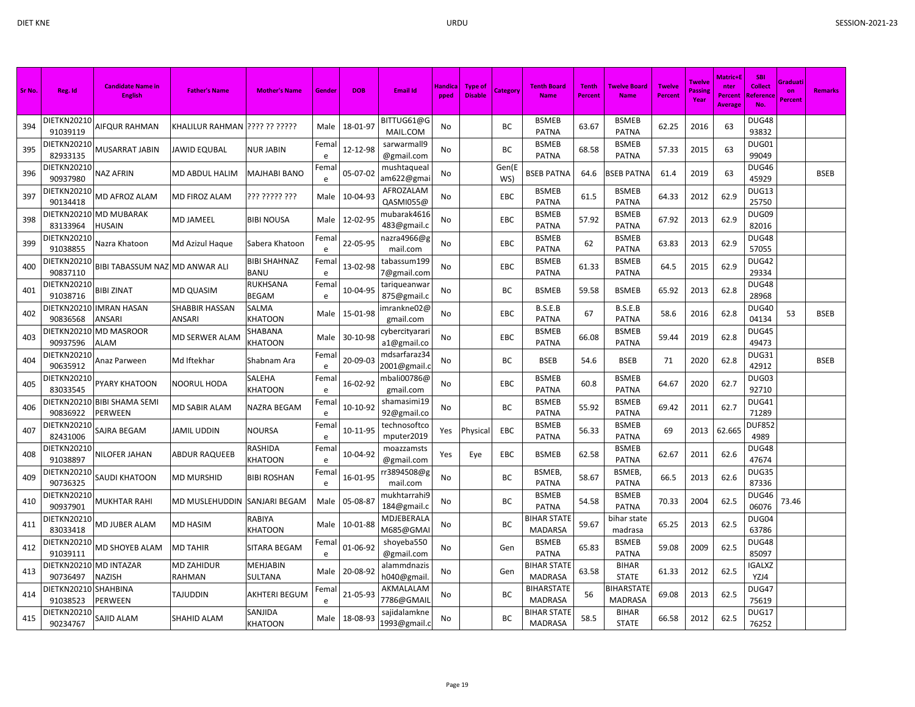| Sr No. | Reg. Id | Candidate Name in English | Father's Name | Mother's Name | Gender | DOB | Email Id | Handicapped | Type of Disable | Category | Tenth Board Name | Tenth Percent | Twelve Board Name | Twelve Percent | Twelve Passing Year | Matric+Enter Percent Average | SBI Collect Reference No. | Graduation Percent | Remarks |
|---|---|---|---|---|---|---|---|---|---|---|---|---|---|---|---|---|---|---|---|
| 394 | DIETKN2021091039119 | AIFQUR RAHMAN | KHALILUR RAHMAN | ???? ?? ????? | Male | 18-01-97 | BITTUG61@GMAIL.COM | No | | BC | BSMEB PATNA | 63.67 | BSMEB PATNA | 62.25 | 2016 | 63 | DUG4893832 | | |
| 395 | DIETKN2021082933135 | MUSARRAT JABIN | JAWID EQUBAL | NUR JABIN | Female | 12-12-98 | sarwarmall9@gmail.com | No | | BC | BSMEB PATNA | 68.58 | BSMEB PATNA | 57.33 | 2015 | 63 | DUG0199049 | | |
| 396 | DIETKN2021090937980 | NAZ AFRIN | MD ABDUL HALIM | MAJHABI BANO | Female | 05-07-02 | mushtaqueal am622@gmai | No | | Gen(EWS) | BSEB PATNA | 64.6 | BSEB PATNA | 61.4 | 2019 | 63 | DUG4645929 | | BSEB |
| 397 | DIETKN2021090134418 | MD AFROZ ALAM | MD FIROZ ALAM | ??? ????? ??? | Male | 10-04-93 | AFROZALAM QASMI055@ | No | | EBC | BSMEB PATNA | 61.5 | BSMEB PATNA | 64.33 | 2012 | 62.9 | DUG1325750 | | |
| 398 | DIETKN2021083133964 | MD MUBARAK HUSAIN | MD JAMEEL | BIBI NOUSA | Male | 12-02-95 | mubarak4616483@gmail.c | No | | EBC | BSMEB PATNA | 57.92 | BSMEB PATNA | 67.92 | 2013 | 62.9 | DUG0982016 | | |
| 399 | DIETKN2021091038855 | Nazra Khatoon | Md Azizul Haque | Sabera Khatoon | Female | 22-05-95 | nazra4966@gmail.com | No | | EBC | BSMEB PATNA | 62 | BSMEB PATNA | 63.83 | 2013 | 62.9 | DUG4857055 | | |
| 400 | DIETKN2021090837110 | BIBI TABASSUM NAZ | MD ANWAR ALI | BIBI SHAHNAZ BANU | Female | 13-02-98 | tabassum1997@gmail.com | No | | EBC | BSMEB PATNA | 61.33 | BSMEB PATNA | 64.5 | 2015 | 62.9 | DUG4229334 | | |
| 401 | DIETKN2021091038716 | BIBI ZINAT | MD QUASIM | RUKHSANA BEGAM | Female | 10-04-95 | tariqueanwar875@gmail.c | No | | BC | BSMEB | 59.58 | BSMEB | 65.92 | 2013 | 62.8 | DUG4828968 | | |
| 402 | DIETKN2021090836568 | IMRAN HASAN ANSARI | SHABBIR HASSAN ANSARI | SALMA KHATOON | Male | 15-01-98 | imrankne02@gmail.com | No | | EBC | B.S.E.B PATNA | 67 | B.S.E.B PATNA | 58.6 | 2016 | 62.8 | DUG4004134 | 53 | BSEB |
| 403 | DIETKN2021090937596 | MD MASROOR ALAM | MD SERWER ALAM | SHABANA KHATOON | Male | 30-10-98 | cybercityarari a1@gmail.co | No | | EBC | BSMEB PATNA | 66.08 | BSMEB PATNA | 59.44 | 2019 | 62.8 | DUG4549473 | | |
| 404 | DIETKN2021090635912 | Anaz Parween | Md Iftekhar | Shabnam Ara | Female | 20-09-03 | mdsarfaraz342001@gmail.c | No | | BC | BSEB | 54.6 | BSEB | 71 | 2020 | 62.8 | DUG3142912 | | BSEB |
| 405 | DIETKN2021083033545 | PYARY KHATOON | NOORUL HODA | SALEHA KHATOON | Female | 16-02-92 | mbali00786@gmail.com | No | | EBC | BSMEB PATNA | 60.8 | BSMEB PATNA | 64.67 | 2020 | 62.7 | DUG0392710 | | |
| 406 | DIETKN2021090836922 | BIBI SHAMA SEMI PERWEEN | MD SABIR ALAM | NAZRA BEGAM | Female | 10-10-92 | shamasimi1992@gmail.co | No | | BC | BSMEB PATNA | 55.92 | BSMEB PATNA | 69.42 | 2011 | 62.7 | DUG4171289 | | |
| 407 | DIETKN2021082431006 | SAJRA BEGAM | JAMIL UDDIN | NOURSA | Female | 10-11-95 | technosoftcomputer2019 | Yes | Physical | EBC | BSMEB PATNA | 56.33 | BSMEB PATNA | 69 | 2013 | 62.665 | DUF8524989 | | |
| 408 | DIETKN2021091038897 | NILOFER JAHAN | ABDUR RAQUEEB | RASHIDA KHATOON | Female | 10-04-92 | moazzamsts@gmail.com | Yes | Eye | EBC | BSMEB | 62.58 | BSMEB PATNA | 62.67 | 2011 | 62.6 | DUG4847674 | | |
| 409 | DIETKN2021090736325 | SAUDI KHATOON | MD MURSHID | BIBI ROSHAN | Female | 16-01-95 | rr3894508@gmail.com | No | | BC | BSMEB, PATNA | 58.67 | BSMEB, PATNA | 66.5 | 2013 | 62.6 | DUG3587336 | | |
| 410 | DIETKN2021090937901 | MUKHTAR RAHI | MD MUSLEHUDDIN | SANJARI BEGAM | Male | 05-08-87 | mukhtarrahi9184@gmail.c | No | | BC | BSMEB PATNA | 54.58 | BSMEB PATNA | 70.33 | 2004 | 62.5 | DUG4606076 | 73.46 | |
| 411 | DIETKN2021083033418 | MD JUBER ALAM | MD HASIM | RABIYA KHATOON | Male | 10-01-88 | MDJEBERALAM685@GMAI | No | | BC | BIHAR STATE MADARSA | 59.67 | bihar state madrasa | 65.25 | 2013 | 62.5 | DUG0463786 | | |
| 412 | DIETKN2021091039111 | MD SHOYEB ALAM | MD TAHIR | SITARA BEGAM | Female | 01-06-92 | shoyeba550@gmail.com | No | | Gen | BSMEB PATNA | 65.83 | BSMEB PATNA | 59.08 | 2009 | 62.5 | DUG4885097 | | |
| 413 | DIETKN2021090736497 | MD INTAZAR NAZISH | MD ZAHIDUR RAHMAN | MEHJABIN SULTANA | Male | 20-08-92 | alammdnazish040@gmail. | No | | Gen | BIHAR STATE MADRASA | 63.58 | BIHAR STATE | 61.33 | 2012 | 62.5 | IGALXZYZJ4 | | |
| 414 | DIETKN2021091038523 | SHAHBINA PERWEEN | TAJUDDIN | AKHTERI BEGUM | Female | 21-05-93 | AKMALALAM7786@GMAIL | No | | BC | BIHARSTATE MADRASA | 56 | BIHARSTATE MADRASA | 69.08 | 2013 | 62.5 | DUG4775619 | | |
| 415 | DIETKN2021090234767 | SAJID ALAM | SHAHID ALAM | SANJIDA KHATOON | Male | 18-08-93 | sajidalamkne1993@gmail.c | No | | BC | BIHAR STATE MADRASA | 58.5 | BIHAR STATE | 66.58 | 2012 | 62.5 | DUG1776252 | | |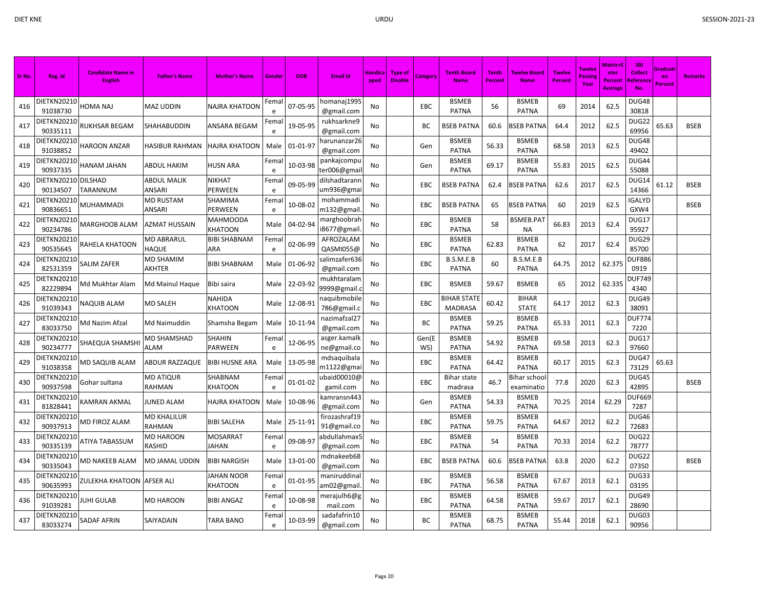| Sr No. | Reg. Id | Candidate Name in English | Father's Name | Mother's Name | Gender | DOB | Email Id | Handicapped | Type of Disable | Category | Tenth Board Name | Tenth Percent | Twelve Board Name | Twelve Percent | Twelve Passing Year | Matric+Enter Percent Average | SBI Collect Reference No. | Graduation Percent | Remarks |
|---|---|---|---|---|---|---|---|---|---|---|---|---|---|---|---|---|---|---|---|
| 416 | DIETKN2021091038730 | HOMA NAJ | MAZ UDDIN | NAJRA KHATOON | Female | 07-05-95 | homanaj1995@gmail.com | No | | EBC | BSMEB PATNA | 56 | BSMEB PATNA | 69 | 2014 | 62.5 | DUG4830818 | | |
| 417 | DIETKN2021090335111 | RUKHSAR BEGAM | SHAHABUDDIN | ANSARA BEGAM | Female | 19-05-95 | rukhsarkne9@gmail.com | No | | BC | BSEB PATNA | 60.6 | BSEB PATNA | 64.4 | 2012 | 62.5 | DUG2269956 | 65.63 | BSEB |
| 418 | DIETKN2021091038852 | HAROON ANZAR | HASIBUR RAHMAN | HAJRA KHATOON | Male | 01-01-97 | harunanzar26@gmail.com | No | | Gen | BSMEB PATNA | 56.33 | BSMEB PATNA | 68.58 | 2013 | 62.5 | DUG4849402 | | |
| 419 | DIETKN2021090937335 | HANAM JAHAN | ABDUL HAKIM | HUSN ARA | Female | 10-03-98 | pankajcomputer006@gmail | No | | Gen | BSMEB PATNA | 69.17 | BSMEB PATNA | 55.83 | 2015 | 62.5 | DUG4455088 | | |
| 420 | DIETKN2021090134507 | DILSHAD TARANNUM | ABDUL MALIK ANSARI | NIKHAT PERWEEN | Female | 09-05-99 | dilshadtarannum936@gmai | No | | EBC | BSEB PATNA | 62.4 | BSEB PATNA | 62.6 | 2017 | 62.5 | DUG1414366 | 61.12 | BSEB |
| 421 | DIETKN2021090836651 | MUHAMMADI | MD RUSTAM ANSARI | SHAMIMA PERWEEN | Female | 10-08-02 | mohammadim132@gmail. | No | | EBC | BSEB PATNA | 65 | BSEB PATNA | 60 | 2019 | 62.5 | IGALYDGXW4 | | BSEB |
| 422 | DIETKN2021090234786 | MARGHOOB ALAM | AZMAT HUSSAIN | MAHMOODA KHATOON | Male | 04-02-94 | marghoobrahi8677@gmail. | No | | EBC | BSMEB PATNA | 58 | BSMEB.PATNA | 66.83 | 2013 | 62.4 | DUG1795927 | | |
| 423 | DIETKN2021090535645 | RAHELA KHATOON | MD ABRARUL HAQUE | BIBI SHABNAM ARA | Female | 02-06-99 | AFROZALAMQASMI055@ | No | | EBC | BSMEB PATNA | 62.83 | BSMEB PATNA | 62 | 2017 | 62.4 | DUG2985700 | | |
| 424 | DIETKN2021082531359 | SALIM ZAFER | MD SHAMIM AKHTER | BIBI SHABNAM | Male | 01-06-92 | salimzafer636@gmail.com | No | | EBC | B.S.M.E.B PATNA | 60 | B.S.M.E.B PATNA | 64.75 | 2012 | 62.375 | DUF8860919 | | |
| 425 | DIETKN2021082229894 | Md Mukhtar Alam | Md Mainul Haque | Bibi saira | Male | 22-03-92 | mukhtaralam9999@gmail.c | No | | EBC | BSMEB | 59.67 | BSMEB | 65 | 2012 | 62.335 | DUF7494340 | | |
| 426 | DIETKN2021091039343 | NAQUIB ALAM | MD SALEH | NAHIDA KHATOON | Male | 12-08-91 | naquibmobile786@gmail.c | No | | EBC | BIHAR STATE MADRASA | 60.42 | BIHAR STATE | 64.17 | 2012 | 62.3 | DUG4938091 | | |
| 427 | DIETKN2021083033750 | Md Nazim Afzal | Md Naimuddin | Shamsha Begam | Male | 10-11-94 | nazimafzal27@gmail.com | No | | BC | BSMEB PATNA | 59.25 | BSMEB PATNA | 65.33 | 2011 | 62.3 | DUF7747220 | | |
| 428 | DIETKN2021090234777 | SHAEQUA SHAMSHI | MD SHAMSHAD ALAM | SHAHIN PARWEEN | Female | 12-06-95 | asger.kamalkne@gmail.co | No | | Gen(EWS) | BSMEB PATNA | 54.92 | BSMEB PATNA | 69.58 | 2013 | 62.3 | DUG1797660 | | |
| 429 | DIETKN2021091038358 | MD SAQUIB ALAM | ABDUR RAZZAQUE | BIBI HUSNE ARA | Male | 13-05-98 | mdsaquibalam1122@gmai | No | | EBC | BSMEB PATNA | 64.42 | BSMEB PATNA | 60.17 | 2015 | 62.3 | DUG4773129 | 65.63 | |
| 430 | DIETKN2021090937598 | Gohar sultana | MD ATIQUR RAHMAN | SHABNAM KHATOON | Female | 01-01-02 | ubaid00010@gamil.com | No | | EBC | Bihar state madrasa | 46.7 | Bihar school examinatio | 77.8 | 2020 | 62.3 | DUG4542895 | | BSEB |
| 431 | DIETKN2021081828441 | KAMRAN AKMAL | JUNED ALAM | HAJRA KHATOON | Male | 10-08-96 | kamransn443@gmail.com | No | | Gen | BSMEB PATNA | 54.33 | BSMEB PATNA | 70.25 | 2014 | 62.29 | DUF6697287 | | |
| 432 | DIETKN2021090937913 | MD FIROZ ALAM | MD KHALILUR RAHMAN | BIBI SALEHA | Male | 25-11-91 | firozashraf1991@gmail.co | No | | EBC | BSMEB PATNA | 59.75 | BSMEB PATNA | 64.67 | 2012 | 62.2 | DUG4672683 | | |
| 433 | DIETKN2021090335139 | ATIYA TABASSUM | MD HAROON RASHID | MOSARRAT JAHAN | Female | 09-08-97 | abdullahmax5@gmail.com | No | | EBC | BSMEB PATNA | 54 | BSMEB PATNA | 70.33 | 2014 | 62.2 | DUG2278777 | | |
| 434 | DIETKN2021090335043 | MD NAKEEB ALAM | MD JAMAL UDDIN | BIBI NARGISH | Male | 13-01-00 | mdnakeeb68@gmail.com | No | | EBC | BSEB PATNA | 60.6 | BSEB PATNA | 63.8 | 2020 | 62.2 | DUG2207350 | | BSEB |
| 435 | DIETKN2021090635993 | ZULEKHA KHATOON | AFSER ALI | JAHAN NOOR KHATOON | Female | 01-01-95 | maniruddinalam02@gmail. | No | | EBC | BSMEB PATNA | 56.58 | BSMEB PATNA | 67.67 | 2013 | 62.1 | DUG3303195 | | |
| 436 | DIETKN2021091039281 | JUHI GULAB | MD HAROON | BIBI ANGAZ | Female | 10-08-98 | merajulh6@gmail.com | No | | EBC | BSMEB PATNA | 64.58 | BSMEB PATNA | 59.67 | 2017 | 62.1 | DUG4928690 | | |
| 437 | DIETKN2021083033274 | SADAF AFRIN | SAIYADAIN | TARA BANO | Female | 10-03-99 | sadafafrin10@gmail.com | No | | BC | BSMEB PATNA | 68.75 | BSMEB PATNA | 55.44 | 2018 | 62.1 | DUG0390956 | | |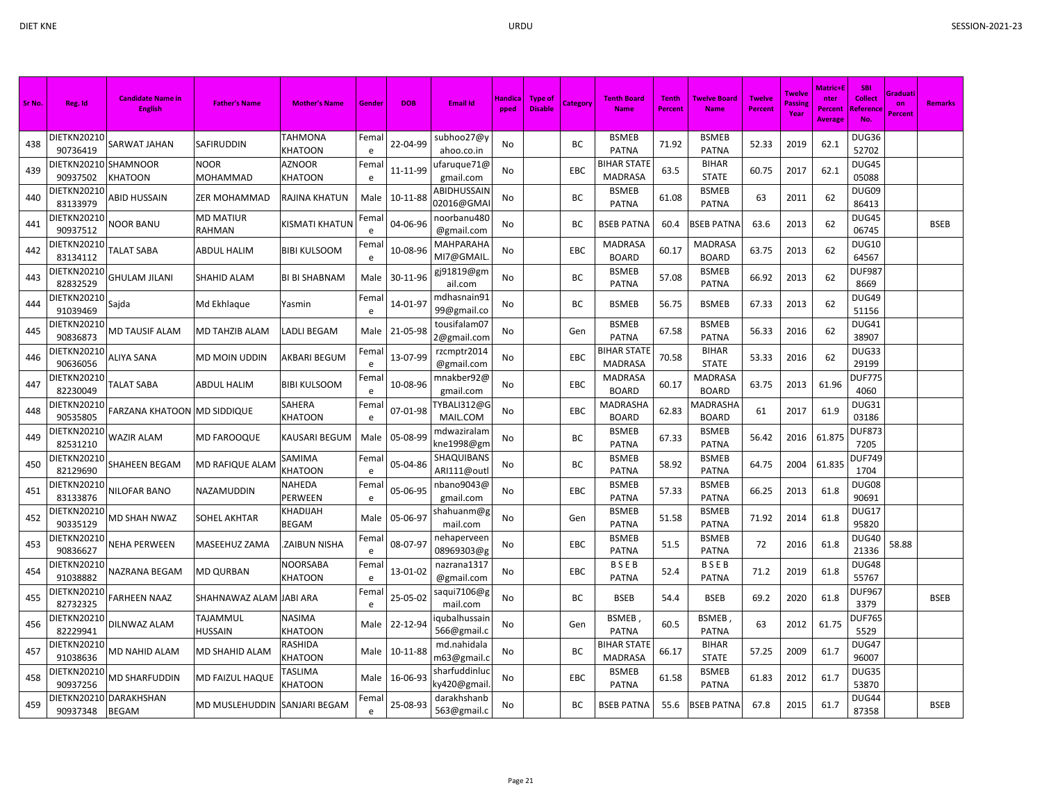| Sr No. | Reg. Id | Candidate Name in English | Father's Name | Mother's Name | Gender | DOB | Email Id | Handicapped | Type of Disable | Category | Tenth Board Name | Tenth Percent | Twelve Board Name | Twelve Percent | Twelve Passing Year | Matric+Enter Percent Average | SBI Collect Reference No. | Graduation Percent | Remarks |
|---|---|---|---|---|---|---|---|---|---|---|---|---|---|---|---|---|---|---|---|
| 438 | DIETKN2021090736419 | SARWAT JAHAN | SAFIRUDDIN | TAHMONA KHATOON | Female | 22-04-99 | subhoo27@yahoo.co.in | No | | BC | BSMEB PATNA | 71.92 | BSMEB PATNA | 52.33 | 2019 | 62.1 | DUG3652702 | | |
| 439 | DIETKN2021090937502 | SHAMNOOR KHATOON | NOOR MOHAMMAD | AZNOOR KHATOON | Female | 11-11-99 | ufaruque71@gmail.com | No | | EBC | BIHAR STATE MADRASA | 63.5 | BIHAR STATE | 60.75 | 2017 | 62.1 | DUG4505088 | | |
| 440 | DIETKN2021083133979 | ABID HUSSAIN | ZER MOHAMMAD | RAJINA KHATUN | Male | 10-11-88 | ABIDHUSSAIN02016@GMAI | No | | BC | BSMEB PATNA | 61.08 | BSMEB PATNA | 63 | 2011 | 62 | DUG0986413 | | |
| 441 | DIETKN2021090937512 | NOOR BANU | MD MATIUR RAHMAN | KISMATI KHATUN | Female | 04-06-96 | noorbanu480@gmail.com | No | | BC | BSEB PATNA | 60.4 | BSEB PATNA | 63.6 | 2013 | 62 | DUG4506745 | | BSEB |
| 442 | DIETKN2021083134112 | TALAT SABA | ABDUL HALIM | BIBI KULSOOM | Female | 10-08-96 | MAHPARAHAMI7@GMAIL. | No | | EBC | MADRASA BOARD | 60.17 | MADRASA BOARD | 63.75 | 2013 | 62 | DUG1064567 | | |
| 443 | DIETKN2021082832529 | GHULAM JILANI | SHAHID ALAM | BI BI SHABNAM | Male | 30-11-96 | gj91819@gmail.com | No | | BC | BSMEB PATNA | 57.08 | BSMEB PATNA | 66.92 | 2013 | 62 | DUF9878669 | | |
| 444 | DIETKN2021091039469 | Sajda | Md Ekhlaque | Yasmin | Female | 14-01-97 | mdhasnain9199@gmail.co | No | | BC | BSMEB | 56.75 | BSMEB | 67.33 | 2013 | 62 | DUG4951156 | | |
| 445 | DIETKN2021090836873 | MD TAUSIF ALAM | MD TAHZIB ALAM | LADLI BEGAM | Male | 21-05-98 | tousifalam072@gmail.com | No | | Gen | BSMEB PATNA | 67.58 | BSMEB PATNA | 56.33 | 2016 | 62 | DUG4138907 | | |
| 446 | DIETKN2021090636056 | ALIYA SANA | MD MOIN UDDIN | AKBARI BEGUM | Female | 13-07-99 | rzcmptr2014@gmail.com | No | | EBC | BIHAR STATE MADRASA | 70.58 | BIHAR STATE | 53.33 | 2016 | 62 | DUG3329199 | | |
| 447 | DIETKN2021082230049 | TALAT SABA | ABDUL HALIM | BIBI KULSOOM | Female | 10-08-96 | mnakber92@gmail.com | No | | EBC | MADRASA BOARD | 60.17 | MADRASA BOARD | 63.75 | 2013 | 61.96 | DUF7754060 | | |
| 448 | DIETKN2021090535805 | FARZANA KHATOON | MD SIDDIQUE | SAHERA KHATOON | Female | 07-01-98 | TYBALI312@GMAIL.COM | No | | EBC | MADRASHA BOARD | 62.83 | MADRASHA BOARD | 61 | 2017 | 61.9 | DUG3103186 | | |
| 449 | DIETKN2021082531210 | WAZIR ALAM | MD FAROOQUE | KAUSARI BEGUM | Male | 05-08-99 | mdwaziralamkne1998@gm | No | | BC | BSMEB PATNA | 67.33 | BSMEB PATNA | 56.42 | 2016 | 61.875 | DUF8737205 | | |
| 450 | DIETKN2021082129690 | SHAHEEN BEGAM | MD RAFIQUE ALAM | SAMIMA KHATOON | Female | 05-04-86 | SHAQUIBANSARI111@outl | No | | BC | BSMEB PATNA | 58.92 | BSMEB PATNA | 64.75 | 2004 | 61.835 | DUF7491704 | | |
| 451 | DIETKN2021083133876 | NILOFAR BANO | NAZAMUDDIN | NAHEDA PERWEEN | Female | 05-06-95 | nbano9043@gmail.com | No | | EBC | BSMEB PATNA | 57.33 | BSMEB PATNA | 66.25 | 2013 | 61.8 | DUG0890691 | | |
| 452 | DIETKN2021090335129 | MD SHAH NWAZ | SOHEL AKHTAR | KHADIJAH BEGAM | Male | 05-06-97 | shahuanm@gmail.com | No | | Gen | BSMEB PATNA | 51.58 | BSMEB PATNA | 71.92 | 2014 | 61.8 | DUG1795820 | | |
| 453 | DIETKN2021090836627 | NEHA PERWEEN | MASEEHUZ ZAMA | .ZAIBUN NISHA | Female | 08-07-97 | nehaperveen08969303@g | No | | EBC | BSMEB PATNA | 51.5 | BSMEB PATNA | 72 | 2016 | 61.8 | DUG4021336 | 58.88 | |
| 454 | DIETKN2021091038882 | NAZRANA BEGAM | MD QURBAN | NOORSABA KHATOON | Female | 13-01-02 | nazrana1317@gmail.com | No | | EBC | B S E B PATNA | 52.4 | B S E B PATNA | 71.2 | 2019 | 61.8 | DUG4855767 | | |
| 455 | DIETKN2021082732325 | FARHEEN NAAZ | SHAHNAWAZ ALAM | JABI ARA | Female | 25-05-02 | saqui7106@gmail.com | No | | BC | BSEB | 54.4 | BSEB | 69.2 | 2020 | 61.8 | DUF9673379 | | BSEB |
| 456 | DIETKN2021082229941 | DILNWAZ ALAM | TAJAMMUL HUSSAIN | NASIMA KHATOON | Male | 22-12-94 | iqubalhussain566@gmail.c | No | | Gen | BSMEB , PATNA | 60.5 | BSMEB , PATNA | 63 | 2012 | 61.75 | DUF7655529 | | |
| 457 | DIETKN2021091038636 | MD NAHID ALAM | MD SHAHID ALAM | RASHIDA KHATOON | Male | 10-11-88 | md.nahidalam63@gmail.c | No | | BC | BIHAR STATE MADRASA | 66.17 | BIHAR STATE | 57.25 | 2009 | 61.7 | DUG4796007 | | |
| 458 | DIETKN2021090937256 | MD SHARFUDDIN | MD FAIZUL HAQUE | TASLIMA KHATOON | Male | 16-06-93 | sharfuddinlucky420@gmail. | No | | EBC | BSMEB PATNA | 61.58 | BSMEB PATNA | 61.83 | 2012 | 61.7 | DUG3553870 | | |
| 459 | DIETKN2021090937348 | DARAKHSHAN BEGAM | MD MUSLEHUDDIN | SANJARI BEGAM | Female | 25-08-93 | darakhshanb563@gmail.c | No | | BC | BSEB PATNA | 55.6 | BSEB PATNA | 67.8 | 2015 | 61.7 | DUG4487358 | | BSEB |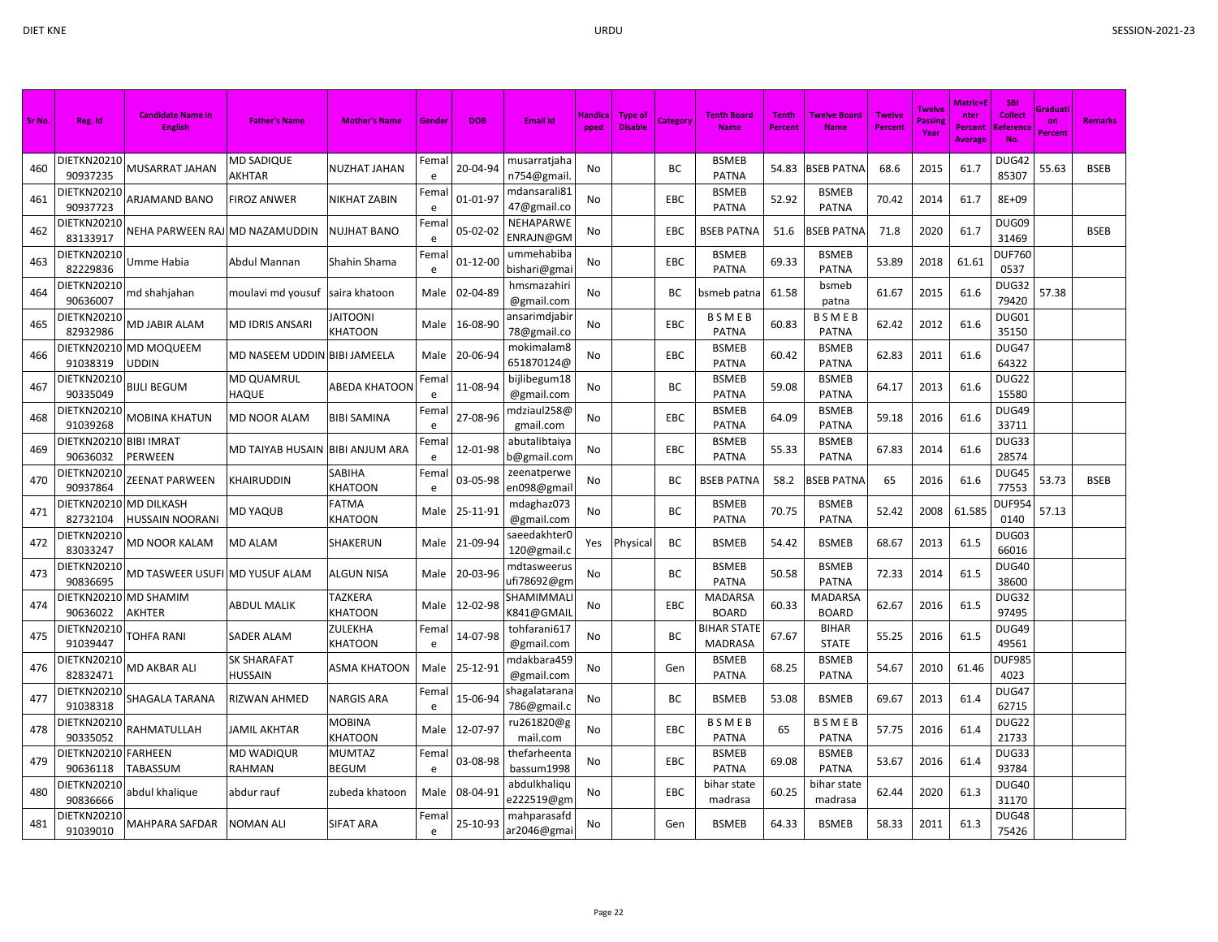| Sr No. | Reg. Id | Candidate Name in English | Father's Name | Mother's Name | Gender | DOB | Email Id | Handicapped | Type of Disable | Category | Tenth Board Name | Tenth Percent | Twelve Board Name | Twelve Percent | Twelve Passing Year | Matric+Enter Percent Average | SBI Collect Reference No. | Graduation Percent | Remarks |
|---|---|---|---|---|---|---|---|---|---|---|---|---|---|---|---|---|---|---|---|
| 460 | DIETKN2021090937235 | MUSARRAT JAHAN | MD SADIQUE AKHTAR | NUZHAT JAHAN | Female | 20-04-94 | musarratjahan754@gmail. | No | | BC | BSMEB PATNA | 54.83 | BSEB PATNA | 68.6 | 2015 | 61.7 | DUG4285307 | 55.63 | BSEB |
| 461 | DIETKN2021090937723 | ARJAMAND BANO | FIROZ ANWER | NIKHAT ZABIN | Female | 01-01-97 | mdansarali8147@gmail.co | No | | EBC | BSMEB PATNA | 52.92 | BSMEB PATNA | 70.42 | 2014 | 61.7 | 8E+09 | | |
| 462 | DIETKN2021083133917 | NEHA PARWEEN RAJ | MD NAZAMUDDIN | NUJHAT BANO | Female | 05-02-02 | NEHAPARWEENRAJN@GM | No | | EBC | BSEB PATNA | 51.6 | BSEB PATNA | 71.8 | 2020 | 61.7 | DUG0931469 | | BSEB |
| 463 | DIETKN2021082229836 | Umme Habia | Abdul Mannan | Shahin Shama | Female | 01-12-00 | ummehabibabishari@gmai | No | | EBC | BSMEB PATNA | 69.33 | BSMEB PATNA | 53.89 | 2018 | 61.61 | DUF7600537 | | |
| 464 | DIETKN2021090636007 | md shahjahan | moulavi md yousuf | saira khatoon | Male | 02-04-89 | hmsmazahiri@gmail.com | No | | BC | bsmeb patna | 61.58 | bsmeb patna | 61.67 | 2015 | 61.6 | DUG3279420 | 57.38 | |
| 465 | DIETKN2021082932986 | MD JABIR ALAM | MD IDRIS ANSARI | JAITOONI KHATOON | Male | 16-08-90 | ansarimdjabir78@gmail.co | No | | EBC | B S M E B PATNA | 60.83 | B S M E B PATNA | 62.42 | 2012 | 61.6 | DUG0135150 | | |
| 466 | DIETKN2021091038319 | MD MOQUEEM UDDIN | MD NASEEM UDDIN | BIBI JAMEELA | Male | 20-06-94 | mokimalam8651870124@ | No | | EBC | BSMEB PATNA | 60.42 | BSMEB PATNA | 62.83 | 2011 | 61.6 | DUG4764322 | | |
| 467 | DIETKN2021090335049 | BIJLI BEGUM | MD QUAMRUL HAQUE | ABEDA KHATOON | Female | 11-08-94 | bijlibegum18@gmail.com | No | | BC | BSMEB PATNA | 59.08 | BSMEB PATNA | 64.17 | 2013 | 61.6 | DUG2215580 | | |
| 468 | DIETKN2021091039268 | MOBINA KHATUN | MD NOOR ALAM | BIBI SAMINA | Female | 27-08-96 | mdziaul258@gmail.com | No | | EBC | BSMEB PATNA | 64.09 | BSMEB PATNA | 59.18 | 2016 | 61.6 | DUG4933711 | | |
| 469 | DIETKN2021090636032 | BIBI IMRAT PERWEEN | MD TAIYAB HUSAIN | BIBI ANJUM ARA | Female | 12-01-98 | abutalibtaiyab@gmail.com | No | | EBC | BSMEB PATNA | 55.33 | BSMEB PATNA | 67.83 | 2014 | 61.6 | DUG3328574 | | |
| 470 | DIETKN2021090937864 | ZEENAT PARWEEN | KHAIRUDDIN | SABIHA KHATOON | Female | 03-05-98 | zeenatperween098@gmail | No | | BC | BSEB PATNA | 58.2 | BSEB PATNA | 65 | 2016 | 61.6 | DUG4577553 | 53.73 | BSEB |
| 471 | DIETKN2021082732104 | MD DILKASH HUSSAIN NOORANI | MD YAQUB | FATMA KHATOON | Male | 25-11-91 | mdaghaz073@gmail.com | No | | BC | BSMEB PATNA | 70.75 | BSMEB PATNA | 52.42 | 2008 | 61.585 | DUF9540140 | 57.13 | |
| 472 | DIETKN2021083033247 | MD NOOR KALAM | MD ALAM | SHAKERUN | Male | 21-09-94 | saeedakhter0120@gmail.c | Yes | Physical | BC | BSMEB | 54.42 | BSMEB | 68.67 | 2013 | 61.5 | DUG0366016 | | |
| 473 | DIETKN2021090836695 | MD TASWEER USUFI | MD YUSUF ALAM | ALGUN NISA | Male | 20-03-96 | mdtasweerusufi78692@gm | No | | BC | BSMEB PATNA | 50.58 | BSMEB PATNA | 72.33 | 2014 | 61.5 | DUG4038600 | | |
| 474 | DIETKN2021090636022 | MD SHAMIM AKHTER | ABDUL MALIK | TAZKERA KHATOON | Male | 12-02-98 | SHAMIMMALIK841@GMAIL | No | | EBC | MADARSA BOARD | 60.33 | MADARSA BOARD | 62.67 | 2016 | 61.5 | DUG3297495 | | |
| 475 | DIETKN2021091039447 | TOHFA RANI | SADER ALAM | ZULEKHA KHATOON | Female | 14-07-98 | tohfarani617@gmail.com | No | | BC | BIHAR STATE MADRASA | 67.67 | BIHAR STATE | 55.25 | 2016 | 61.5 | DUG4949561 | | |
| 476 | DIETKN2021082832471 | MD AKBAR ALI | SK SHARAFAT HUSSAIN | ASMA KHATOON | Male | 25-12-91 | mdakbara459@gmail.com | No | | Gen | BSMEB PATNA | 68.25 | BSMEB PATNA | 54.67 | 2010 | 61.46 | DUF9854023 | | |
| 477 | DIETKN2021091038318 | SHAGALA TARANA | RIZWAN AHMED | NARGIS ARA | Female | 15-06-94 | shagalatarana786@gmail.c | No | | BC | BSMEB | 53.08 | BSMEB | 69.67 | 2013 | 61.4 | DUG4762715 | | |
| 478 | DIETKN2021090335052 | RAHMATULLAH | JAMIL AKHTAR | MOBINA KHATOON | Male | 12-07-97 | ru261820@gmail.com | No | | EBC | B S M E B PATNA | 65 | B S M E B PATNA | 57.75 | 2016 | 61.4 | DUG2221733 | | |
| 479 | DIETKN2021090636118 | FARHEEN TABASSUM | MD WADIQUR RAHMAN | MUMTAZ BEGUM | Female | 03-08-98 | thefarheentabassum1998 | No | | EBC | BSMEB PATNA | 69.08 | BSMEB PATNA | 53.67 | 2016 | 61.4 | DUG3393784 | | |
| 480 | DIETKN2021090836866 | abdul khalique | abdur rauf | zubeda khatoon | Male | 08-04-91 | abdulkhalique222519@gm | No | | EBC | bihar state madrasa | 60.25 | bihar state madrasa | 62.44 | 2020 | 61.3 | DUG4031170 | | |
| 481 | DIETKN2021091039010 | MAHPARA SAFDAR | NOMAN ALI | SIFAT ARA | Female | 25-10-93 | mahparasafdar2046@gmai | No | | Gen | BSMEB | 64.33 | BSMEB | 58.33 | 2011 | 61.3 | DUG4875426 | | |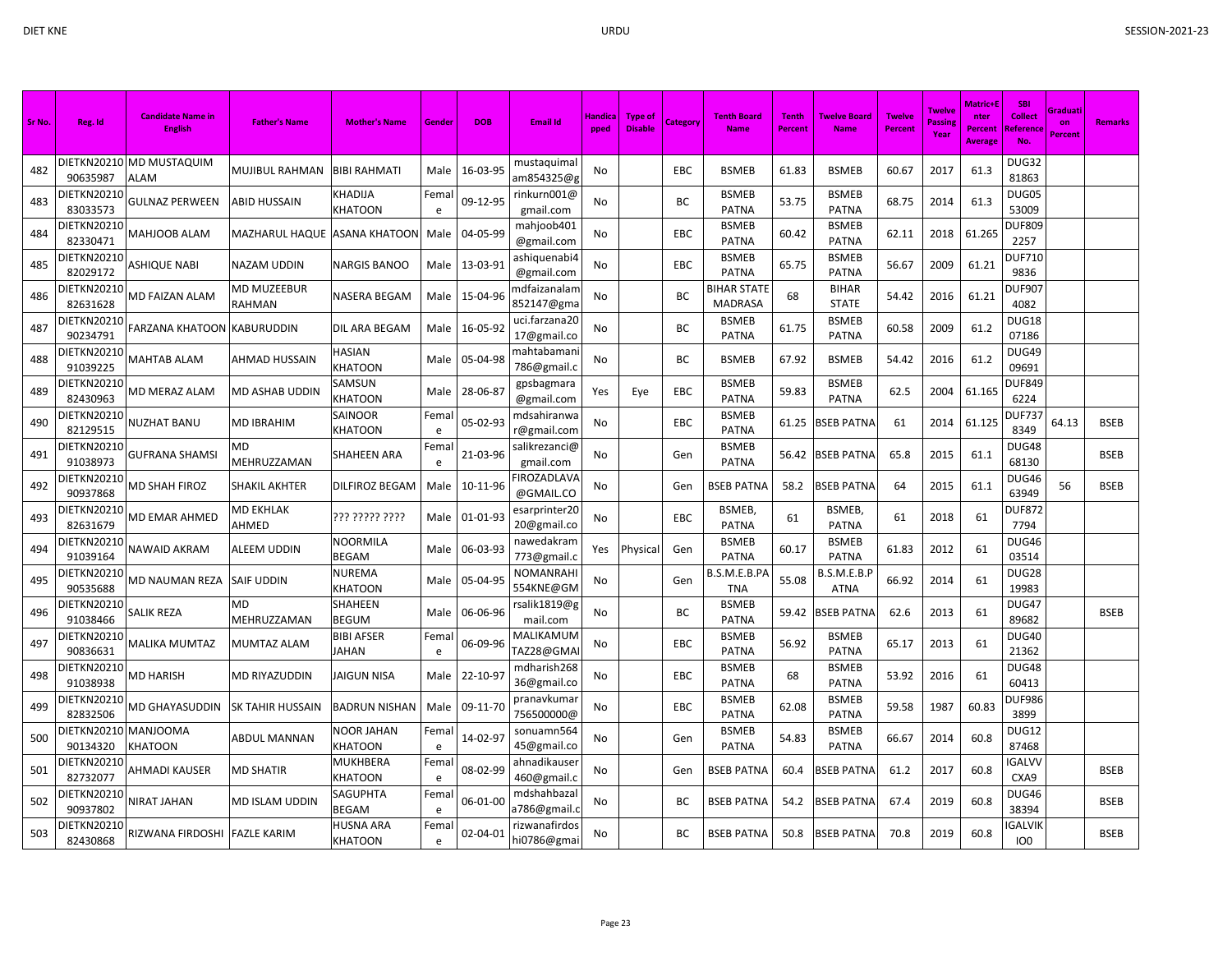| Sr No. | Reg. Id | Candidate Name in English | Father's Name | Mother's Name | Gender | DOB | Email Id | Handicapped | Type of Disable | Category | Tenth Board Name | Tenth Percent | Twelve Board Name | Twelve Percent | Twelve Passing Year | Matric+Enter Percent Average | SBI Collect Reference No. | Graduation Percent | Remarks |
|---|---|---|---|---|---|---|---|---|---|---|---|---|---|---|---|---|---|---|---|
| 482 | DIETKN2021090635987 | MD MUSTAQUIM ALAM | MUJIBUL RAHMAN | BIBI RAHMATI | Male | 16-03-95 | mustaquimalam854325@g | No | | EBC | BSMEB | 61.83 | BSMEB | 60.67 | 2017 | 61.3 | DUG3281863 | | |
| 483 | DIETKN2021083033573 | GULNAZ PERWEEN | ABID HUSSAIN | KHADIJA KHATOON | Female | 09-12-95 | rinkurn001@gmail.com | No | | BC | BSMEB PATNA | 53.75 | BSMEB PATNA | 68.75 | 2014 | 61.3 | DUG0553009 | | |
| 484 | DIETKN2021082330471 | MAHJOOB ALAM | MAZHARUL HAQUE | ASANA KHATOON | Male | 04-05-99 | mahjoob401@gmail.com | No | | EBC | BSMEB PATNA | 60.42 | BSMEB PATNA | 62.11 | 2018 | 61.265 | DUF8092257 | | |
| 485 | DIETKN2021082029172 | ASHIQUE NABI | NAZAM UDDIN | NARGIS BANOO | Male | 13-03-91 | ashiquenabi4@gmail.com | No | | EBC | BSMEB PATNA | 65.75 | BSMEB PATNA | 56.67 | 2009 | 61.21 | DUF7109836 | | |
| 486 | DIETKN2021082631628 | MD FAIZAN ALAM | MD MUZEEBUR RAHMAN | NASERA BEGAM | Male | 15-04-96 | mdfaizanalam852147@gma | No | | BC | BIHAR STATE MADRASA | 68 | BIHAR STATE | 54.42 | 2016 | 61.21 | DUF9074082 | | |
| 487 | DIETKN2021090234791 | FARZANA KHATOON | KABURUDDIN | DIL ARA BEGAM | Male | 16-05-92 | uci.farzana2017@gmail.co | No | | BC | BSMEB PATNA | 61.75 | BSMEB PATNA | 60.58 | 2009 | 61.2 | DUG1807186 | | |
| 488 | DIETKN2021091039225 | MAHTAB ALAM | AHMAD HUSSAIN | HASIAN KHATOON | Male | 05-04-98 | mahtabamani786@gmail.c | No | | BC | BSMEB | 67.92 | BSMEB | 54.42 | 2016 | 61.2 | DUG4909691 | | |
| 489 | DIETKN2021082430963 | MD MERAZ ALAM | MD ASHAB UDDIN | SAMSUN KHATOON | Male | 28-06-87 | gpsbagmara@gmail.com | Yes | Eye | EBC | BSMEB PATNA | 59.83 | BSMEB PATNA | 62.5 | 2004 | 61.165 | DUF8496224 | | |
| 490 | DIETKN2021082129515 | NUZHAT BANU | MD IBRAHIM | SAINOOR KHATOON | Female | 05-02-93 | mdsahiranwar@gmail.com | No | | EBC | BSMEB PATNA | 61.25 | BSEB PATNA | 61 | 2014 | 61.125 | DUF7378349 | 64.13 | BSEB |
| 491 | DIETKN2021091038973 | GUFRANA SHAMSI | MD MEHRUZZAMAN | SHAHEEN ARA | Female | 21-03-96 | salikrezanci@gmail.com | No | | Gen | BSMEB PATNA | 56.42 | BSEB PATNA | 65.8 | 2015 | 61.1 | DUG4868130 | | BSEB |
| 492 | DIETKN2021090937868 | MD SHAH FIROZ | SHAKIL AKHTER | DILFIROZ BEGAM | Male | 10-11-96 | FIROZADLAVA@GMAIL.CO | No | | Gen | BSEB PATNA | 58.2 | BSEB PATNA | 64 | 2015 | 61.1 | DUG4663949 | 56 | BSEB |
| 493 | DIETKN2021082631679 | MD EMAR AHMED | MD EKHLAK AHMED | ??? ????? ???? | Male | 01-01-93 | esarprinter2020@gmail.co | No | | EBC | BSMEB, PATNA | 61 | BSMEB, PATNA | 61 | 2018 | 61 | DUF8727794 | | |
| 494 | DIETKN2021091039164 | NAWAID AKRAM | ALEEM UDDIN | NOORMILA BEGAM | Male | 06-03-93 | nawedakram773@gmail.c | Yes | Physical | Gen | BSMEB PATNA | 60.17 | BSMEB PATNA | 61.83 | 2012 | 61 | DUG4603514 | | |
| 495 | DIETKN2021090535688 | MD NAUMAN REZA | SAIF UDDIN | NUREMA KHATOON | Male | 05-04-95 | NOMANRAHI554KNE@GM | No | | Gen | B.S.M.E.B.PATNA | 55.08 | B.S.M.E.B.PATNA | 66.92 | 2014 | 61 | DUG2819983 | | |
| 496 | DIETKN2021091038466 | SALIK REZA | MD MEHRUZZAMAN | SHAHEEN BEGUM | Male | 06-06-96 | rsalik1819@gmail.com | No | | BC | BSMEB PATNA | 59.42 | BSEB PATNA | 62.6 | 2013 | 61 | DUG4789682 | | BSEB |
| 497 | DIETKN2021090836631 | MALIKA MUMTAZ | MUMTAZ ALAM | BIBI AFSER JAHAN | Female | 06-09-96 | MALIKAMUMTAZ28@GMAI | No | | EBC | BSMEB PATNA | 56.92 | BSMEB PATNA | 65.17 | 2013 | 61 | DUG4021362 | | |
| 498 | DIETKN2021091038938 | MD HARISH | MD RIYAZUDDIN | JAIGUN NISA | Male | 22-10-97 | mdharish26836@gmail.co | No | | EBC | BSMEB PATNA | 68 | BSMEB PATNA | 53.92 | 2016 | 61 | DUG4860413 | | |
| 499 | DIETKN2021082832506 | MD GHAYASUDDIN | SK TAHIR HUSSAIN | BADRUN NISHAN | Male | 09-11-70 | pranavkumar756500000@ | No | | EBC | BSMEB PATNA | 62.08 | BSMEB PATNA | 59.58 | 1987 | 60.83 | DUF9863899 | | |
| 500 | DIETKN2021090134320 | MANJOOMA KHATOON | ABDUL MANNAN | NOOR JAHAN KHATOON | Female | 14-02-97 | sonuamn56445@gmail.co | No | | Gen | BSMEB PATNA | 54.83 | BSMEB PATNA | 66.67 | 2014 | 60.8 | DUG1287468 | | |
| 501 | DIETKN2021082732077 | AHMADI KAUSER | MD SHATIR | MUKHBERA KHATOON | Female | 08-02-99 | ahnadikauser460@gmail.c | No | | Gen | BSEB PATNA | 60.4 | BSEB PATNA | 61.2 | 2017 | 60.8 | IGALVVCXA9 | | BSEB |
| 502 | DIETKN2021090937802 | NIRAT JAHAN | MD ISLAM UDDIN | SAGUPHTA BEGAM | Female | 06-01-00 | mdshahbazala786@gmail.c | No | | BC | BSEB PATNA | 54.2 | BSEB PATNA | 67.4 | 2019 | 60.8 | DUG4638394 | | BSEB |
| 503 | DIETKN2021082430868 | RIZWANA FIRDOSHI | FAZLE KARIM | HUSNA ARA KHATOON | Female | 02-04-01 | rizwanafirdoshi0786@gmai | No | | BC | BSEB PATNA | 50.8 | BSEB PATNA | 70.8 | 2019 | 60.8 | IGALVIKIO0 | | BSEB |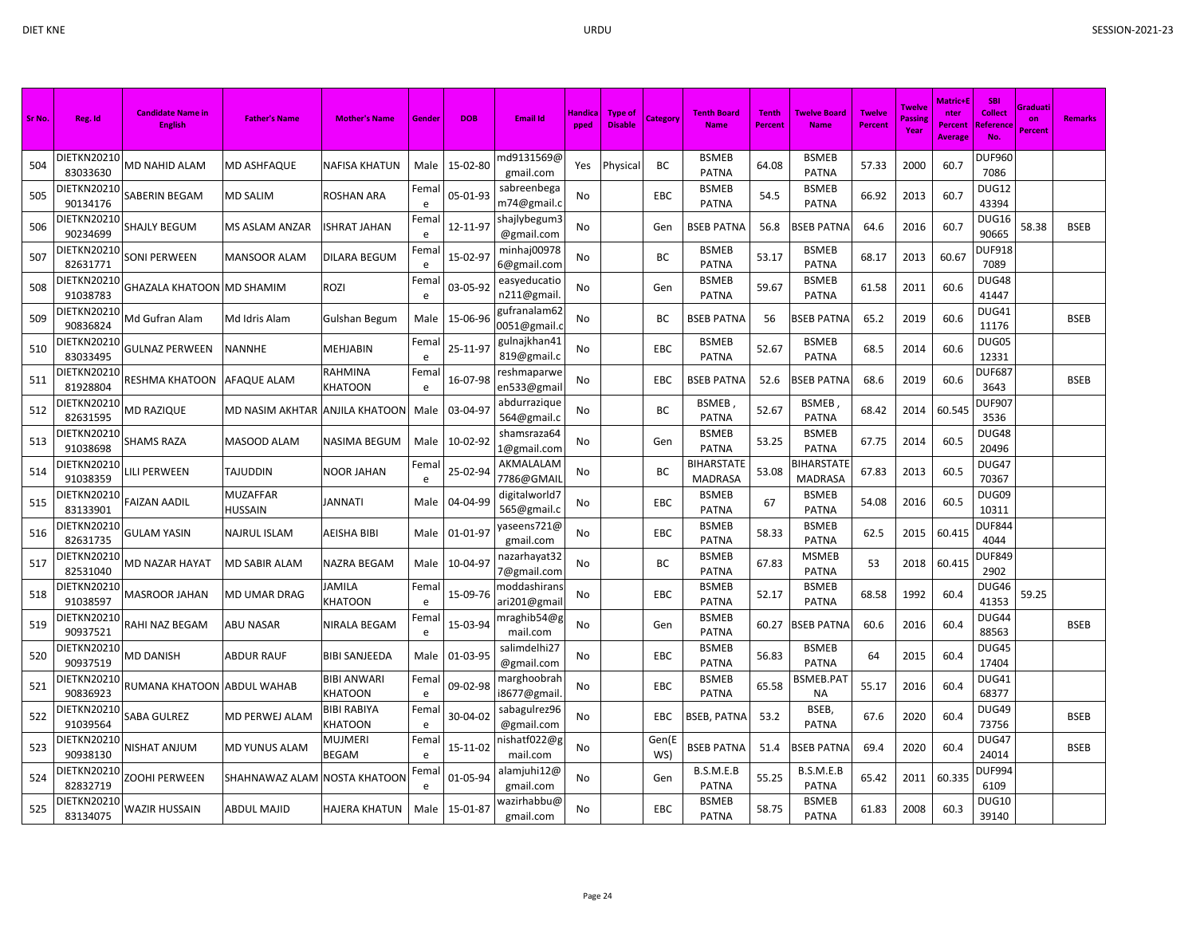| Sr No. | Reg. Id | Candidate Name in English | Father's Name | Mother's Name | Gender | DOB | Email Id | Handicapped | Type of Disable | Category | Tenth Board Name | Tenth Percent | Twelve Board Name | Twelve Percent | Twelve Passing Year | Matric+Enter Percent Average | SBI Collect Reference No. | Graduation Percent | Remarks |
|---|---|---|---|---|---|---|---|---|---|---|---|---|---|---|---|---|---|---|---|
| 504 | DIETKN2021083033630 | MD NAHID ALAM | MD ASHFAQUE | NAFISA KHATUN | Male | 15-02-80 | md9131569@gmail.com | Yes | Physical | BC | BSMEB PATNA | 64.08 | BSMEB PATNA | 57.33 | 2000 | 60.7 | DUF9607086 | | |
| 505 | DIETKN2021090134176 | SABERIN BEGAM | MD SALIM | ROSHAN ARA | Female | 05-01-93 | sabreenbegam74@gmail.c | No | | EBC | BSMEB PATNA | 54.5 | BSMEB PATNA | 66.92 | 2013 | 60.7 | DUG1243394 | | |
| 506 | DIETKN2021090234699 | SHAJLY BEGUM | MS ASLAM ANZAR | ISHRAT JAHAN | Female | 12-11-97 | shajlybegum3@gmail.com | No | | Gen | BSEB PATNA | 56.8 | BSEB PATNA | 64.6 | 2016 | 60.7 | DUG1690665 | 58.38 | BSEB |
| 507 | DIETKN2021082631771 | SONI PERWEEN | MANSOOR ALAM | DILARA BEGUM | Female | 15-02-97 | minhaj009786@gmail.com | No | | BC | BSMEB PATNA | 53.17 | BSMEB PATNA | 68.17 | 2013 | 60.67 | DUF9187089 | | |
| 508 | DIETKN2021091038783 | GHAZALA KHATOON | MD SHAMIM | ROZI | Female | 03-05-92 | easyeducation211@gmail. | No | | Gen | BSMEB PATNA | 59.67 | BSMEB PATNA | 61.58 | 2011 | 60.6 | DUG4841447 | | |
| 509 | DIETKN2021090836824 | Md Gufran Alam | Md Idris Alam | Gulshan Begum | Male | 15-06-96 | gufranalam620051@gmail.c | No | | BC | BSEB PATNA | 56 | BSEB PATNA | 65.2 | 2019 | 60.6 | DUG4111176 | | BSEB |
| 510 | DIETKN2021083033495 | GULNAZ PERWEEN | NANNHE | MEHJABIN | Female | 25-11-97 | gulnajkhan41819@gmail.c | No | | EBC | BSMEB PATNA | 52.67 | BSMEB PATNA | 68.5 | 2014 | 60.6 | DUG0512331 | | |
| 511 | DIETKN2021081928804 | RESHMA KHATOON | AFAQUE ALAM | RAHMINA KHATOON | Female | 16-07-98 | reshmaparween533@gmail | No | | EBC | BSEB PATNA | 52.6 | BSEB PATNA | 68.6 | 2019 | 60.6 | DUF6873643 | | BSEB |
| 512 | DIETKN2021082631595 | MD RAZIQUE | MD NASIM AKHTAR | ANJILA KHATOON | Male | 03-04-97 | abdurrazique564@gmail.c | No | | BC | BSMEB , PATNA | 52.67 | BSMEB , PATNA | 68.42 | 2014 | 60.545 | DUF9073536 | | |
| 513 | DIETKN2021091038698 | SHAMS RAZA | MASOOD ALAM | NASIMA BEGUM | Male | 10-02-92 | shamsraza641@gmail.com | No | | Gen | BSMEB PATNA | 53.25 | BSMEB PATNA | 67.75 | 2014 | 60.5 | DUG4820496 | | |
| 514 | DIETKN2021091038359 | LILI PERWEEN | TAJUDDIN | NOOR JAHAN | Female | 25-02-94 | AKMALALAM7786@GMAIL | No | | BC | BIHARSTATE MADRASA | 53.08 | BIHARSTATE MADRASA | 67.83 | 2013 | 60.5 | DUG4770367 | | |
| 515 | DIETKN2021083133901 | FAIZAN AADIL | MUZAFFAR HUSSAIN | JANNATI | Male | 04-04-99 | digitalworld7565@gmail.c | No | | EBC | BSMEB PATNA | 67 | BSMEB PATNA | 54.08 | 2016 | 60.5 | DUG0910311 | | |
| 516 | DIETKN2021082631735 | GULAM YASIN | NAJRUL ISLAM | AEISHA BIBI | Male | 01-01-97 | yaseens721@gmail.com | No | | EBC | BSMEB PATNA | 58.33 | BSMEB PATNA | 62.5 | 2015 | 60.415 | DUF8444044 | | |
| 517 | DIETKN2021082531040 | MD NAZAR HAYAT | MD SABIR ALAM | NAZRA BEGAM | Male | 10-04-97 | nazarhayat327@gmail.com | No | | BC | BSMEB PATNA | 67.83 | MSMEB PATNA | 53 | 2018 | 60.415 | DUF8492902 | | |
| 518 | DIETKN2021091038597 | MASROOR JAHAN | MD UMAR DRAG | JAMILA KHATOON | Female | 15-09-76 | moddashiransari201@gmail | No | | EBC | BSMEB PATNA | 52.17 | BSMEB PATNA | 68.58 | 1992 | 60.4 | DUG4641353 | 59.25 | |
| 519 | DIETKN2021090937521 | RAHI NAZ BEGAM | ABU NASAR | NIRALA BEGAM | Female | 15-03-94 | mraghib54@gmail.com | No | | Gen | BSMEB PATNA | 60.27 | BSEB PATNA | 60.6 | 2016 | 60.4 | DUG4488563 | | BSEB |
| 520 | DIETKN2021090937519 | MD DANISH | ABDUR RAUF | BIBI SANJEEDA | Male | 01-03-95 | salimdelhi27@gmail.com | No | | EBC | BSMEB PATNA | 56.83 | BSMEB PATNA | 64 | 2015 | 60.4 | DUG4517404 | | |
| 521 | DIETKN2021090836923 | RUMANA KHATOON | ABDUL WAHAB | BIBI ANWARI KHATOON | Female | 09-02-98 | marghoobrahi8677@gmail. | No | | EBC | BSMEB PATNA | 65.58 | BSMEB.PATNA | 55.17 | 2016 | 60.4 | DUG4168377 | | |
| 522 | DIETKN2021091039564 | SABA GULREZ | MD PERWEJ ALAM | BIBI RABIYA KHATOON | Female | 30-04-02 | sabagulrez96@gmail.com | No | | EBC | BSEB, PATNA | 53.2 | BSEB, PATNA | 67.6 | 2020 | 60.4 | DUG4973756 | | BSEB |
| 523 | DIETKN2021090938130 | NISHAT ANJUM | MD YUNUS ALAM | MUJMERI BEGAM | Female | 15-11-02 | nishatf022@gmail.com | No | | Gen(EWS) | BSEB PATNA | 51.4 | BSEB PATNA | 69.4 | 2020 | 60.4 | DUG4724014 | | BSEB |
| 524 | DIETKN2021082832719 | ZOOHI PERWEEN | SHAHNAWAZ ALAM | NOSTA KHATOON | Female | 01-05-94 | alamjuhi12@gmail.com | No | | Gen | B.S.M.E.B PATNA | 55.25 | B.S.M.E.B PATNA | 65.42 | 2011 | 60.335 | DUF9946109 | | |
| 525 | DIETKN2021083134075 | WAZIR HUSSAIN | ABDUL MAJID | HAJERA KHATUN | Male | 15-01-87 | wazirhabbu@gmail.com | No | | EBC | BSMEB PATNA | 58.75 | BSMEB PATNA | 61.83 | 2008 | 60.3 | DUG1039140 | | |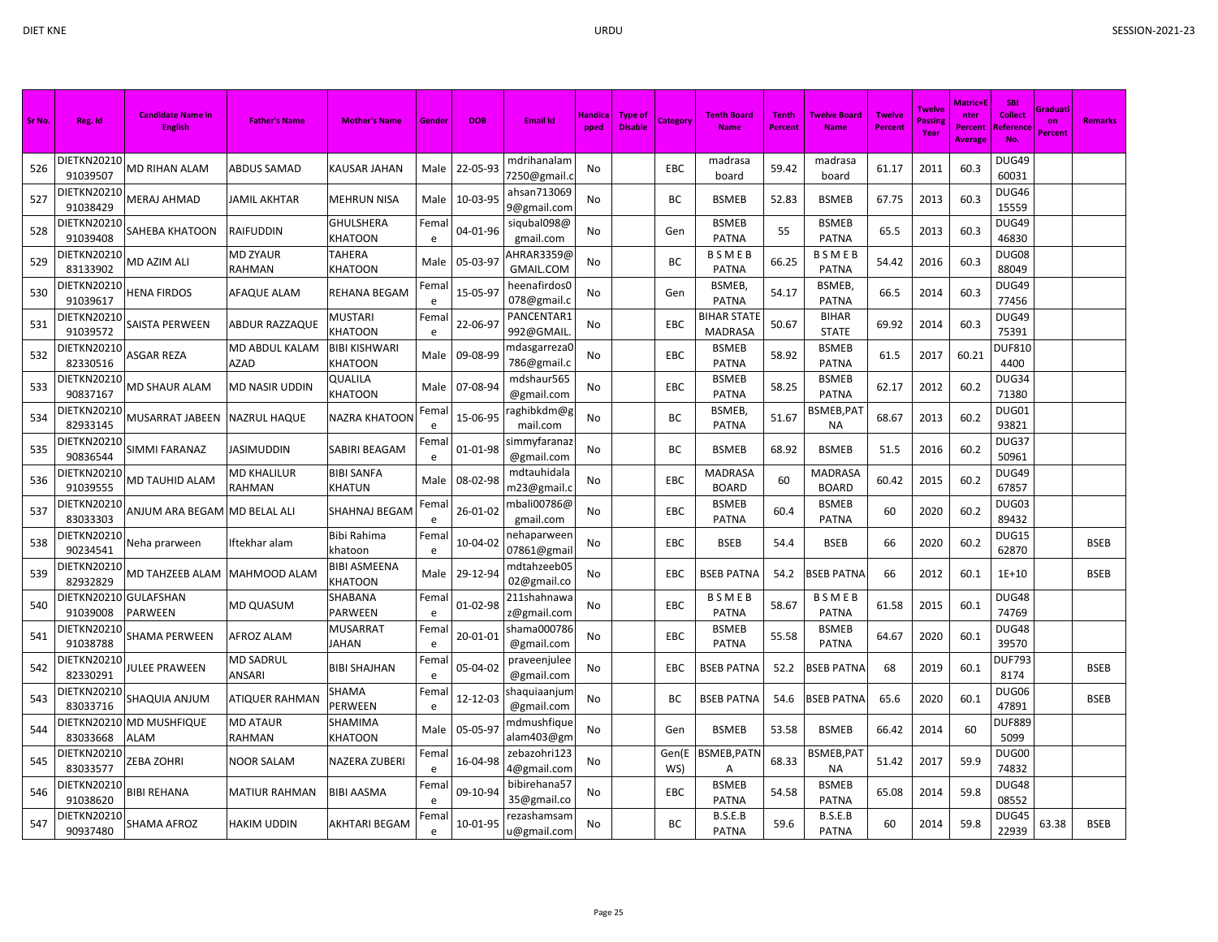| Sr No. | Reg. Id | Candidate Name in English | Father's Name | Mother's Name | Gender | DOB | Email Id | Handicapped | Type of Disable | Category | Tenth Board Name | Tenth Percent | Twelve Board Name | Twelve Percent | Twelve Passing Year | Matric+Enter Percent Average | SBI Collect Reference No. | Graduation Percent | Remarks |
|---|---|---|---|---|---|---|---|---|---|---|---|---|---|---|---|---|---|---|---|
| 526 | DIETKN2021091039507 | MD RIHAN ALAM | ABDUS SAMAD | KAUSAR JAHAN | Male | 22-05-93 | mdrihanalam7250@gmail.c | No | | EBC | madrasa board | 59.42 | madrasa board | 61.17 | 2011 | 60.3 | DUG4960031 | | |
| 527 | DIETKN2021091038429 | MERAJ AHMAD | JAMIL AKHTAR | MEHRUN NISA | Male | 10-03-95 | ahsan7130699@gmail.com | No | | BC | BSMEB | 52.83 | BSMEB | 67.75 | 2013 | 60.3 | DUG4615559 | | |
| 528 | DIETKN2021091039408 | SAHEBA KHATOON | RAIFUDDIN | GHULSHERA KHATOON | Female | 04-01-96 | siqubal098@gmail.com | No | | Gen | BSMEB PATNA | 55 | BSMEB PATNA | 65.5 | 2013 | 60.3 | DUG4946830 | | |
| 529 | DIETKN2021083133902 | MD AZIM ALI | MD ZYAUR RAHMAN | TAHERA KHATOON | Male | 05-03-97 | AHRAR3359@GMAIL.COM | No | | BC | B S M E B PATNA | 66.25 | B S M E B PATNA | 54.42 | 2016 | 60.3 | DUG0888049 | | |
| 530 | DIETKN2021091039617 | HENA FIRDOS | AFAQUE ALAM | REHANA BEGAM | Female | 15-05-97 | heenafirdos0078@gmail.c | No | | Gen | BSMEB, PATNA | 54.17 | BSMEB, PATNA | 66.5 | 2014 | 60.3 | DUG4977456 | | |
| 531 | DIETKN2021091039572 | SAISTA PERWEEN | ABDUR RAZZAQUE | MUSTARI KHATOON | Female | 22-06-97 | PANCENTAR1992@GMAIL. | No | | EBC | BIHAR STATE MADRASA | 50.67 | BIHAR STATE | 69.92 | 2014 | 60.3 | DUG4975391 | | |
| 532 | DIETKN2021082330516 | ASGAR REZA | MD ABDUL KALAM AZAD | BIBI KISHWARI KHATOON | Male | 09-08-99 | mdasgarreza0786@gmail.c | No | | EBC | BSMEB PATNA | 58.92 | BSMEB PATNA | 61.5 | 2017 | 60.21 | DUF8104400 | | |
| 533 | DIETKN2021090837167 | MD SHAUR ALAM | MD NASIR UDDIN | QUALILA KHATOON | Male | 07-08-94 | mdshaur565@gmail.com | No | | EBC | BSMEB PATNA | 58.25 | BSMEB PATNA | 62.17 | 2012 | 60.2 | DUG3471380 | | |
| 534 | DIETKN2021082933145 | MUSARRAT JABEEN | NAZRUL HAQUE | NAZRA KHATOON | Female | 15-06-95 | raghibkdm@gmail.com | No | | BC | BSMEB, PATNA | 51.67 | BSMEB,PATNA | 68.67 | 2013 | 60.2 | DUG0193821 | | |
| 535 | DIETKN2021090836544 | SIMMI FARANAZ | JASIMUDDIN | SABIRI BEAGAM | Female | 01-01-98 | simmyfaranaz@gmail.com | No | | BC | BSMEB | 68.92 | BSMEB | 51.5 | 2016 | 60.2 | DUG3750961 | | |
| 536 | DIETKN2021091039555 | MD TAUHID ALAM | MD KHALILUR RAHMAN | BIBI SANFA KHATUN | Male | 08-02-98 | mdtauhidalam23@gmail.c | No | | EBC | MADRASA BOARD | 60 | MADRASA BOARD | 60.42 | 2015 | 60.2 | DUG4967857 | | |
| 537 | DIETKN2021083033303 | ANJUM ARA BEGAM | MD BELAL ALI | SHAHNAJ BEGAM | Female | 26-01-02 | mbali00786@gmail.com | No | | EBC | BSMEB PATNA | 60.4 | BSMEB PATNA | 60 | 2020 | 60.2 | DUG0389432 | | |
| 538 | DIETKN2021090234541 | Neha prarween | Iftekhar alam | Bibi Rahima khatoon | Female | 10-04-02 | nehaparween07861@gmail | No | | EBC | BSEB | 54.4 | BSEB | 66 | 2020 | 60.2 | DUG1562870 | | BSEB |
| 539 | DIETKN2021082932829 | MD TAHZEEB ALAM | MAHMOOD ALAM | BIBI ASMEENA KHATOON | Male | 29-12-94 | mdtahzeeb0502@gmail.co | No | | EBC | BSEB PATNA | 54.2 | BSEB PATNA | 66 | 2012 | 60.1 | 1E+10 | | BSEB |
| 540 | DIETKN2021091039008 | GULFSHAN PARWEEN | MD QUASUM | SHABANA PARWEEN | Female | 01-02-98 | 211shahnawaz@gmail.com | No | | EBC | B S M E B PATNA | 58.67 | B S M E B PATNA | 61.58 | 2015 | 60.1 | DUG4874769 | | |
| 541 | DIETKN2021091038788 | SHAMA PERWEEN | AFROZ ALAM | MUSARRAT JAHAN | Female | 20-01-01 | shama000786@gmail.com | No | | EBC | BSMEB PATNA | 55.58 | BSMEB PATNA | 64.67 | 2020 | 60.1 | DUG4839570 | | |
| 542 | DIETKN2021082330291 | JULEE PRAWEEN | MD SADRUL ANSARI | BIBI SHAJHAN | Female | 05-04-02 | praveenjulee@gmail.com | No | | EBC | BSEB PATNA | 52.2 | BSEB PATNA | 68 | 2019 | 60.1 | DUF7938174 | | BSEB |
| 543 | DIETKN2021083033716 | SHAQUIA ANJUM | ATIQUER RAHMAN | SHAMA PERWEEN | Female | 12-12-03 | shaquiaanjum@gmail.com | No | | BC | BSEB PATNA | 54.6 | BSEB PATNA | 65.6 | 2020 | 60.1 | DUG0647891 | | BSEB |
| 544 | DIETKN2021083033668 | MD MUSHFIQUE ALAM | MD ATAUR RAHMAN | SHAMIMA KHATOON | Male | 05-05-97 | mdmushfiquealam403@gm | No | | Gen | BSMEB | 53.58 | BSMEB | 66.42 | 2014 | 60 | DUF8895099 | | |
| 545 | DIETKN2021083033577 | ZEBA ZOHRI | NOOR SALAM | NAZERA ZUBERI | Female | 16-04-98 | zebazohri1234@gmail.com | No | | Gen(EWS) | BSMEB,PATNA | 68.33 | BSMEB,PATNA | 51.42 | 2017 | 59.9 | DUG0074832 | | |
| 546 | DIETKN2021091038620 | BIBI REHANA | MATIUR RAHMAN | BIBI AASMA | Female | 09-10-94 | bibirehana5735@gmail.co | No | | EBC | BSMEB PATNA | 54.58 | BSMEB PATNA | 65.08 | 2014 | 59.8 | DUG4808552 | | |
| 547 | DIETKN2021090937480 | SHAMA AFROZ | HAKIM UDDIN | AKHTARI BEGAM | Female | 10-01-95 | rezashamsamu@gmail.com | No | | BC | B.S.E.B PATNA | 59.6 | B.S.E.B PATNA | 60 | 2014 | 59.8 | DUG4522939 | 63.38 | BSEB |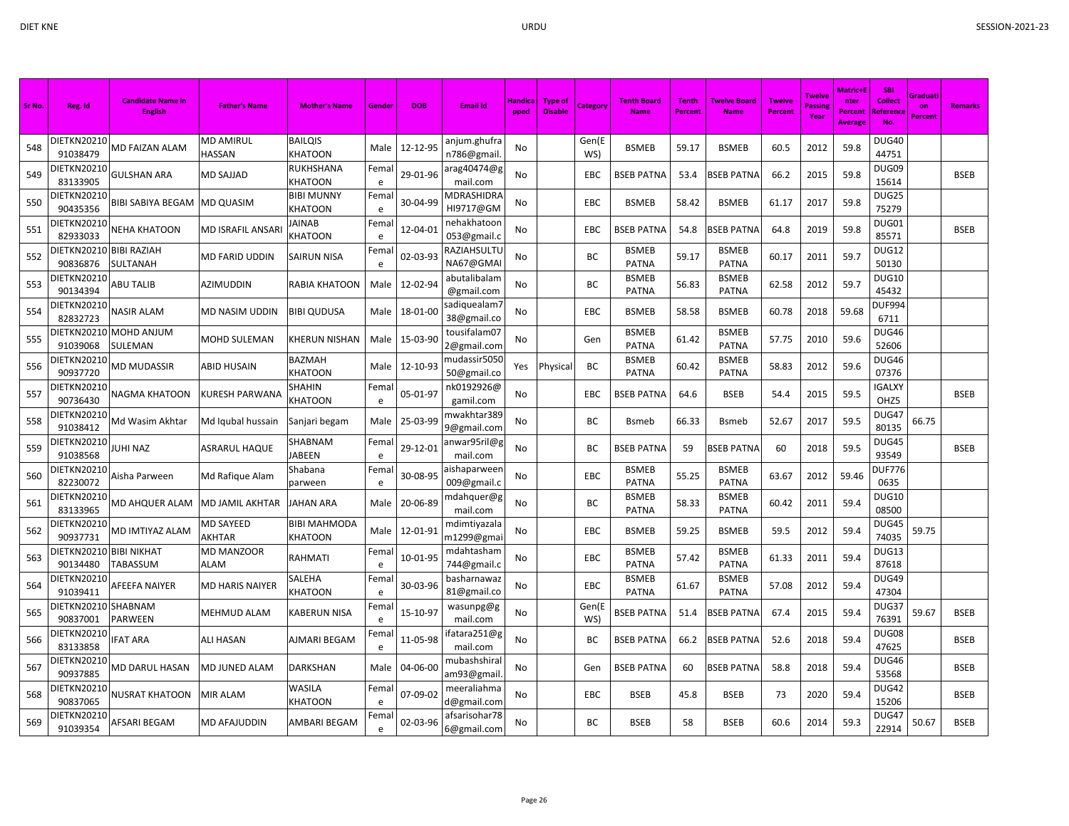| Sr No. | Reg. Id | Candidate Name in English | Father's Name | Mother's Name | Gender | DOB | Email Id | Handicapped | Type of Disable | Category | Tenth Board Name | Tenth Percent | Twelve Board Name | Twelve Percent | Twelve Passing Year | Matric+Enter Percent Average | SBI Collect Reference No. | Graduation Percent | Remarks |
|---|---|---|---|---|---|---|---|---|---|---|---|---|---|---|---|---|---|---|---|
| 548 | DIETKN2021091038479 | MD FAIZAN ALAM | MD AMIRUL HASSAN | BAILQIS KHATOON | Male | 12-12-95 | anjum.ghufran786@gmail. | No | | Gen(EWS) | BSMEB | 59.17 | BSMEB | 60.5 | 2012 | 59.8 | DUG4044751 | | |
| 549 | DIETKN2021083133905 | GULSHAN ARA | MD SAJJAD | RUKHSHANA KHATOON | Female | 29-01-96 | arag40474@gmail.com | No | | EBC | BSEB PATNA | 53.4 | BSEB PATNA | 66.2 | 2015 | 59.8 | DUG0915614 | | BSEB |
| 550 | DIETKN2021090435356 | BIBI SABIYA BEGAM | MD QUASIM | BIBI MUNNY KHATOON | Female | 30-04-99 | MDRASHIDRAHI9717@GM | No | | EBC | BSMEB | 58.42 | BSMEB | 61.17 | 2017 | 59.8 | DUG2575279 | | |
| 551 | DIETKN2021082933033 | NEHA KHATOON | MD ISRAFIL ANSARI | JAINAB KHATOON | Female | 12-04-01 | nehakhatoon053@gmail.c | No | | EBC | BSEB PATNA | 54.8 | BSEB PATNA | 64.8 | 2019 | 59.8 | DUG0185571 | | BSEB |
| 552 | DIETKN2021090836876 | BIBI RAZIAH SULTANAH | MD FARID UDDIN | SAIRUN NISA | Female | 02-03-93 | RAZIAHSULTUNA67@GMAI | No | | BC | BSMEB PATNA | 59.17 | BSMEB PATNA | 60.17 | 2011 | 59.7 | DUG1250130 | | |
| 553 | DIETKN2021090134394 | ABU TALIB | AZIMUDDIN | RABIA KHATOON | Male | 12-02-94 | abutalibalam@gmail.com | No | | BC | BSMEB PATNA | 56.83 | BSMEB PATNA | 62.58 | 2012 | 59.7 | DUG1045432 | | |
| 554 | DIETKN2021082832723 | NASIR ALAM | MD NASIM UDDIN | BIBI QUDUSA | Male | 18-01-00 | sadiquealam738@gmail.co | No | | EBC | BSMEB | 58.58 | BSMEB | 60.78 | 2018 | 59.68 | DUF9946711 | | |
| 555 | DIETKN2021091039068 | MOHD ANJUM SULEMAN | MOHD SULEMAN | KHERUN NISHAN | Male | 15-03-90 | tousifalam072@gmail.com | No | | Gen | BSMEB PATNA | 61.42 | BSMEB PATNA | 57.75 | 2010 | 59.6 | DUG4652606 | | |
| 556 | DIETKN2021090937720 | MD MUDASSIR | ABID HUSAIN | BAZMAH KHATOON | Male | 12-10-93 | mudassir505050@gmail.co | Yes | Physical | BC | BSMEB PATNA | 60.42 | BSMEB PATNA | 58.83 | 2012 | 59.6 | DUG4607376 | | |
| 557 | DIETKN2021090736430 | NAGMA KHATOON | KURESH PARWANA | SHAHIN KHATOON | Female | 05-01-97 | nk0192926@gamil.com | No | | EBC | BSEB PATNA | 64.6 | BSEB | 54.4 | 2015 | 59.5 | IGALXYOHZ5 | | BSEB |
| 558 | DIETKN2021091038412 | Md Wasim Akhtar | Md Iqubal hussain | Sanjari begam | Male | 25-03-99 | mwakhtar3899@gmail.com | No | | BC | Bsmeb | 66.33 | Bsmeb | 52.67 | 2017 | 59.5 | DUG4780135 | 66.75 | |
| 559 | DIETKN2021091038568 | JUHI NAZ | ASRARUL HAQUE | SHABNAM JABEEN | Female | 29-12-01 | anwar95ril@gmail.com | No | | BC | BSEB PATNA | 59 | BSEB PATNA | 60 | 2018 | 59.5 | DUG4593549 | | BSEB |
| 560 | DIETKN2021082230072 | Aisha Parween | Md Rafique Alam | Shabana parween | Female | 30-08-95 | aishaparween009@gmail.c | No | | EBC | BSMEB PATNA | 55.25 | BSMEB PATNA | 63.67 | 2012 | 59.46 | DUF7760635 | | |
| 561 | DIETKN2021083133965 | MD AHQUER ALAM | MD JAMIL AKHTAR | JAHAN ARA | Male | 20-06-89 | mdahquer@gmail.com | No | | BC | BSMEB PATNA | 58.33 | BSMEB PATNA | 60.42 | 2011 | 59.4 | DUG1008500 | | |
| 562 | DIETKN2021090937731 | MD IMTIYAZ ALAM | MD SAYEED AKHTAR | BIBI MAHMODA KHATOON | Male | 12-01-91 | mdimtiyazalam1299@gmai | No | | EBC | BSMEB | 59.25 | BSMEB | 59.5 | 2012 | 59.4 | DUG4574035 | 59.75 | |
| 563 | DIETKN2021090134480 | BIBI NIKHAT TABASSUM | MD MANZOOR ALAM | RAHMATI | Female | 10-01-95 | mdahtasham744@gmail.c | No | | EBC | BSMEB PATNA | 57.42 | BSMEB PATNA | 61.33 | 2011 | 59.4 | DUG1387618 | | |
| 564 | DIETKN2021091039411 | AFEEFA NAIYER | MD HARIS NAIYER | SALEHA KHATOON | Female | 30-03-96 | basharnawaz81@gmail.co | No | | EBC | BSMEB PATNA | 61.67 | BSMEB PATNA | 57.08 | 2012 | 59.4 | DUG4947304 | | |
| 565 | DIETKN2021090837001 | SHABNAM PARWEEN | MEHMUD ALAM | KABERUN NISA | Female | 15-10-97 | wasunpg@gmail.com | No | | Gen(EWS) | BSEB PATNA | 51.4 | BSEB PATNA | 67.4 | 2015 | 59.4 | DUG3776391 | 59.67 | BSEB |
| 566 | DIETKN2021083133858 | IFAT ARA | ALI HASAN | AJMARI BEGAM | Female | 11-05-98 | ifatara251@gmail.com | No | | BC | BSEB PATNA | 66.2 | BSEB PATNA | 52.6 | 2018 | 59.4 | DUG0847625 | | BSEB |
| 567 | DIETKN2021090937885 | MD DARUL HASAN | MD JUNED ALAM | DARKSHAN | Male | 04-06-00 | mubashshiralam93@gmail. | No | | Gen | BSEB PATNA | 60 | BSEB PATNA | 58.8 | 2018 | 59.4 | DUG4653568 | | BSEB |
| 568 | DIETKN2021090837065 | NUSRAT KHATOON | MIR ALAM | WASILA KHATOON | Female | 07-09-02 | meeraliahmad@gmail.com | No | | EBC | BSEB | 45.8 | BSEB | 73 | 2020 | 59.4 | DUG4215206 | | BSEB |
| 569 | DIETKN2021091039354 | AFSARI BEGAM | MD AFAJUDDIN | AMBARI BEGAM | Female | 02-03-96 | afsarisohar786@gmail.com | No | | BC | BSEB | 58 | BSEB | 60.6 | 2014 | 59.3 | DUG4722914 | 50.67 | BSEB |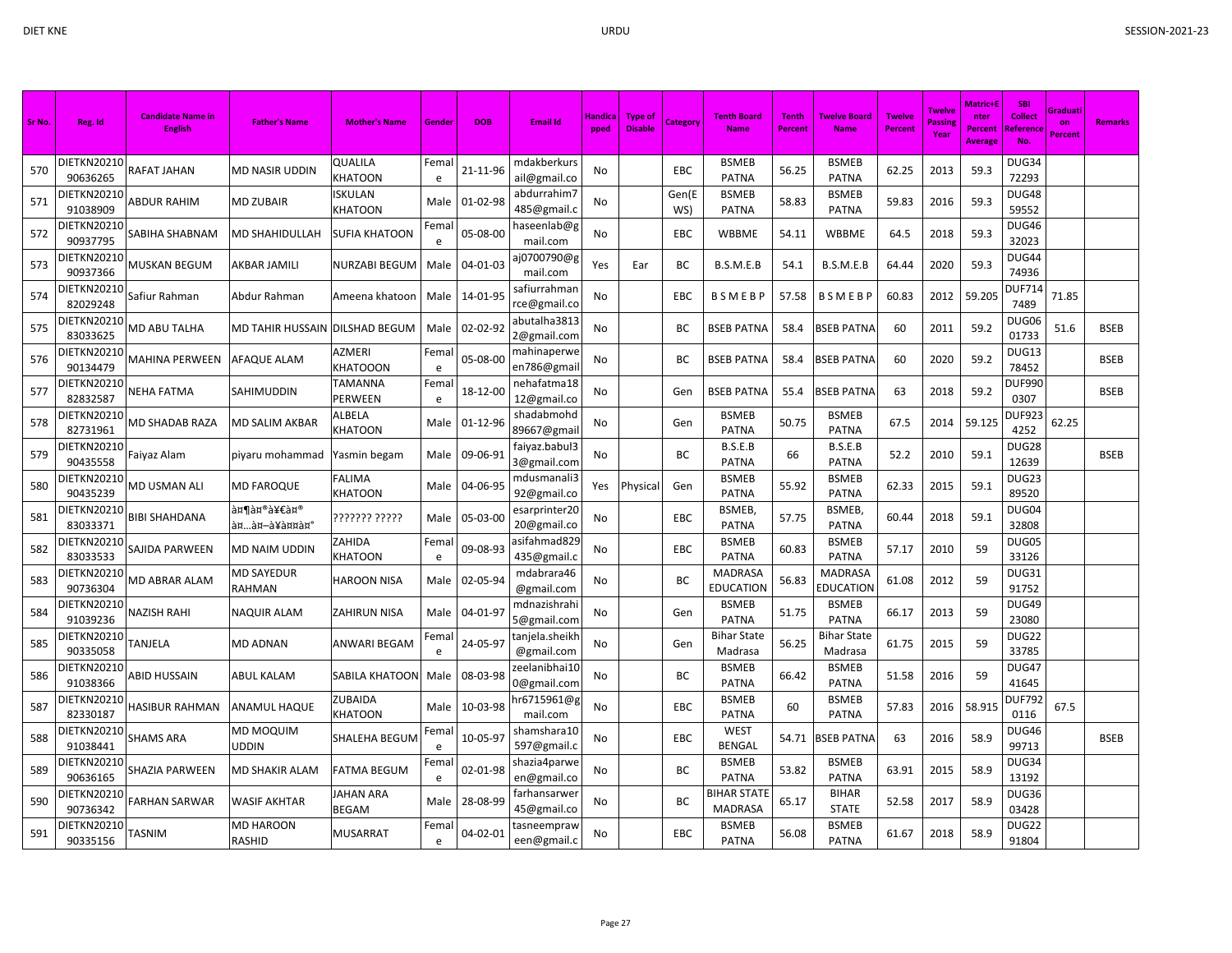| Sr No. | Reg. Id | Candidate Name in English | Father's Name | Mother's Name | Gender | DOB | Email Id | Handicapped | Type of Disable | Category | Tenth Board Name | Tenth Percent | Twelve Board Name | Twelve Percent | Twelve Passing Year | Matric+Enter Percent Average | SBI Collect Reference No. | Graduation Percent | Remarks |
|---|---|---|---|---|---|---|---|---|---|---|---|---|---|---|---|---|---|---|---|
| 570 | DIETKN2021090636265 | RAFAT JAHAN | MD NASIR UDDIN | QUALILA KHATOON | Female | 21-11-96 | mdakberkursail@gmail.co | No | | EBC | BSMEB PATNA | 56.25 | BSMEB PATNA | 62.25 | 2013 | 59.3 | DUG3472293 | | |
| 571 | DIETKN2021091038909 | ABDUR RAHIM | MD ZUBAIR | ISKULAN KHATOON | Male | 01-02-98 | abdurrahim7485@gmail.c | No | | Gen(EWS) | BSMEB PATNA | 58.83 | BSMEB PATNA | 59.83 | 2016 | 59.3 | DUG4859552 | | |
| 572 | DIETKN2021090937795 | SABIHA SHABNAM | MD SHAHIDULLAH | SUFIA KHATOON | Female | 05-08-00 | haseenlab@gmail.com | No | | EBC | WBBME | 54.11 | WBBME | 64.5 | 2018 | 59.3 | DUG4632023 | | |
| 573 | DIETKN2021090937366 | MUSKAN BEGUM | AKBAR JAMILI | NURZABI BEGUM | Male | 04-01-03 | aj0700790@gmail.com | Yes | Ear | BC | B.S.M.E.B | 54.1 | B.S.M.E.B | 64.44 | 2020 | 59.3 | DUG4474936 | | |
| 574 | DIETKN2021082029248 | Safiur Rahman | Abdur Rahman | Ameena khatoon | Male | 14-01-95 | safiurrahmanrce@gmail.co | No | | EBC | B S M E B P | 57.58 | B S M E B P | 60.83 | 2012 | 59.205 | DUF7147489 | 71.85 | |
| 575 | DIETKN2021083033625 | MD ABU TALHA | MD TAHIR HUSSAIN | DILSHAD BEGUM | Male | 02-02-92 | abutalha38132@gmail.com | No | | BC | BSEB PATNA | 58.4 | BSEB PATNA | 60 | 2011 | 59.2 | DUG0601733 | 51.6 | BSEB |
| 576 | DIETKN2021090134479 | MAHINA PERWEEN | AFAQUE ALAM | AZMERI KHATOOON | Female | 05-08-00 | mahinaperween786@gmail | No | | BC | BSEB PATNA | 58.4 | BSEB PATNA | 60 | 2020 | 59.2 | DUG1378452 | | BSEB |
| 577 | DIETKN2021082832587 | NEHA FATMA | SAHIMUDDIN | TAMANNA PERWEEN | Female | 18-12-00 | nehafatma1812@gmail.co | No | | Gen | BSEB PATNA | 55.4 | BSEB PATNA | 63 | 2018 | 59.2 | DUF9900307 | | BSEB |
| 578 | DIETKN2021082731961 | MD SHADAB RAZA | MD SALIM AKBAR | ALBELA KHATOON | Male | 01-12-96 | shadabmohd89667@gmail | No | | Gen | BSMEB PATNA | 50.75 | BSMEB PATNA | 67.5 | 2014 | 59.125 | DUF9234252 | 62.25 | |
| 579 | DIETKN2021090435558 | Faiyaz Alam | piyaru mohammad | Yasmin begam | Male | 09-06-91 | faiyaz.babul33@gmail.com | No | | BC | B.S.E.B PATNA | 66 | B.S.E.B PATNA | 52.2 | 2010 | 59.1 | DUG2812639 | | BSEB |
| 580 | DIETKN2021090435239 | MD USMAN ALI | MD FAROQUE | FALIMA KHATOON | Male | 04-06-95 | mdusmanali392@gmail.co | Yes | Physical | Gen | BSMEB PATNA | 55.92 | BSMEB PATNA | 62.33 | 2015 | 59.1 | DUG2389520 | | |
| 581 | DIETKN2021083033371 | BIBI SHAHDANA | à¤¶à¤®à¥€à¤® à¤…à¤–à¥à¤¤à¤° | ??????? ????? | Male | 05-03-00 | esarprinter2020@gmail.co | No | | EBC | BSMEB, PATNA | 57.75 | BSMEB, PATNA | 60.44 | 2018 | 59.1 | DUG0432808 | | |
| 582 | DIETKN2021083033533 | SAJIDA PARWEEN | MD NAIM UDDIN | ZAHIDA KHATOON | Female | 09-08-93 | asifahmad829435@gmail.c | No | | EBC | BSMEB PATNA | 60.83 | BSMEB PATNA | 57.17 | 2010 | 59 | DUG0533126 | | |
| 583 | DIETKN2021090736304 | MD ABRAR ALAM | MD SAYEDUR RAHMAN | HAROON NISA | Male | 02-05-94 | mdabrara46@gmail.com | No | | BC | MADRASA EDUCATION | 56.83 | MADRASA EDUCATION | 61.08 | 2012 | 59 | DUG3191752 | | |
| 584 | DIETKN2021091039236 | NAZISH RAHI | NAQUIR ALAM | ZAHIRUN NISA | Male | 04-01-97 | mdnazishrahi5@gmail.com | No | | Gen | BSMEB PATNA | 51.75 | BSMEB PATNA | 66.17 | 2013 | 59 | DUG4923080 | | |
| 585 | DIETKN2021090335058 | TANJELA | MD ADNAN | ANWARI BEGAM | Female | 24-05-97 | tanjela.sheikh@gmail.com | No | | Gen | Bihar State Madrasa | 56.25 | Bihar State Madrasa | 61.75 | 2015 | 59 | DUG2233785 | | |
| 586 | DIETKN2021091038366 | ABID HUSSAIN | ABUL KALAM | SABILA KHATOON | Male | 08-03-98 | zeelanibhai100@gmail.com | No | | BC | BSMEB PATNA | 66.42 | BSMEB PATNA | 51.58 | 2016 | 59 | DUG4741645 | | |
| 587 | DIETKN2021082330187 | HASIBUR RAHMAN | ANAMUL HAQUE | ZUBAIDA KHATOON | Male | 10-03-98 | hr6715961@gmail.com | No | | EBC | BSMEB PATNA | 60 | BSMEB PATNA | 57.83 | 2016 | 58.915 | DUF7920116 | 67.5 | |
| 588 | DIETKN2021091038441 | SHAMS ARA | MD MOQUIM UDDIN | SHALEHA BEGUM | Female | 10-05-97 | shamshara10597@gmail.c | No | | EBC | WEST BENGAL | 54.71 | BSEB PATNA | 63 | 2016 | 58.9 | DUG4699713 | | BSEB |
| 589 | DIETKN2021090636165 | SHAZIA PARWEEN | MD SHAKIR ALAM | FATMA BEGUM | Female | 02-01-98 | shazia4parween@gmail.co | No | | BC | BSMEB PATNA | 53.82 | BSMEB PATNA | 63.91 | 2015 | 58.9 | DUG3413192 | | |
| 590 | DIETKN2021090736342 | FARHAN SARWAR | WASIF AKHTAR | JAHAN ARA BEGAM | Male | 28-08-99 | farhansarwer45@gmail.co | No | | BC | BIHAR STATE MADRASA | 65.17 | BIHAR STATE | 52.58 | 2017 | 58.9 | DUG3603428 | | |
| 591 | DIETKN2021090335156 | TASNIM | MD HAROON RASHID | MUSARRAT | Female | 04-02-01 | tasneempraween@gmail.c | No | | EBC | BSMEB PATNA | 56.08 | BSMEB PATNA | 61.67 | 2018 | 58.9 | DUG2291804 | | |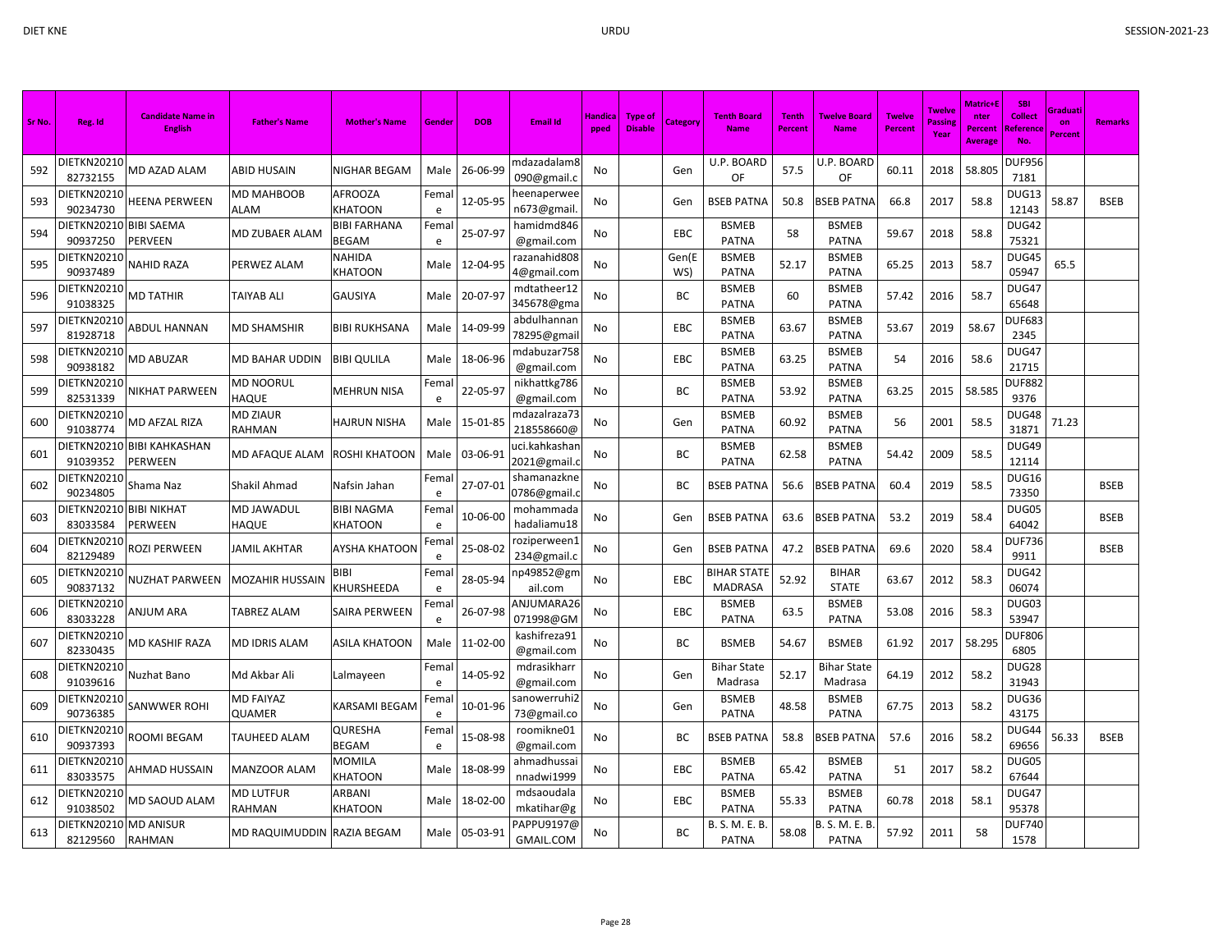| Sr No. | Reg. Id | Candidate Name in English | Father's Name | Mother's Name | Gender | DOB | Email Id | Handicapped | Type of Disable | Category | Tenth Board Name | Tenth Percent | Twelve Board Name | Twelve Percent | Twelve Passing Year | Matric+Enter Percent Average | SBI Collect Reference No. | Graduation Percent | Remarks |
|---|---|---|---|---|---|---|---|---|---|---|---|---|---|---|---|---|---|---|---|
| 592 | DIETKN2021082732155 | MD AZAD ALAM | ABID HUSAIN | NIGHAR BEGAM | Male | 26-06-99 | mdazadalam8090@gmail.c | No | | Gen | U.P. BOARD OF | 57.5 | U.P. BOARD OF | 60.11 | 2018 | 58.805 | DUF9567181 | | |
| 593 | DIETKN2021090234730 | HEENA PERWEEN | MD MAHBOOB ALAM | AFROOZA KHATOON | Female | 12-05-95 | heenaperween673@gmail. | No | | Gen | BSEB PATNA | 50.8 | BSEB PATNA | 66.8 | 2017 | 58.8 | DUG1312143 | 58.87 | BSEB |
| 594 | DIETKN2021090937250 | BIBI SAEMA PERVEEN | MD ZUBAER ALAM | BIBI FARHANA BEGAM | Female | 25-07-97 | hamidmd846@gmail.com | No | | EBC | BSMEB PATNA | 58 | BSMEB PATNA | 59.67 | 2018 | 58.8 | DUG4275321 | | |
| 595 | DIETKN2021090937489 | NAHID RAZA | PERWEZ ALAM | NAHIDA KHATOON | Male | 12-04-95 | razanahid8084@gmail.com | No | | Gen(EWS) | BSMEB PATNA | 52.17 | BSMEB PATNA | 65.25 | 2013 | 58.7 | DUG4505947 | 65.5 | |
| 596 | DIETKN2021091038325 | MD TATHIR | TAIYAB ALI | GAUSIYA | Male | 20-07-97 | mdtatheer12345678@gma | No | | BC | BSMEB PATNA | 60 | BSMEB PATNA | 57.42 | 2016 | 58.7 | DUG4765648 | | |
| 597 | DIETKN2021081928718 | ABDUL HANNAN | MD SHAMSHIR | BIBI RUKHSANA | Male | 14-09-99 | abdulhannan78295@gmail | No | | EBC | BSMEB PATNA | 63.67 | BSMEB PATNA | 53.67 | 2019 | 58.67 | DUF6832345 | | |
| 598 | DIETKN2021090938182 | MD ABUZAR | MD BAHAR UDDIN | BIBI QULILA | Male | 18-06-96 | mdabuzar758@gmail.com | No | | EBC | BSMEB PATNA | 63.25 | BSMEB PATNA | 54 | 2016 | 58.6 | DUG4721715 | | |
| 599 | DIETKN2021082531339 | NIKHAT PARWEEN | MD NOORUL HAQUE | MEHRUN NISA | Female | 22-05-97 | nikhattkg786@gmail.com | No | | BC | BSMEB PATNA | 53.92 | BSMEB PATNA | 63.25 | 2015 | 58.585 | DUF8829376 | | |
| 600 | DIETKN2021091038774 | MD AFZAL RIZA | MD ZIAUR RAHMAN | HAJRUN NISHA | Male | 15-01-85 | mdazalraza73218558660@ | No | | Gen | BSMEB PATNA | 60.92 | BSMEB PATNA | 56 | 2001 | 58.5 | DUG4831871 | 71.23 | |
| 601 | DIETKN2021091039352 | BIBI KAHKASHAN PERWEEN | MD AFAQUE ALAM | ROSHI KHATOON | Male | 03-06-91 | uci.kahkashan2021@gmail.c | No | | BC | BSMEB PATNA | 62.58 | BSMEB PATNA | 54.42 | 2009 | 58.5 | DUG4912114 | | |
| 602 | DIETKN2021090234805 | Shama Naz | Shakil Ahmad | Nafsin Jahan | Female | 27-07-01 | shamanazkne0786@gmail.c | No | | BC | BSEB PATNA | 56.6 | BSEB PATNA | 60.4 | 2019 | 58.5 | DUG1673350 | | BSEB |
| 603 | DIETKN2021083033584 | BIBI NIKHAT PERWEEN | MD JAWADUL HAQUE | BIBI NAGMA KHATOON | Female | 10-06-00 | mohammadahadaliamu18 | No | | Gen | BSEB PATNA | 63.6 | BSEB PATNA | 53.2 | 2019 | 58.4 | DUG0564042 | | BSEB |
| 604 | DIETKN2021082129489 | ROZI PERWEEN | JAMIL AKHTAR | AYSHA KHATOON | Female | 25-08-02 | roziperween1234@gmail.c | No | | Gen | BSEB PATNA | 47.2 | BSEB PATNA | 69.6 | 2020 | 58.4 | DUF7369911 | | BSEB |
| 605 | DIETKN2021090837132 | NUZHAT PARWEEN | MOZAHIR HUSSAIN | BIBI KHURSHEEDA | Female | 28-05-94 | np49852@gmail.com | No | | EBC | BIHAR STATE MADRASA | 52.92 | BIHAR STATE | 63.67 | 2012 | 58.3 | DUG4206074 | | |
| 606 | DIETKN2021083033228 | ANJUM ARA | TABREZ ALAM | SAIRA PERWEEN | Female | 26-07-98 | ANJUMARA26071998@GM | No | | EBC | BSMEB PATNA | 63.5 | BSMEB PATNA | 53.08 | 2016 | 58.3 | DUG0353947 | | |
| 607 | DIETKN2021082330435 | MD KASHIF RAZA | MD IDRIS ALAM | ASILA KHATOON | Male | 11-02-00 | kashifreza91@gmail.com | No | | BC | BSMEB | 54.67 | BSMEB | 61.92 | 2017 | 58.295 | DUF8066805 | | |
| 608 | DIETKN2021091039616 | Nuzhat Bano | Md Akbar Ali | Lalmayeen | Female | 14-05-92 | mdrasikharr@gmail.com | No | | Gen | Bihar State Madrasa | 52.17 | Bihar State Madrasa | 64.19 | 2012 | 58.2 | DUG2831943 | | |
| 609 | DIETKN2021090736385 | SANWWER ROHI | MD FAIYAZ QUAMER | KARSAMI BEGAM | Female | 10-01-96 | sanowerruhi273@gmail.co | No | | Gen | BSMEB PATNA | 48.58 | BSMEB PATNA | 67.75 | 2013 | 58.2 | DUG3643175 | | |
| 610 | DIETKN2021090937393 | ROOMI BEGAM | TAUHEED ALAM | QURESHA BEGAM | Female | 15-08-98 | roomikne01@gmail.com | No | | BC | BSEB PATNA | 58.8 | BSEB PATNA | 57.6 | 2016 | 58.2 | DUG4469656 | 56.33 | BSEB |
| 611 | DIETKN2021083033575 | AHMAD HUSSAIN | MANZOOR ALAM | MOMILA KHATOON | Male | 18-08-99 | ahmadhussainnadwi1999 | No | | EBC | BSMEB PATNA | 65.42 | BSMEB PATNA | 51 | 2017 | 58.2 | DUG0567644 | | |
| 612 | DIETKN2021091038502 | MD SAOUD ALAM | MD LUTFUR RAHMAN | ARBANI KHATOON | Male | 18-02-00 | mdsaoudalamkatihar@g | No | | EBC | BSMEB PATNA | 55.33 | BSMEB PATNA | 60.78 | 2018 | 58.1 | DUG4795378 | | |
| 613 | DIETKN2021082129560 | MD ANISUR RAHMAN | MD RAQUIMUDDIN | RAZIA BEGAM | Male | 05-03-91 | PAPPU9197@GMAIL.COM | No | | BC | B. S. M. E. B. PATNA | 58.08 | B. S. M. E. B. PATNA | 57.92 | 2011 | 58 | DUF7401578 | | |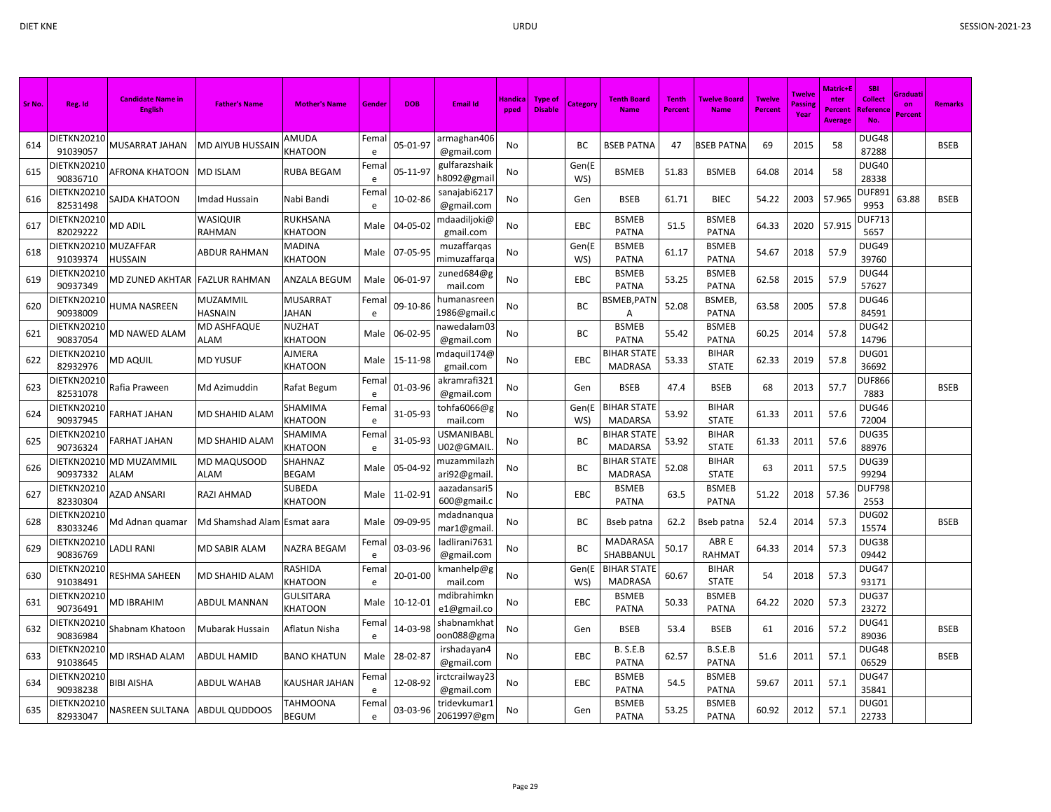| Sr No. | Reg. Id | Candidate Name in English | Father's Name | Mother's Name | Gender | DOB | Email Id | Handicapped | Type of Disable | Category | Tenth Board Name | Tenth Percent | Twelve Board Name | Twelve Percent | Twelve Passing Year | Matric+Enter Percent Average | SBI Collect Reference No. | Graduation Percent | Remarks |
|---|---|---|---|---|---|---|---|---|---|---|---|---|---|---|---|---|---|---|---|
| 614 | DIETKN2021091039057 | MUSARRAT JAHAN | MD AIYUB HUSSAIN | AMUDA KHATOON | Female | 05-01-97 | armaghan406@gmail.com | No | | BC | BSEB PATNA | 47 | BSEB PATNA | 69 | 2015 | 58 | DUG4887288 | | BSEB |
| 615 | DIETKN2021090836710 | AFRONA KHATOON | MD ISLAM | RUBA BEGAM | Female | 05-11-97 | gulfarazshaikh8092@gmail | No | | Gen(EWS) | BSMEB | 51.83 | BSMEB | 64.08 | 2014 | 58 | DUG4028338 | | |
| 616 | DIETKN2021082531498 | SAJDA KHATOON | Imdad Hussain | Nabi Bandi | Female | 10-02-86 | sanajabi6217@gmail.com | No | | Gen | BSEB | 61.71 | BIEC | 54.22 | 2003 | 57.965 | DUF8919953 | 63.88 | BSEB |
| 617 | DIETKN2021082029222 | MD ADIL | WASIQUIR RAHMAN | RUKHSANA KHATOON | Male | 04-05-02 | mdaadiljoki@gmail.com | No | | EBC | BSMEB PATNA | 51.5 | BSMEB PATNA | 64.33 | 2020 | 57.915 | DUF7135657 | | |
| 618 | DIETKN2021091039374 | MUZAFFAR HUSSAIN | ABDUR RAHMAN | MADINA KHATOON | Male | 07-05-95 | muzaffarqasmimuzaffarqa | No | | Gen(EWS) | BSMEB PATNA | 61.17 | BSMEB PATNA | 54.67 | 2018 | 57.9 | DUG4939760 | | |
| 619 | DIETKN2021090937349 | MD ZUNED AKHTAR | FAZLUR RAHMAN | ANZALA BEGUM | Male | 06-01-97 | zuned684@gmail.com | No | | EBC | BSMEB PATNA | 53.25 | BSMEB PATNA | 62.58 | 2015 | 57.9 | DUG4457627 | | |
| 620 | DIETKN2021090938009 | HUMA NASREEN | MUZAMMIL HASNAIN | MUSARRAT JAHAN | Female | 09-10-86 | humanasreen1986@gmail.c | No | | BC | BSMEB,PATNA | 52.08 | BSMEB, PATNA | 63.58 | 2005 | 57.8 | DUG4684591 | | |
| 621 | DIETKN2021090837054 | MD NAWED ALAM | MD ASHFAQUE ALAM | NUZHAT KHATOON | Male | 06-02-95 | nawedalam03@gmail.com | No | | BC | BSMEB PATNA | 55.42 | BSMEB PATNA | 60.25 | 2014 | 57.8 | DUG4214796 | | |
| 622 | DIETKN2021082932976 | MD AQUIL | MD YUSUF | AJMERA KHATOON | Male | 15-11-98 | mdaquil174@gmail.com | No | | EBC | BIHAR STATE MADRASA | 53.33 | BIHAR STATE | 62.33 | 2019 | 57.8 | DUG0136692 | | |
| 623 | DIETKN2021082531078 | Rafia Praween | Md Azimuddin | Rafat Begum | Female | 01-03-96 | akramrafi321@gmail.com | No | | Gen | BSEB | 47.4 | BSEB | 68 | 2013 | 57.7 | DUF8667883 | | BSEB |
| 624 | DIETKN2021090937945 | FARHAT JAHAN | MD SHAHID ALAM | SHAMIMA KHATOON | Female | 31-05-93 | tohfa6066@gmail.com | No | | Gen(EWS) | BIHAR STATE MADARSA | 53.92 | BIHAR STATE | 61.33 | 2011 | 57.6 | DUG4672004 | | |
| 625 | DIETKN2021090736324 | FARHAT JAHAN | MD SHAHID ALAM | SHAMIMA KHATOON | Female | 31-05-93 | USMANIBABLU02@GMAIL. | No | | BC | BIHAR STATE MADARSA | 53.92 | BIHAR STATE | 61.33 | 2011 | 57.6 | DUG3588976 | | |
| 626 | DIETKN2021090937332 | MD MUZAMMIL ALAM | MD MAQUSOOD ALAM | SHAHNAZ BEGAM | Male | 05-04-92 | muzammilazhari92@gmail. | No | | BC | BIHAR STATE MADRASA | 52.08 | BIHAR STATE | 63 | 2011 | 57.5 | DUG3999294 | | |
| 627 | DIETKN2021082330304 | AZAD ANSARI | RAZI AHMAD | SUBEDA KHATOON | Male | 11-02-91 | aazadansari5600@gmail.c | No | | EBC | BSMEB PATNA | 63.5 | BSMEB PATNA | 51.22 | 2018 | 57.36 | DUF7982553 | | |
| 628 | DIETKN2021083033246 | Md Adnan quamar | Md Shamshad Alam | Esmat aara | Male | 09-09-95 | mdadnanquamar1@gmail. | No | | BC | Bseb patna | 62.2 | Bseb patna | 52.4 | 2014 | 57.3 | DUG0215574 | | BSEB |
| 629 | DIETKN2021090836769 | LADLI RANI | MD SABIR ALAM | NAZRA BEGAM | Female | 03-03-96 | ladlirani7631@gmail.com | No | | BC | MADARASA SHABBANUL | 50.17 | ABR E RAHMAT | 64.33 | 2014 | 57.3 | DUG3809442 | | |
| 630 | DIETKN2021091038491 | RESHMA SAHEEN | MD SHAHID ALAM | RASHIDA KHATOON | Female | 20-01-00 | kmanhelp@gmail.com | No | | Gen(EWS) | BIHAR STATE MADRASA | 60.67 | BIHAR STATE | 54 | 2018 | 57.3 | DUG4793171 | | |
| 631 | DIETKN2021090736491 | MD IBRAHIM | ABDUL MANNAN | GULSITARA KHATOON | Male | 10-12-01 | mdibrahimkne1@gmail.co | No | | EBC | BSMEB PATNA | 50.33 | BSMEB PATNA | 64.22 | 2020 | 57.3 | DUG3723272 | | |
| 632 | DIETKN2021090836984 | Shabnam Khatoon | Mubarak Hussain | Aflatun Nisha | Female | 14-03-98 | shabnamkhatoon088@gma | No | | Gen | BSEB | 53.4 | BSEB | 61 | 2016 | 57.2 | DUG4189036 | | BSEB |
| 633 | DIETKN2021091038645 | MD IRSHAD ALAM | ABDUL HAMID | BANO KHATUN | Male | 28-02-87 | irshadayan4@gmail.com | No | | EBC | B. S.E.B PATNA | 62.57 | B.S.E.B PATNA | 51.6 | 2011 | 57.1 | DUG4806529 | | BSEB |
| 634 | DIETKN2021090938238 | BIBI AISHA | ABDUL WAHAB | KAUSHAR JAHAN | Female | 12-08-92 | irctcrailway23@gmail.com | No | | EBC | BSMEB PATNA | 54.5 | BSMEB PATNA | 59.67 | 2011 | 57.1 | DUG4735841 | | |
| 635 | DIETKN2021082933047 | NASREEN SULTANA | ABDUL QUDDOOS | TAHMOONA BEGUM | Female | 03-03-96 | tridevkumar12061997@gm | No | | Gen | BSMEB PATNA | 53.25 | BSMEB PATNA | 60.92 | 2012 | 57.1 | DUG0122733 | | |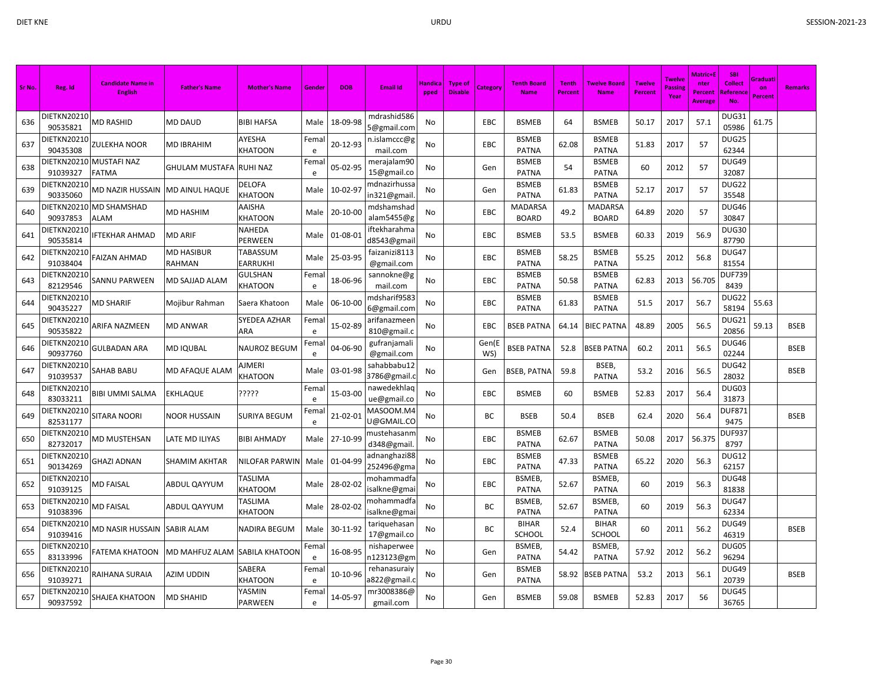| Sr No. | Reg. Id | Candidate Name in English | Father's Name | Mother's Name | Gender | DOB | Email Id | Handicapped | Type of Disable | Category | Tenth Board Name | Tenth Percent | Twelve Board Name | Twelve Percent | Twelve Passing Year | Matric+Enter Percent Average | SBI Collect Reference No. | Graduation Percent | Remarks |
|---|---|---|---|---|---|---|---|---|---|---|---|---|---|---|---|---|---|---|---|
| 636 | DIETKN2021090535821 | MD RASHID | MD DAUD | BIBI HAFSA | Male | 18-09-98 | mdrashid5865@gmail.com | No | | EBC | BSMEB | 64 | BSMEB | 50.17 | 2017 | 57.1 | DUG3105986 | 61.75 | |
| 637 | DIETKN2021090435308 | ZULEKHA NOOR | MD IBRAHIM | AYESHA KHATOON | Female | 20-12-93 | n.islamccc@gmail.com | No | | EBC | BSMEB PATNA | 62.08 | BSMEB PATNA | 51.83 | 2017 | 57 | DUG2562344 | | |
| 638 | DIETKN2021091039327 | MUSTAFI NAZ FATMA | GHULAM MUSTAFA | RUHI NAZ | Female | 05-02-95 | merajalam9015@gmail.co | No | | Gen | BSMEB PATNA | 54 | BSMEB PATNA | 60 | 2012 | 57 | DUG4932087 | | |
| 639 | DIETKN2021090335060 | MD NAZIR HUSSAIN | MD AINUL HAQUE | DELOFA KHATOON | Male | 10-02-97 | mdnazirhussain321@gmail. | No | | Gen | BSMEB PATNA | 61.83 | BSMEB PATNA | 52.17 | 2017 | 57 | DUG2235548 | | |
| 640 | DIETKN2021090937853 | MD SHAMSHAD ALAM | MD HASHIM | AAISHA KHATOON | Male | 20-10-00 | mdshamshadalam5455@g | No | | EBC | MADARSA BOARD | 49.2 | MADARSA BOARD | 64.89 | 2020 | 57 | DUG4630847 | | |
| 641 | DIETKN2021090535814 | IFTEKHAR AHMAD | MD ARIF | NAHEDA PERWEEN | Male | 01-08-01 | iftekharahmad8543@gmail | No | | EBC | BSMEB | 53.5 | BSMEB | 60.33 | 2019 | 56.9 | DUG3087790 | | |
| 642 | DIETKN2021091038404 | FAIZAN AHMAD | MD HASIBUR RAHMAN | TABASSUM EARRUKHI | Male | 25-03-95 | faizanizi8113@gmail.com | No | | EBC | BSMEB PATNA | 58.25 | BSMEB PATNA | 55.25 | 2012 | 56.8 | DUG4781554 | | |
| 643 | DIETKN2021082129546 | SANNU PARWEEN | MD SAJJAD ALAM | GULSHAN KHATOON | Female | 18-06-96 | sannokne@gmail.com | No | | EBC | BSMEB PATNA | 50.58 | BSMEB PATNA | 62.83 | 2013 | 56.705 | DUF7398439 | | |
| 644 | DIETKN2021090435227 | MD SHARIF | Mojibur Rahman | Saera Khatoon | Male | 06-10-00 | mdsharif95836@gmail.com | No | | EBC | BSMEB PATNA | 61.83 | BSMEB PATNA | 51.5 | 2017 | 56.7 | DUG2258194 | 55.63 | |
| 645 | DIETKN2021090535822 | ARIFA NAZMEEN | MD ANWAR | SYEDEA AZHAR ARA | Female | 15-02-89 | arifanazmeen810@gmail.c | No | | EBC | BSEB PATNA | 64.14 | BIEC PATNA | 48.89 | 2005 | 56.5 | DUG2120856 | 59.13 | BSEB |
| 646 | DIETKN2021090937760 | GULBADAN ARA | MD IQUBAL | NAUROZ BEGUM | Female | 04-06-90 | gufranjamali@gmail.com | No | | Gen(EWS) | BSEB PATNA | 52.8 | BSEB PATNA | 60.2 | 2011 | 56.5 | DUG4602244 | | BSEB |
| 647 | DIETKN2021091039537 | SAHAB BABU | MD AFAQUE ALAM | AJMERI KHATOON | Male | 03-01-98 | sahabbabu123786@gmail.c | No | | Gen | BSEB, PATNA | 59.8 | BSEB, PATNA | 53.2 | 2016 | 56.5 | DUG4228032 | | BSEB |
| 648 | DIETKN2021083033211 | BIBI UMMI SALMA | EKHLAQUE | ????? | Female | 15-03-00 | nawedekhlaque@gmail.co | No | | EBC | BSMEB | 60 | BSMEB | 52.83 | 2017 | 56.4 | DUG0331873 | | |
| 649 | DIETKN2021082531177 | SITARA NOORI | NOOR HUSSAIN | SURIYA BEGUM | Female | 21-02-01 | MASOOM.M4U@GMAIL.CO | No | | BC | BSEB | 50.4 | BSEB | 62.4 | 2020 | 56.4 | DUF8719475 | | BSEB |
| 650 | DIETKN2021082732017 | MD MUSTEHSAN | LATE MD ILIYAS | BIBI AHMADY | Male | 27-10-99 | mustehasanmd348@gmail. | No | | EBC | BSMEB PATNA | 62.67 | BSMEB PATNA | 50.08 | 2017 | 56.375 | DUF9378797 | | |
| 651 | DIETKN2021090134269 | GHAZI ADNAN | SHAMIM AKHTAR | NILOFAR PARWIN | Male | 01-04-99 | adnanghazi88252496@gma | No | | EBC | BSMEB PATNA | 47.33 | BSMEB PATNA | 65.22 | 2020 | 56.3 | DUG1262157 | | |
| 652 | DIETKN2021091039125 | MD FAISAL | ABDUL QAYYUM | TASLIMA KHATOOM | Male | 28-02-02 | mohammadfaisalkne@gmai | No | | EBC | BSMEB, PATNA | 52.67 | BSMEB, PATNA | 60 | 2019 | 56.3 | DUG4881838 | | |
| 653 | DIETKN2021091038396 | MD FAISAL | ABDUL QAYYUM | TASLIMA KHATOON | Male | 28-02-02 | mohammadfaisalkne@gmai | No | | BC | BSMEB, PATNA | 52.67 | BSMEB, PATNA | 60 | 2019 | 56.3 | DUG4762334 | | |
| 654 | DIETKN2021091039416 | MD NASIR HUSSAIN | SABIR ALAM | NADIRA BEGUM | Male | 30-11-92 | tariquehasan17@gmail.co | No | | BC | BIHAR SCHOOL | 52.4 | BIHAR SCHOOL | 60 | 2011 | 56.2 | DUG4946319 | | BSEB |
| 655 | DIETKN2021083133996 | FATEMA KHATOON | MD MAHFUZ ALAM | SABILA KHATOON | Female | 16-08-95 | nishaperween123123@gm | No | | Gen | BSMEB, PATNA | 54.42 | BSMEB, PATNA | 57.92 | 2012 | 56.2 | DUG0596294 | | |
| 656 | DIETKN2021091039271 | RAIHANA SURAIA | AZIM UDDIN | SABERA KHATOON | Female | 10-10-96 | rehanasuraiya822@gmail.c | No | | Gen | BSMEB PATNA | 58.92 | BSEB PATNA | 53.2 | 2013 | 56.1 | DUG4920739 | | BSEB |
| 657 | DIETKN2021090937592 | SHAJEA KHATOON | MD SHAHID | YASMIN PARWEEN | Female | 14-05-97 | mr3008386@gmail.com | No | | Gen | BSMEB | 59.08 | BSMEB | 52.83 | 2017 | 56 | DUG4536765 | | |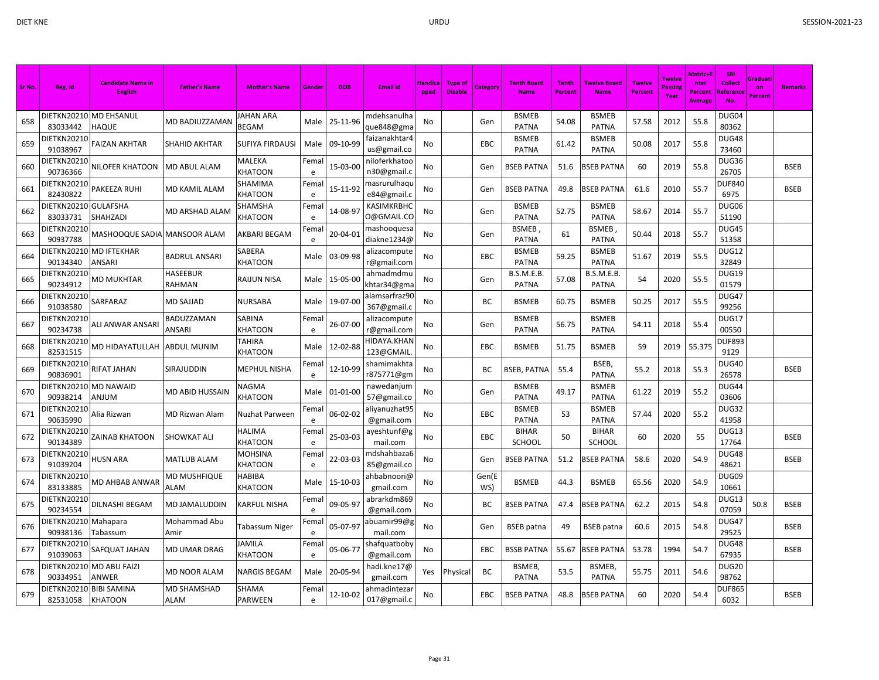| Sr No. | Reg. Id | Candidate Name in English | Father's Name | Mother's Name | Gender | DOB | Email Id | Handicapped | Type of Disable | Category | Tenth Board Name | Tenth Percent | Twelve Board Name | Twelve Percent | Twelve Passing Year | Matric+Enter Percent Average | SBI Collect Reference No. | Graduation Percent | Remarks |
|---|---|---|---|---|---|---|---|---|---|---|---|---|---|---|---|---|---|---|---|
| 658 | DIETKN2021083033442 | MD EHSANUL HAQUE | MD BADIUZZAMAN | JAHAN ARA BEGAM | Male | 25-11-96 | mdehsanulhaque848@gma | No | | Gen | BSMEB PATNA | 54.08 | BSMEB PATNA | 57.58 | 2012 | 55.8 | DUG0480362 | | |
| 659 | DIETKN2021091038967 | FAIZAN AKHTAR | SHAHID AKHTAR | SUFIYA FIRDAUSI | Male | 09-10-99 | faizanakhtar4us@gmail.co | No | | EBC | BSMEB PATNA | 61.42 | BSMEB PATNA | 50.08 | 2017 | 55.8 | DUG4873460 | | |
| 660 | DIETKN2021090736366 | NILOFER KHATOON | MD ABUL ALAM | MALEKA KHATOON | Female | 15-03-00 | niloferkhatoon30@gmail.c | No | | Gen | BSEB PATNA | 51.6 | BSEB PATNA | 60 | 2019 | 55.8 | DUG3626705 | | BSEB |
| 661 | DIETKN2021082430822 | PAKEEZA RUHI | MD KAMIL ALAM | SHAMIMA KHATOON | Female | 15-11-92 | masrurulhaque84@gmail.c | No | | Gen | BSEB PATNA | 49.8 | BSEB PATNA | 61.6 | 2010 | 55.7 | DUF8406975 | | BSEB |
| 662 | DIETKN2021083033731 | GULAFSHA SHAHZADI | MD ARSHAD ALAM | SHAMSHA KHATOON | Female | 14-08-97 | KASIMKRBHCO@GMAIL.CO | No | | Gen | BSMEB PATNA | 52.75 | BSMEB PATNA | 58.67 | 2014 | 55.7 | DUG0651190 | | |
| 663 | DIETKN2021090937788 | MASHOOQUE SADIA | MANSOOR ALAM | AKBARI BEGAM | Female | 20-04-01 | mashooquesadiakne1234@ | No | | Gen | BSMEB , PATNA | 61 | BSMEB , PATNA | 50.44 | 2018 | 55.7 | DUG4551358 | | |
| 664 | DIETKN2021090134340 | MD IFTEKHAR ANSARI | BADRUL ANSARI | SABERA KHATOON | Male | 03-09-98 | alizacomputer@gmail.com | No | | EBC | BSMEB PATNA | 59.25 | BSMEB PATNA | 51.67 | 2019 | 55.5 | DUG1232849 | | |
| 665 | DIETKN2021090234912 | MD MUKHTAR | HASEEBUR RAHMAN | RAIJUN NISA | Male | 15-05-00 | ahmadmdmukhtar34@gma | No | | Gen | B.S.M.E.B. PATNA | 57.08 | B.S.M.E.B. PATNA | 54 | 2020 | 55.5 | DUG1901579 | | |
| 666 | DIETKN2021091038580 | SARFARAZ | MD SAJJAD | NURSABA | Male | 19-07-00 | alamsarfraz90367@gmail.c | No | | BC | BSMEB | 60.75 | BSMEB | 50.25 | 2017 | 55.5 | DUG4799256 | | |
| 667 | DIETKN2021090234738 | ALI ANWAR ANSARI | BADUZZAMAN ANSARI | SABINA KHATOON | Female | 26-07-00 | alizacomputer@gmail.com | No | | Gen | BSMEB PATNA | 56.75 | BSMEB PATNA | 54.11 | 2018 | 55.4 | DUG1700550 | | |
| 668 | DIETKN2021082531515 | MD HIDAYATULLAH | ABDUL MUNIM | TAHIRA KHATOON | Male | 12-02-88 | HIDAYA.KHAN123@GMAIL. | No | | EBC | BSMEB | 51.75 | BSMEB | 59 | 2019 | 55.375 | DUF8939129 | | |
| 669 | DIETKN2021090836901 | RIFAT JAHAN | SIRAJUDDIN | MEPHUL NISHA | Female | 12-10-99 | shamimakhtar875771@gm | No | | BC | BSEB, PATNA | 55.4 | BSEB, PATNA | 55.2 | 2018 | 55.3 | DUG4026578 | | BSEB |
| 670 | DIETKN2021090938214 | MD NAWAID ANJUM | MD ABID HUSSAIN | NAGMA KHATOON | Male | 01-01-00 | nawedanjum57@gmail.co | No | | Gen | BSMEB PATNA | 49.17 | BSMEB PATNA | 61.22 | 2019 | 55.2 | DUG4403606 | | |
| 671 | DIETKN2021090635990 | Alia Rizwan | MD Rizwan Alam | Nuzhat Parween | Female | 06-02-02 | aliyanuzhat95@gmail.com | No | | EBC | BSMEB PATNA | 53 | BSMEB PATNA | 57.44 | 2020 | 55.2 | DUG3241958 | | |
| 672 | DIETKN2021090134389 | ZAINAB KHATOON | SHOWKAT ALI | HALIMA KHATOON | Female | 25-03-03 | ayeshtunf@gmail.com | No | | EBC | BIHAR SCHOOL | 50 | BIHAR SCHOOL | 60 | 2020 | 55 | DUG1317764 | | BSEB |
| 673 | DIETKN2021091039204 | HUSN ARA | MATLUB ALAM | MOHSINA KHATOON | Female | 22-03-03 | mdshahbaza685@gmail.co | No | | Gen | BSEB PATNA | 51.2 | BSEB PATNA | 58.6 | 2020 | 54.9 | DUG4848621 | | BSEB |
| 674 | DIETKN2021083133885 | MD AHBAB ANWAR | MD MUSHFIQUE ALAM | HABIBA KHATOON | Male | 15-10-03 | ahbabnoori@gmail.com | No | | Gen(EWS) | BSMEB | 44.3 | BSMEB | 65.56 | 2020 | 54.9 | DUG0910661 | | |
| 675 | DIETKN2021090234554 | DILNASHI BEGAM | MD JAMALUDDIN | KARFUL NISHA | Female | 09-05-97 | abrarkdm869@gmail.com | No | | BC | BSEB PATNA | 47.4 | BSEB PATNA | 62.2 | 2015 | 54.8 | DUG1307059 | 50.8 | BSEB |
| 676 | DIETKN2021090938136 | Mahapara Tabassum | Mohammad Abu Amir | Tabassum Niger | Female | 05-07-97 | abuamir99@gmail.com | No | | Gen | BSEB patna | 49 | BSEB patna | 60.6 | 2015 | 54.8 | DUG4729525 | | BSEB |
| 677 | DIETKN2021091039063 | SAFQUAT JAHAN | MD UMAR DRAG | JAMILA KHATOON | Female | 05-06-77 | shafquatboby@gmail.com | No | | EBC | BSSB PATNA | 55.67 | BSEB PATNA | 53.78 | 1994 | 54.7 | DUG4867935 | | BSEB |
| 678 | DIETKN2021090334951 | MD ABU FAIZI ANWER | MD NOOR ALAM | NARGIS BEGAM | Male | 20-05-94 | hadi.kne17@gmail.com | Yes | Physical | BC | BSMEB, PATNA | 53.5 | BSMEB, PATNA | 55.75 | 2011 | 54.6 | DUG2098762 | | |
| 679 | DIETKN2021082531058 | BIBI SAMINA KHATOON | MD SHAMSHAD ALAM | SHAMA PARWEEN | Female | 12-10-02 | ahmadintezar017@gmail.c | No | | EBC | BSEB PATNA | 48.8 | BSEB PATNA | 60 | 2020 | 54.4 | DUF8656032 | | BSEB |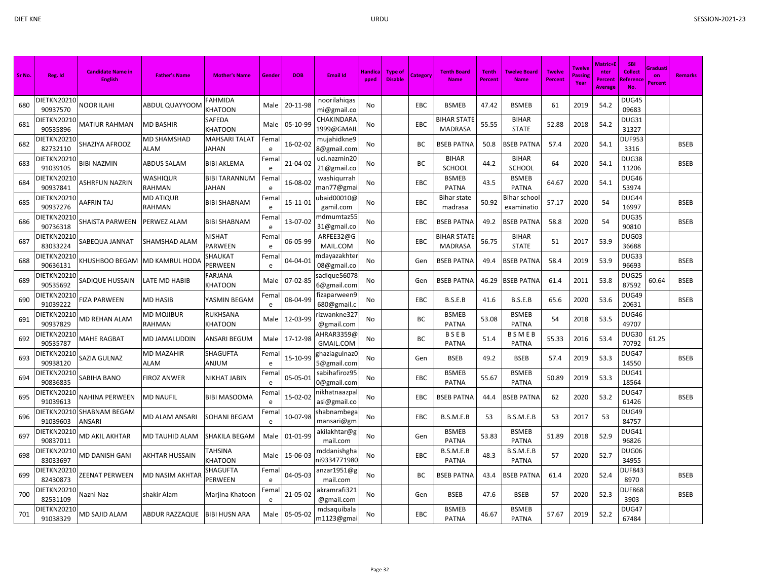| Sr No. | Reg. Id | Candidate Name in English | Father's Name | Mother's Name | Gender | DOB | Email Id | Handicapped | Type of Disable | Category | Tenth Board Name | Tenth Percent | Twelve Board Name | Twelve Percent | Twelve Passing Year | Matric+Enter Percent Average | SBI Collect Reference No. | Graduation Percent | Remarks |
|---|---|---|---|---|---|---|---|---|---|---|---|---|---|---|---|---|---|---|---|
| 680 | DIETKN2021090937570 | NOOR ILAHI | ABDUL QUAYYOOM | FAHMIDA KHATOON | Male | 20-11-98 | noorilahiqasmi@gmail.co | No | | EBC | BSMEB | 47.42 | BSMEB | 61 | 2019 | 54.2 | DUG4509683 | | |
| 681 | DIETKN2021090535896 | MATIUR RAHMAN | MD BASHIR | SAFEDA KHATOON | Male | 05-10-99 | CHAKINDARA1999@GMAIL | No | | EBC | BIHAR STATE MADRASA | 55.55 | BIHAR STATE | 52.88 | 2018 | 54.2 | DUG3131327 | | |
| 682 | DIETKN2021082732110 | SHAZIYA AFROOZ | MD SHAMSHAD ALAM | MAHSARI TALAT JAHAN | Female | 16-02-02 | mujahidkne98@gmail.com | No | | BC | BSEB PATNA | 50.8 | BSEB PATNA | 57.4 | 2020 | 54.1 | DUF9533316 | | BSEB |
| 683 | DIETKN2021091039105 | BIBI NAZMIN | ABDUS SALAM | BIBI AKLEMA | Female | 21-04-02 | uci.nazmin2021@gmail.co | No | | BC | BIHAR SCHOOL | 44.2 | BIHAR SCHOOL | 64 | 2020 | 54.1 | DUG3811206 | | BSEB |
| 684 | DIETKN2021090937841 | ASHRFUN NAZRIN | WASHIQUR RAHMAN | BIBI TARANNUM JAHAN | Female | 16-08-02 | washiqurrahman77@gmai | No | | EBC | BSMEB PATNA | 43.5 | BSMEB PATNA | 64.67 | 2020 | 54.1 | DUG4653974 | | |
| 685 | DIETKN2021090937276 | AAFRIN TAJ | MD ATIQUR RAHMAN | BIBI SHABNAM | Female | 15-11-01 | ubaid00010@gamil.com | No | | EBC | Bihar state madrasa | 50.92 | Bihar school examinatio | 57.17 | 2020 | 54 | DUG4416997 | | BSEB |
| 686 | DIETKN2021090736318 | SHAISTA PARWEEN | PERWEZ ALAM | BIBI SHABNAM | Female | 13-07-02 | mdmumtaz5531@gmail.co | No | | EBC | BSEB PATNA | 49.2 | BSEB PATNA | 58.8 | 2020 | 54 | DUG3590810 | | BSEB |
| 687 | DIETKN2021083033224 | SABEQUA JANNAT | SHAMSHAD ALAM | NISHAT PARWEEN | Female | 06-05-99 | ARFEE32@GMAIL.COM | No | | EBC | BIHAR STATE MADRASA | 56.75 | BIHAR STATE | 51 | 2017 | 53.9 | DUG0336688 | | |
| 688 | DIETKN2021090636131 | KHUSHBOO BEGAM | MD KAMRUL HODA | SHAUKAT PERWEEN | Female | 04-04-01 | mdayazakhter08@gmail.co | No | | Gen | BSEB PATNA | 49.4 | BSEB PATNA | 58.4 | 2019 | 53.9 | DUG3396693 | | BSEB |
| 689 | DIETKN2021090535692 | SADIQUE HUSSAIN | LATE MD HABIB | FARJANA KHATOON | Male | 07-02-85 | sadique560786@gmail.com | No | | Gen | BSEB PATNA | 46.29 | BSEB PATNA | 61.4 | 2011 | 53.8 | DUG2587592 | 60.64 | BSEB |
| 690 | DIETKN2021091039222 | FIZA PARWEEN | MD HASIB | YASMIN BEGAM | Female | 08-04-99 | fizaparween9680@gmail.c | No | | EBC | B.S.E.B | 41.6 | B.S.E.B | 65.6 | 2020 | 53.6 | DUG4920631 | | BSEB |
| 691 | DIETKN2021090937829 | MD REHAN ALAM | MD MOJIBUR RAHMAN | RUKHSANA KHATOON | Male | 12-03-99 | rizwankne327@gmail.com | No | | BC | BSMEB PATNA | 53.08 | BSMEB PATNA | 54 | 2018 | 53.5 | DUG4649707 | | |
| 692 | DIETKN2021090535787 | MAHE RAGBAT | MD JAMALUDDIN | ANSARI BEGUM | Male | 17-12-98 | AHRAR3359@GMAIL.COM | No | | BC | B S E B PATNA | 51.4 | B S M E B PATNA | 55.33 | 2016 | 53.4 | DUG3070792 | 61.25 | |
| 693 | DIETKN2021090938120 | SAZIA GULNAZ | MD MAZAHIR ALAM | SHAGUFTA ANJUM | Female | 15-10-99 | ghaziagulnaz05@gmail.com | No | | Gen | BSEB | 49.2 | BSEB | 57.4 | 2019 | 53.3 | DUG4714550 | | BSEB |
| 694 | DIETKN2021090836835 | SABIHA BANO | FIROZ ANWER | NIKHAT JABIN | Female | 05-05-01 | sabihafiroz950@gmail.com | No | | EBC | BSMEB PATNA | 55.67 | BSMEB PATNA | 50.89 | 2019 | 53.3 | DUG4118564 | | |
| 695 | DIETKN2021091039613 | NAHINA PERWEEN | MD NAUFIL | BIBI MASOOMA | Female | 15-02-02 | nikhatnaazpalasi@gmail.co | No | | EBC | BSEB PATNA | 44.4 | BSEB PATNA | 62 | 2020 | 53.2 | DUG4761426 | | BSEB |
| 696 | DIETKN2021091039603 | SHABNAM BEGAM ANSARI | MD ALAM ANSARI | SOHANI BEGAM | Female | 10-07-98 | shabnambegamansari@gm | No | | EBC | B.S.M.E.B | 53 | B.S.M.E.B | 53 | 2017 | 53 | DUG4984757 | | |
| 697 | DIETKN2021090837011 | MD AKIL AKHTAR | MD TAUHID ALAM | SHAKILA BEGAM | Male | 01-01-99 | akilakhtar@gmail.com | No | | Gen | BSMEB PATNA | 53.83 | BSMEB PATNA | 51.89 | 2018 | 52.9 | DUG4196826 | | |
| 698 | DIETKN2021083033697 | MD DANISH GANI | AKHTAR HUSSAIN | TAHSINA KHATOON | Male | 15-06-03 | mddanishghani9334771980 | No | | EBC | B.S.M.E.B PATNA | 48.3 | B.S.M.E.B PATNA | 57 | 2020 | 52.7 | DUG0634955 | | |
| 699 | DIETKN2021082430873 | ZEENAT PERWEEN | MD NASIM AKHTAR | SHAGUFTA PERWEEN | Female | 04-05-03 | anzar1951@gmail.com | No | | BC | BSEB PATNA | 43.4 | BSEB PATNA | 61.4 | 2020 | 52.4 | DUF8438970 | | BSEB |
| 700 | DIETKN2021082531109 | Nazni Naz | shakir Alam | Marjina Khatoon | Female | 21-05-02 | akramrafi321@gmail.com | No | | Gen | BSEB | 47.6 | BSEB | 57 | 2020 | 52.3 | DUF8683903 | | BSEB |
| 701 | DIETKN2021091038329 | MD SAJID ALAM | ABDUR RAZZAQUE | BIBI HUSN ARA | Male | 05-05-02 | mdsaquibalam1123@gmai | No | | EBC | BSMEB PATNA | 46.67 | BSMEB PATNA | 57.67 | 2019 | 52.2 | DUG4767484 | | |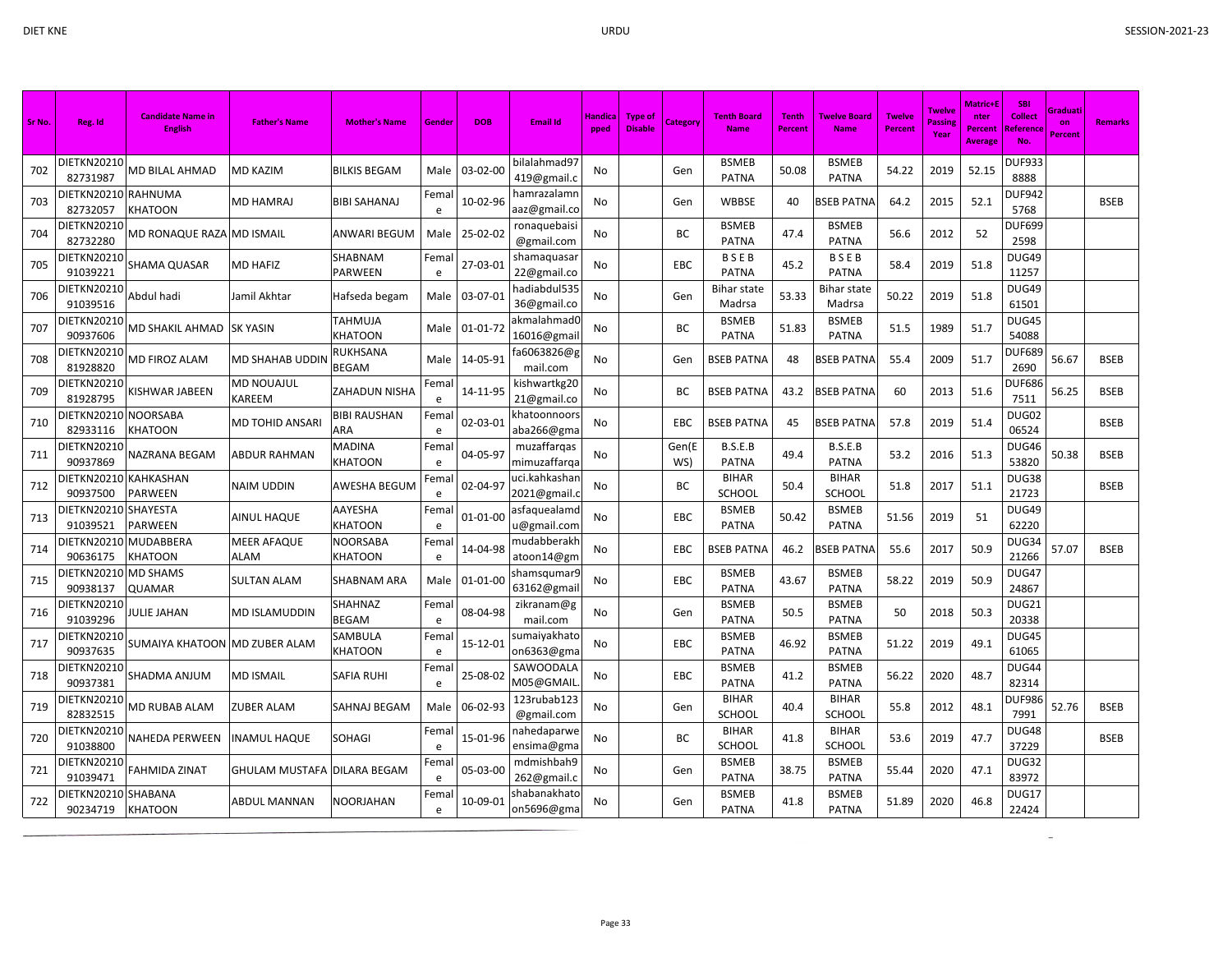| Sr No. | Reg. Id | Candidate Name in English | Father's Name | Mother's Name | Gender | DOB | Email Id | Handicapped | Type of Disable | Category | Tenth Board Name | Tenth Percent | Twelve Board Name | Twelve Percent | Twelve Passing Year | Matric+Enter Percent Average | SBI Collect Reference No. | Graduation Percent | Remarks |
|---|---|---|---|---|---|---|---|---|---|---|---|---|---|---|---|---|---|---|---|
| 702 | DIETKN2021082731987 | MD BILAL AHMAD | MD KAZIM | BILKIS BEGAM | Male | 03-02-00 | bilalahmad97419@gmail.c | No | | Gen | BSMEB PATNA | 50.08 | BSMEB PATNA | 54.22 | 2019 | 52.15 | DUF9338888 | | |
| 703 | DIETKN2021082732057 | RAHNUMA KHATOON | MD HAMRAJ | BIBI SAHANAJ | Female | 10-02-96 | hamrazalamnaaz@gmail.co | No | | Gen | WBBSE | 40 | BSEB PATNA | 64.2 | 2015 | 52.1 | DUF9425768 | | BSEB |
| 704 | DIETKN2021082732280 | MD RONAQUE RAZA | MD ISMAIL | ANWARI BEGUM | Male | 25-02-02 | ronaquebaisi@gmail.com | No | | BC | BSMEB PATNA | 47.4 | BSMEB PATNA | 56.6 | 2012 | 52 | DUF6992598 | | |
| 705 | DIETKN2021091039221 | SHAMA QUASAR | MD HAFIZ | SHABNAM PARWEEN | Female | 27-03-01 | shamaquasar22@gmail.co | No | | EBC | B S E B PATNA | 45.2 | B S E B PATNA | 58.4 | 2019 | 51.8 | DUG4911257 | | |
| 706 | DIETKN2021091039516 | Abdul hadi | Jamil Akhtar | Hafseda begam | Male | 03-07-01 | hadiabdul53536@gmail.co | No | | Gen | Bihar state Madrsa | 53.33 | Bihar state Madrsa | 50.22 | 2019 | 51.8 | DUG4961501 | | |
| 707 | DIETKN2021090937606 | MD SHAKIL AHMAD | SK YASIN | TAHMUJA KHATOON | Male | 01-01-72 | akmalahmad016016@gmail | No | | BC | BSMEB PATNA | 51.83 | BSMEB PATNA | 51.5 | 1989 | 51.7 | DUG4554088 | | |
| 708 | DIETKN2021081928820 | MD FIROZ ALAM | MD SHAHAB UDDIN | RUKHSANA BEGAM | Male | 14-05-91 | fa6063826@gmail.com | No | | Gen | BSEB PATNA | 48 | BSEB PATNA | 55.4 | 2009 | 51.7 | DUF6892690 | 56.67 | BSEB |
| 709 | DIETKN2021081928795 | KISHWAR JABEEN | MD NOUAJUL KAREEM | ZAHADUN NISHA | Female | 14-11-95 | kishwartkg2021@gmail.co | No | | BC | BSEB PATNA | 43.2 | BSEB PATNA | 60 | 2013 | 51.6 | DUF6867511 | 56.25 | BSEB |
| 710 | DIETKN2021082933116 | NOORSABA KHATOON | MD TOHID ANSARI | BIBI RAUSHAN ARA | Female | 02-03-01 | khatoonnoorsaba266@gma | No | | EBC | BSEB PATNA | 45 | BSEB PATNA | 57.8 | 2019 | 51.4 | DUG0206524 | | BSEB |
| 711 | DIETKN2021090636175 | NAZRANA BEGAM | ABDUR RAHMAN | MADINA KHATOON | Female | 04-05-97 | muzaffarqasmimuzaffarqa | No | | Gen(EWS) | B.S.E.B PATNA | 49.4 | B.S.E.B PATNA | 53.2 | 2016 | 51.3 | DUG4653820 | 50.38 | BSEB |
| 712 | DIETKN2021090937500 | KAHKASHAN PARWEEN | NAIM UDDIN | AWESHA BEGUM | Female | 02-04-97 | uci.kahkashan2021@gmail.c | No | | BC | BIHAR SCHOOL | 50.4 | BIHAR SCHOOL | 51.8 | 2017 | 51.1 | DUG3821723 | | BSEB |
| 713 | DIETKN2021091039521 | SHAYESTA PARWEEN | AINUL HAQUE | AAYESHA KHATOON | Female | 01-01-00 | asfaquealamdu@gmail.com | No | | EBC | BSMEB PATNA | 50.42 | BSMEB PATNA | 51.56 | 2019 | 51 | DUG4962220 | | |
| 714 | DIETKN2021090636175 | MUDABBERA KHATOON | MEER AFAQUE ALAM | NOORSABA KHATOON | Female | 14-04-98 | mudabberakhatoon14@gm | No | | EBC | BSEB PATNA | 46.2 | BSEB PATNA | 55.6 | 2017 | 50.9 | DUG3421266 | 57.07 | BSEB |
| 715 | DIETKN2021090938137 | MD SHAMS QUAMAR | SULTAN ALAM | SHABNAM ARA | Male | 01-01-00 | shamsqumar963162@gmail | No | | EBC | BSMEB PATNA | 43.67 | BSMEB PATNA | 58.22 | 2019 | 50.9 | DUG4724867 | | |
| 716 | DIETKN2021091039296 | JULIE JAHAN | MD ISLAMUDDIN | SHAHNAZ BEGAM | Female | 08-04-98 | zikranam@gmail.com | No | | Gen | BSMEB PATNA | 50.5 | BSMEB PATNA | 50 | 2018 | 50.3 | DUG2120338 | | |
| 717 | DIETKN2021090937635 | SUMAIYA KHATOON | MD ZUBER ALAM | SAMBULA KHATOON | Female | 15-12-01 | sumaiyakhatoon6363@gma | No | | EBC | BSMEB PATNA | 46.92 | BSMEB PATNA | 51.22 | 2019 | 49.1 | DUG4561065 | | |
| 718 | DIETKN2021090937381 | SHADMA ANJUM | MD ISMAIL | SAFIA RUHI | Female | 25-08-02 | SAWOODALAM05@GMAIL. | No | | EBC | BSMEB PATNA | 41.2 | BSMEB PATNA | 56.22 | 2020 | 48.7 | DUG4482314 | | |
| 719 | DIETKN2021082832515 | MD RUBAB ALAM | ZUBER ALAM | SAHNAJ BEGAM | Male | 06-02-93 | 123rubab123@gmail.com | No | | Gen | BIHAR SCHOOL | 40.4 | BIHAR SCHOOL | 55.8 | 2012 | 48.1 | DUF9867991 | 52.76 | BSEB |
| 720 | DIETKN2021091038800 | NAHEDA PERWEEN | INAMUL HAQUE | SOHAGI | Female | 15-01-96 | nahedaparweensima@gma | No | | BC | BIHAR SCHOOL | 41.8 | BIHAR SCHOOL | 53.6 | 2019 | 47.7 | DUG4837229 | | BSEB |
| 721 | DIETKN2021091039471 | FAHMIDA ZINAT | GHULAM MUSTAFA | DILARA BEGAM | Female | 05-03-00 | mdmishbah9262@gmail.c | No | | Gen | BSMEB PATNA | 38.75 | BSMEB PATNA | 55.44 | 2020 | 47.1 | DUG3283972 | | |
| 722 | DIETKN2021090234719 | SHABANA KHATOON | ABDUL MANNAN | NOORJAHAN | Female | 10-09-01 | shabanakhatoon5696@gma | No | | Gen | BSMEB PATNA | 41.8 | BSMEB PATNA | 51.89 | 2020 | 46.8 | DUG1722424 | | |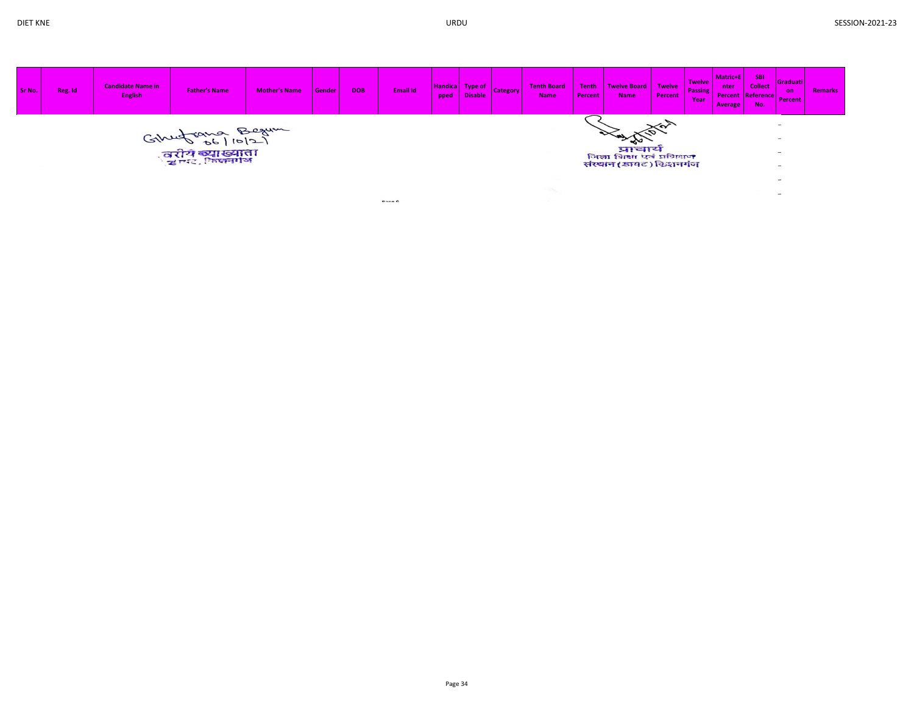| Sr No. | Reg. Id | Candidate Name in English | Father's Name | Mother's Name | Gender | DOB | Email Id | Handicapped | Type of Disable | Category | Tenth Board Name | Tenth Percent | Twelve Board Name | Twelve Percent | Twelve Passing Year | Matric+Enter Percent Average | SBI Collect Reference No. | Graduation Percent | Remarks |
|---|---|---|---|---|---|---|---|---|---|---|---|---|---|---|---|---|---|---|---|
| | | | | | | | | | | | | | | | | | | - | |
| | | | | | | | | | | | | | | | | | | - | |
| | | | | | | | | | | | | | | | | | | - | |
| | | | | | | | | | | | | | | | | | | - | |
| | | | | | | | | | | | | | | | | | | - | |
| | | | | | | | | | | | | | | | | | | - | |

Ghufrana Begum
06/10/21
वरीय व्याख्याता
डायट, किशनगंज

प्राचार्य
जिला शिक्षा एवं प्रशिक्षण
संस्थान (डायट) किशनगंज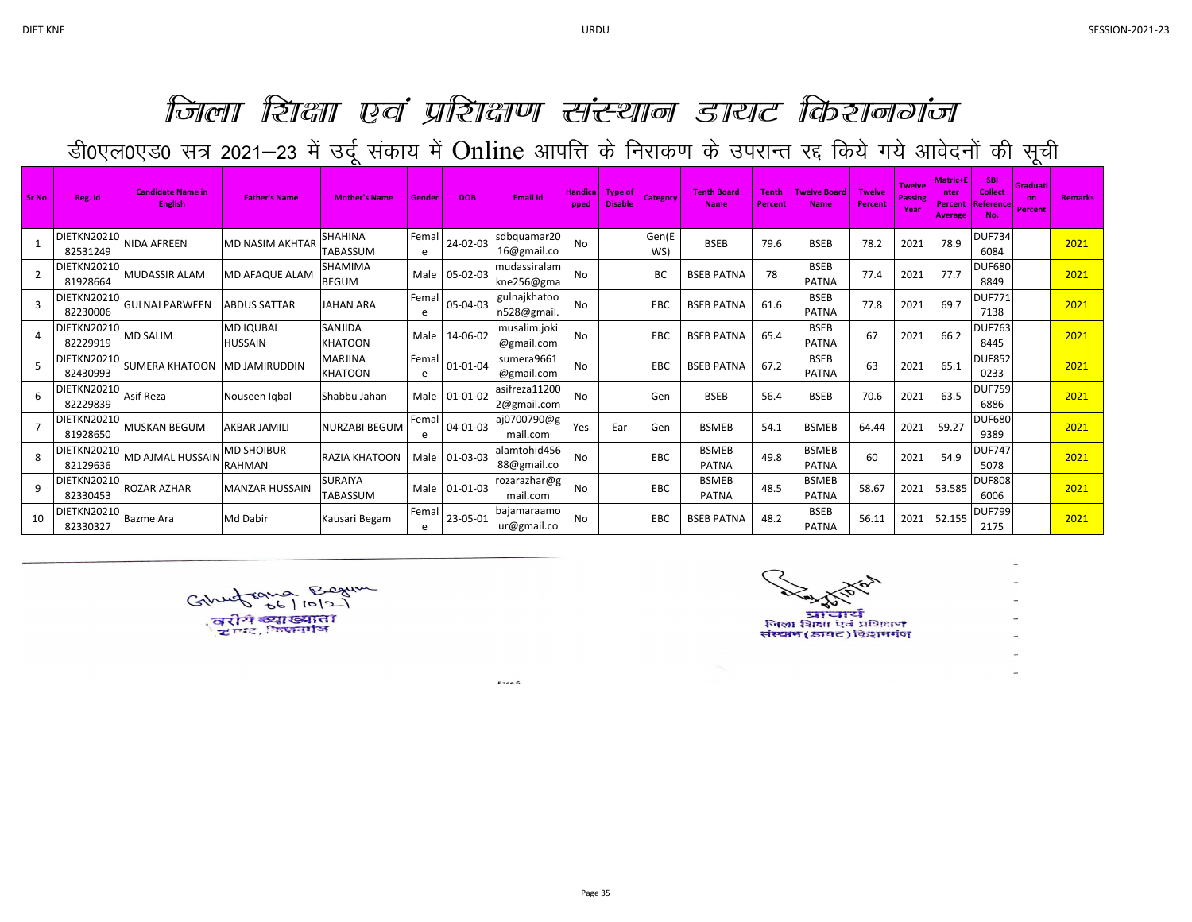# जिला शिक्षा एवं प्रशिक्षण संस्थान डायट किशनगंज

## डी0एल0एड0 सत्र 2021–23 में उर्दू संकाय में Online आपत्ति के निराकरण के उपरान्त रद्द किये गये आवेदनों की सूची

| Sr No. | Reg. Id | Candidate Name in English | Father's Name | Mother's Name | Gender | DOB | Email Id | Handicapped | Type of Disable | Category | Tenth Board Name | Tenth Percent | Twelve Board Name | Twelve Percent | Twelve Passing Year | Matric+Enter Percent Average | SBI Collect Reference No. | Graduation Percent | Remarks |
|---|---|---|---|---|---|---|---|---|---|---|---|---|---|---|---|---|---|---|---|
| 1 | DIETKN2021082531249 | NIDA AFREEN | MD NASIM AKHTAR | SHAHINA TABASSUM | Female | 24-02-03 | sdbquamar2016@gmail.co | No | | Gen(EWS) | BSEB | 79.6 | BSEB | 78.2 | 2021 | 78.9 | DUF7346084 | | 2021 |
| 2 | DIETKN2021081928664 | MUDASSIR ALAM | MD AFAQUE ALAM | SHAMIMA BEGUM | Male | 05-02-03 | mudassiralamkne256@gma | No | | BC | BSEB PATNA | 78 | BSEB PATNA | 77.4 | 2021 | 77.7 | DUF6808849 | | 2021 |
| 3 | DIETKN2021082230006 | GULNAJ PARWEEN | ABDUS SATTAR | JAHAN ARA | Female | 05-04-03 | gulnajkhatoon528@gmail. | No | | EBC | BSEB PATNA | 61.6 | BSEB PATNA | 77.8 | 2021 | 69.7 | DUF7717138 | | 2021 |
| 4 | DIETKN2021082229919 | MD SALIM | MD IQUBAL HUSSAIN | SANJIDA KHATOON | Male | 14-06-02 | musalim.joki@gmail.com | No | | EBC | BSEB PATNA | 65.4 | BSEB PATNA | 67 | 2021 | 66.2 | DUF7638445 | | 2021 |
| 5 | DIETKN2021082430993 | SUMERA KHATOON | MD JAMIRUDDIN | MARJINA KHATOON | Female | 01-01-04 | sumera9661@gmail.com | No | | EBC | BSEB PATNA | 67.2 | BSEB PATNA | 63 | 2021 | 65.1 | DUF8520233 | | 2021 |
| 6 | DIETKN2021082229839 | Asif Reza | Nouseen Iqbal | Shabbu Jahan | Male | 01-01-02 | asifreza112002@gmail.com | No | | Gen | BSEB | 56.4 | BSEB | 70.6 | 2021 | 63.5 | DUF7596886 | | 2021 |
| 7 | DIETKN2021081928650 | MUSKAN BEGUM | AKBAR JAMILI | NURZABI BEGUM | Female | 04-01-03 | aj0700790@gmail.com | Yes | Ear | Gen | BSMEB | 54.1 | BSMEB | 64.44 | 2021 | 59.27 | DUF6809389 | | 2021 |
| 8 | DIETKN2021082129636 | MD AJMAL HUSSAIN | MD SHOIBUR RAHMAN | RAZIA KHATOON | Male | 01-03-03 | alamtohid45688@gmail.co | No | | EBC | BSMEB PATNA | 49.8 | BSMEB PATNA | 60 | 2021 | 54.9 | DUF7475078 | | 2021 |
| 9 | DIETKN2021082330453 | ROZAR AZHAR | MANZAR HUSSAIN | SURAIYA TABASSUM | Male | 01-01-03 | rozarazhar@gmail.com | No | | EBC | BSMEB PATNA | 48.5 | BSMEB PATNA | 58.67 | 2021 | 53.585 | DUF8086006 | | 2021 |
| 10 | DIETKN2021082330327 | Bazme Ara | Md Dabir | Kausari Begam | Female | 23-05-01 | bajamaraamour@gmail.co | No | | EBC | BSEB PATNA | 48.2 | BSEB PATNA | 56.11 | 2021 | 52.155 | DUF7992175 | | 2021 |

Ghufrana Begum 06/10/21
वरीय व्याख्याता
डायट, किशनगंज

प्राचार्य
जिला शिक्षा एवं प्रशिक्षण संस्थान (डायट) किशनगंज